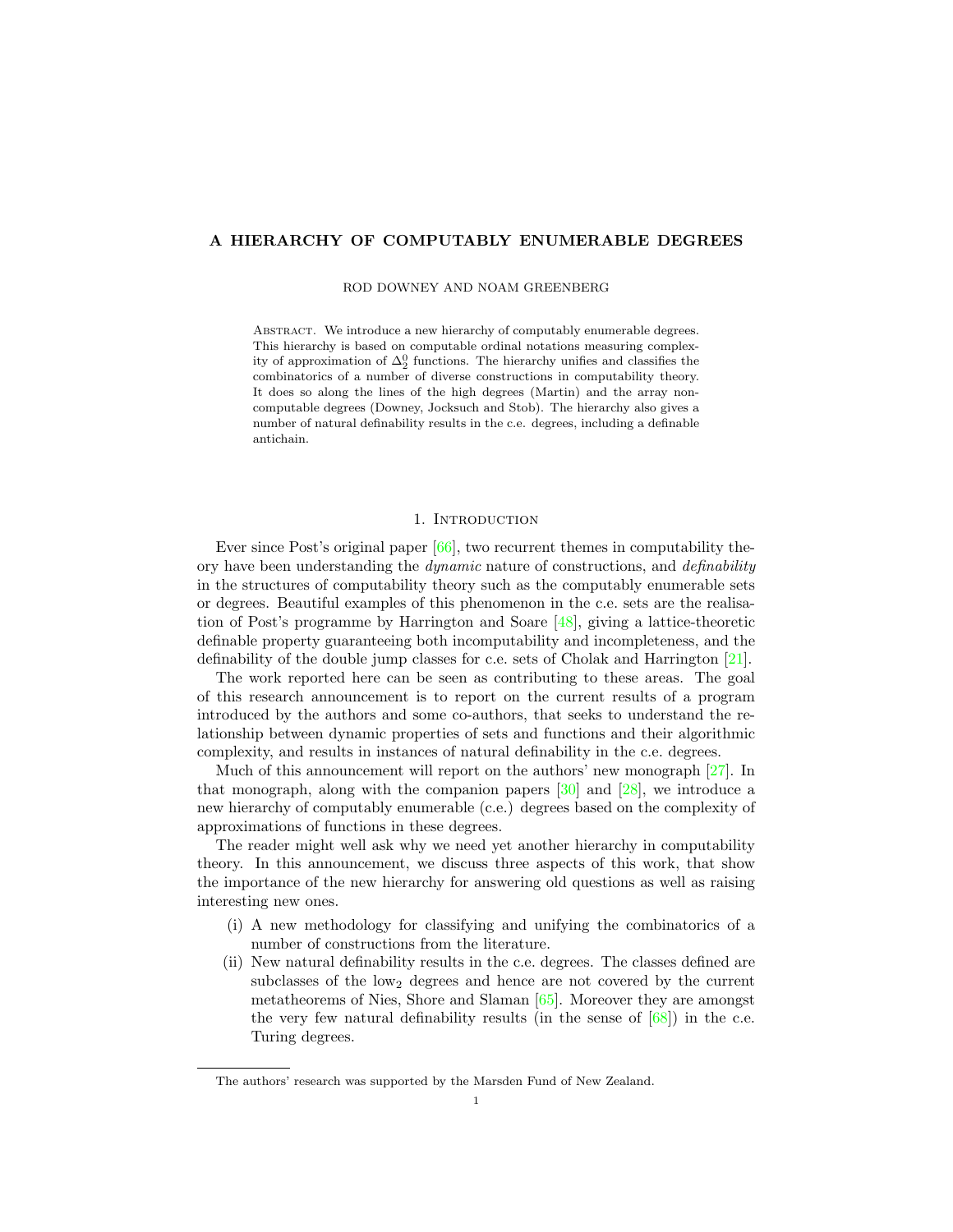# A HIERARCHY OF COMPUTABLY ENUMERABLE DEGREES

ROD DOWNEY AND NOAM GREENBERG

Abstract. We introduce a new hierarchy of computably enumerable degrees. This hierarchy is based on computable ordinal notations measuring complexity of approximation of $\Delta^0_2$ functions. The hierarchy unifies and classifies the combinatorics of a number of diverse constructions in computability theory. It does so along the lines of the high degrees (Martin) and the array noncomputable degrees (Downey, Jocksuch and Stob). The hierarchy also gives a number of natural definability results in the c.e. degrees, including a definable antichain.

## 1. Introduction

Ever since Post's original paper [66], two recurrent themes in computability theory have been understanding the *dynamic* nature of constructions, and *definability* in the structures of computability theory such as the computably enumerable sets or degrees. Beautiful examples of this phenomenon in the c.e. sets are the realisation of Post's programme by Harrington and Soare [48], giving a lattice-theoretic definable property guaranteeing both incomputability and incompleteness, and the definability of the double jump classes for c.e. sets of Cholak and Harrington [21].

The work reported here can be seen as contributing to these areas. The goal of this research announcement is to report on the current results of a program introduced by the authors and some co-authors, that seeks to understand the relationship between dynamic properties of sets and functions and their algorithmic complexity, and results in instances of natural definability in the c.e. degrees.

Much of this announcement will report on the authors' new monograph [27]. In that monograph, along with the companion papers [30] and [28], we introduce a new hierarchy of computably enumerable (c.e.) degrees based on the complexity of approximations of functions in these degrees.

The reader might well ask why we need yet another hierarchy in computability theory. In this announcement, we discuss three aspects of this work, that show the importance of the new hierarchy for answering old questions as well as raising interesting new ones.

(i) A new methodology for classifying and unifying the combinatorics of a number of constructions from the literature.
(ii) New natural definability results in the c.e. degrees. The classes defined are subclasses of the $\text{low}_2$ degrees and hence are not covered by the current metatheorems of Nies, Shore and Slaman [65]. Moreover they are amongst the very few natural definability results (in the sense of [68]) in the c.e. Turing degrees.

The authors' research was supported by the Marsden Fund of New Zealand.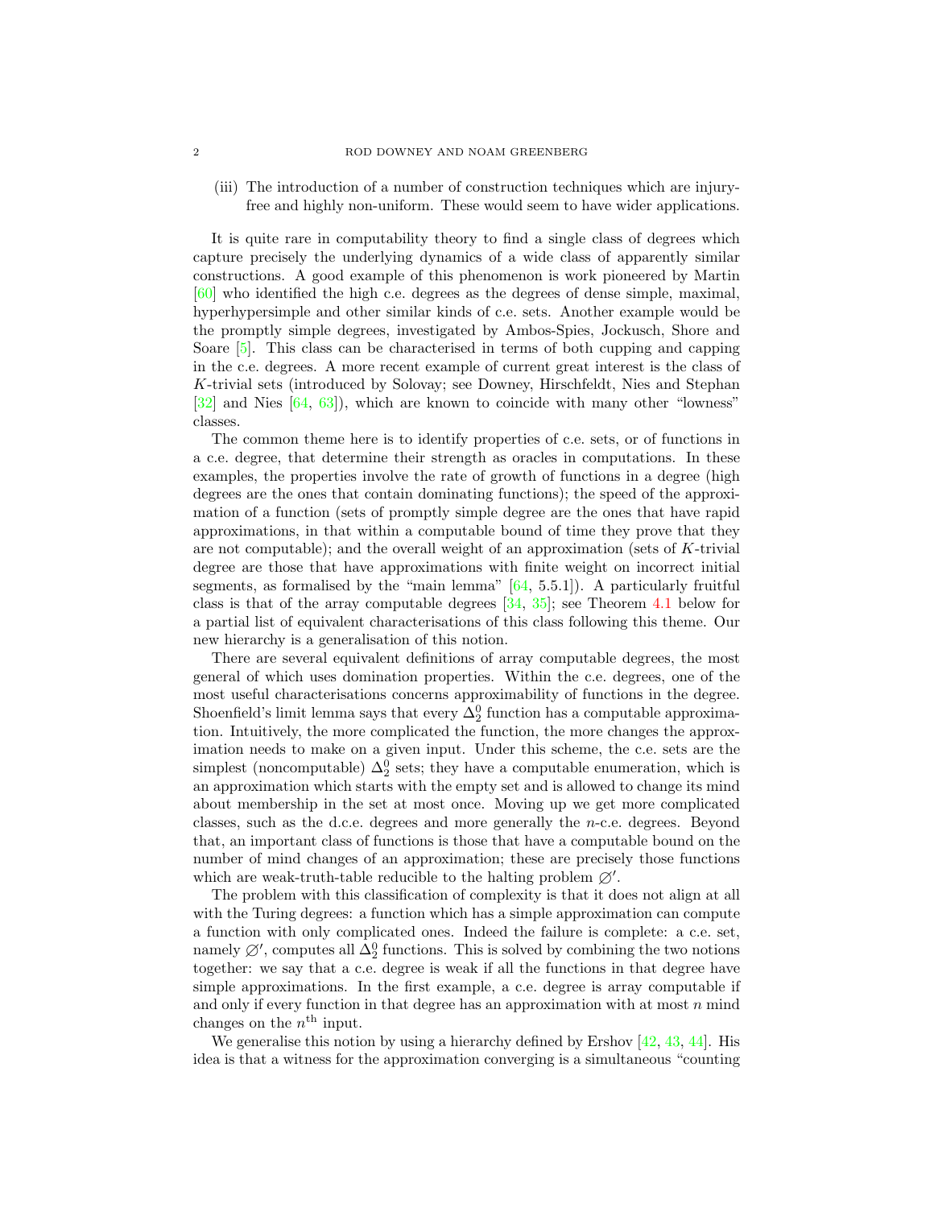(iii) The introduction of a number of construction techniques which are injury-free and highly non-uniform. These would seem to have wider applications.

It is quite rare in computability theory to find a single class of degrees which capture precisely the underlying dynamics of a wide class of apparently similar constructions. A good example of this phenomenon is work pioneered by Martin [60] who identified the high c.e. degrees as the degrees of dense simple, maximal, hyperhypersimple and other similar kinds of c.e. sets. Another example would be the promptly simple degrees, investigated by Ambos-Spies, Jockusch, Shore and Soare [5]. This class can be characterised in terms of both cupping and capping in the c.e. degrees. A more recent example of current great interest is the class of $K$-trivial sets (introduced by Solovay; see Downey, Hirschfeldt, Nies and Stephan [32] and Nies [64, 63]), which are known to coincide with many other "lowness" classes.

The common theme here is to identify properties of c.e. sets, or of functions in a c.e. degree, that determine their strength as oracles in computations. In these examples, the properties involve the rate of growth of functions in a degree (high degrees are the ones that contain dominating functions); the speed of the approximation of a function (sets of promptly simple degree are the ones that have rapid approximations, in that within a computable bound of time they prove that they are not computable); and the overall weight of an approximation (sets of $K$-trivial degree are those that have approximations with finite weight on incorrect initial segments, as formalised by the "main lemma" [64, 5.5.1]). A particularly fruitful class is that of the array computable degrees [34, 35]; see Theorem 4.1 below for a partial list of equivalent characterisations of this class following this theme. Our new hierarchy is a generalisation of this notion.

There are several equivalent definitions of array computable degrees, the most general of which uses domination properties. Within the c.e. degrees, one of the most useful characterisations concerns approximability of functions in the degree. Shoenfield's limit lemma says that every $\Delta^0_2$ function has a computable approximation. Intuitively, the more complicated the function, the more changes the approximation needs to make on a given input. Under this scheme, the c.e. sets are the simplest (noncomputable) $\Delta^0_2$ sets; they have a computable enumeration, which is an approximation which starts with the empty set and is allowed to change its mind about membership in the set at most once. Moving up we get more complicated classes, such as the d.c.e. degrees and more generally the $n$-c.e. degrees. Beyond that, an important class of functions is those that have a computable bound on the number of mind changes of an approximation; these are precisely those functions which are weak-truth-table reducible to the halting problem $\varnothing'$.

The problem with this classification of complexity is that it does not align at all with the Turing degrees: a function which has a simple approximation can compute a function with only complicated ones. Indeed the failure is complete: a c.e. set, namely $\varnothing'$, computes all $\Delta^0_2$ functions. This is solved by combining the two notions together: we say that a c.e. degree is weak if all the functions in that degree have simple approximations. In the first example, a c.e. degree is array computable if and only if every function in that degree has an approximation with at most $n$ mind changes on the $n^{\text{th}}$ input.

We generalise this notion by using a hierarchy defined by Ershov [42, 43, 44]. His idea is that a witness for the approximation converging is a simultaneous "counting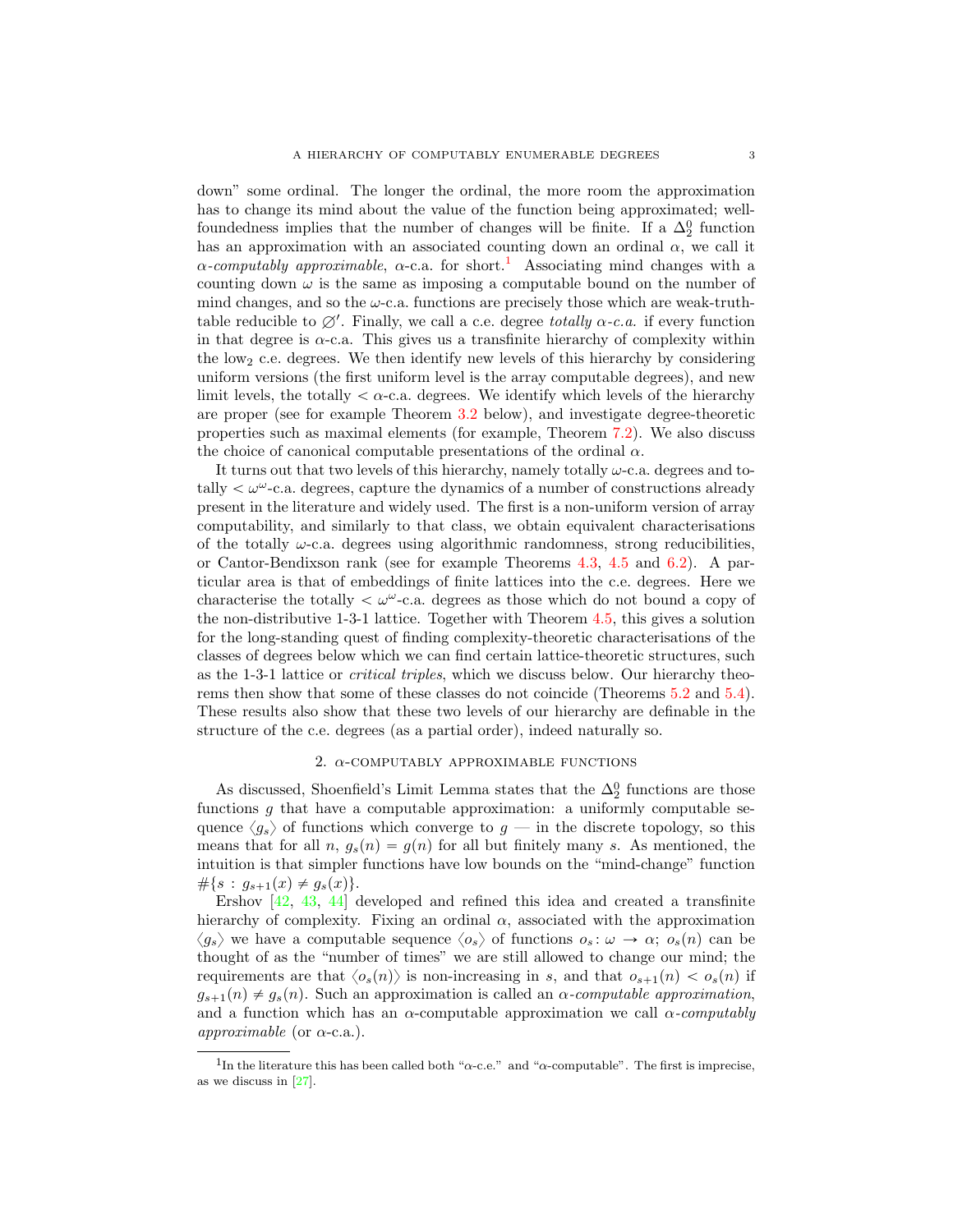down" some ordinal. The longer the ordinal, the more room the approximation has to change its mind about the value of the function being approximated; well-foundedness implies that the number of changes will be finite. If a $\Delta^0_2$ function has an approximation with an associated counting down an ordinal $\alpha$, we call it *$\alpha$-computably approximable*, $\alpha$-c.a. for short.[1] Associating mind changes with a counting down $\omega$ is the same as imposing a computable bound on the number of mind changes, and so the $\omega$-c.a. functions are precisely those which are weak-truth-table reducible to $\varnothing'$. Finally, we call a c.e. degree *totally $\alpha$-c.a.* if every function in that degree is $\alpha$-c.a. This gives us a transfinite hierarchy of complexity within the low$_2$ c.e. degrees. We then identify new levels of this hierarchy by considering uniform versions (the first uniform level is the array computable degrees), and new limit levels, the totally $< \alpha$-c.a. degrees. We identify which levels of the hierarchy are proper (see for example Theorem 3.2 below), and investigate degree-theoretic properties such as maximal elements (for example, Theorem 7.2). We also discuss the choice of canonical computable presentations of the ordinal $\alpha$.

It turns out that two levels of this hierarchy, namely totally $\omega$-c.a. degrees and totally $< \omega^\omega$-c.a. degrees, capture the dynamics of a number of constructions already present in the literature and widely used. The first is a non-uniform version of array computability, and similarly to that class, we obtain equivalent characterisations of the totally $\omega$-c.a. degrees using algorithmic randomness, strong reducibilities, or Cantor-Bendixson rank (see for example Theorems 4.3, 4.5 and 6.2). A particular area is that of embeddings of finite lattices into the c.e. degrees. Here we characterise the totally $< \omega^\omega$-c.a. degrees as those which do not bound a copy of the non-distributive 1-3-1 lattice. Together with Theorem 4.5, this gives a solution for the long-standing quest of finding complexity-theoretic characterisations of the classes of degrees below which we can find certain lattice-theoretic structures, such as the 1-3-1 lattice or *critical triples*, which we discuss below. Our hierarchy theorems then show that some of these classes do not coincide (Theorems 5.2 and 5.4). These results also show that these two levels of our hierarchy are definable in the structure of the c.e. degrees (as a partial order), indeed naturally so.

## 2. $\alpha$-computably approximable functions

As discussed, Shoenfield's Limit Lemma states that the $\Delta^0_2$ functions are those functions $g$ that have a computable approximation: a uniformly computable sequence $\langle g_s \rangle$ of functions which converge to $g$ — in the discrete topology, so this means that for all $n$, $g_s(n) = g(n)$ for all but finitely many $s$. As mentioned, the intuition is that simpler functions have low bounds on the "mind-change" function $\#\{s : g_{s+1}(x) \neq g_s(x)\}$.

Ershov [42, 43, 44] developed and refined this idea and created a transfinite hierarchy of complexity. Fixing an ordinal $\alpha$, associated with the approximation $\langle g_s \rangle$ we have a computable sequence $\langle o_s \rangle$ of functions $o_s \colon \omega \to \alpha$; $o_s(n)$ can be thought of as the "number of times" we are still allowed to change our mind; the requirements are that $\langle o_s(n) \rangle$ is non-increasing in $s$, and that $o_{s+1}(n) < o_s(n)$ if $g_{s+1}(n) \neq g_s(n)$. Such an approximation is called an *$\alpha$-computable approximation*, and a function which has an $\alpha$-computable approximation we call *$\alpha$-computably approximable* (or $\alpha$-c.a.).

[1] In the literature this has been called both "$\alpha$-c.e." and "$\alpha$-computable". The first is imprecise, as we discuss in [27].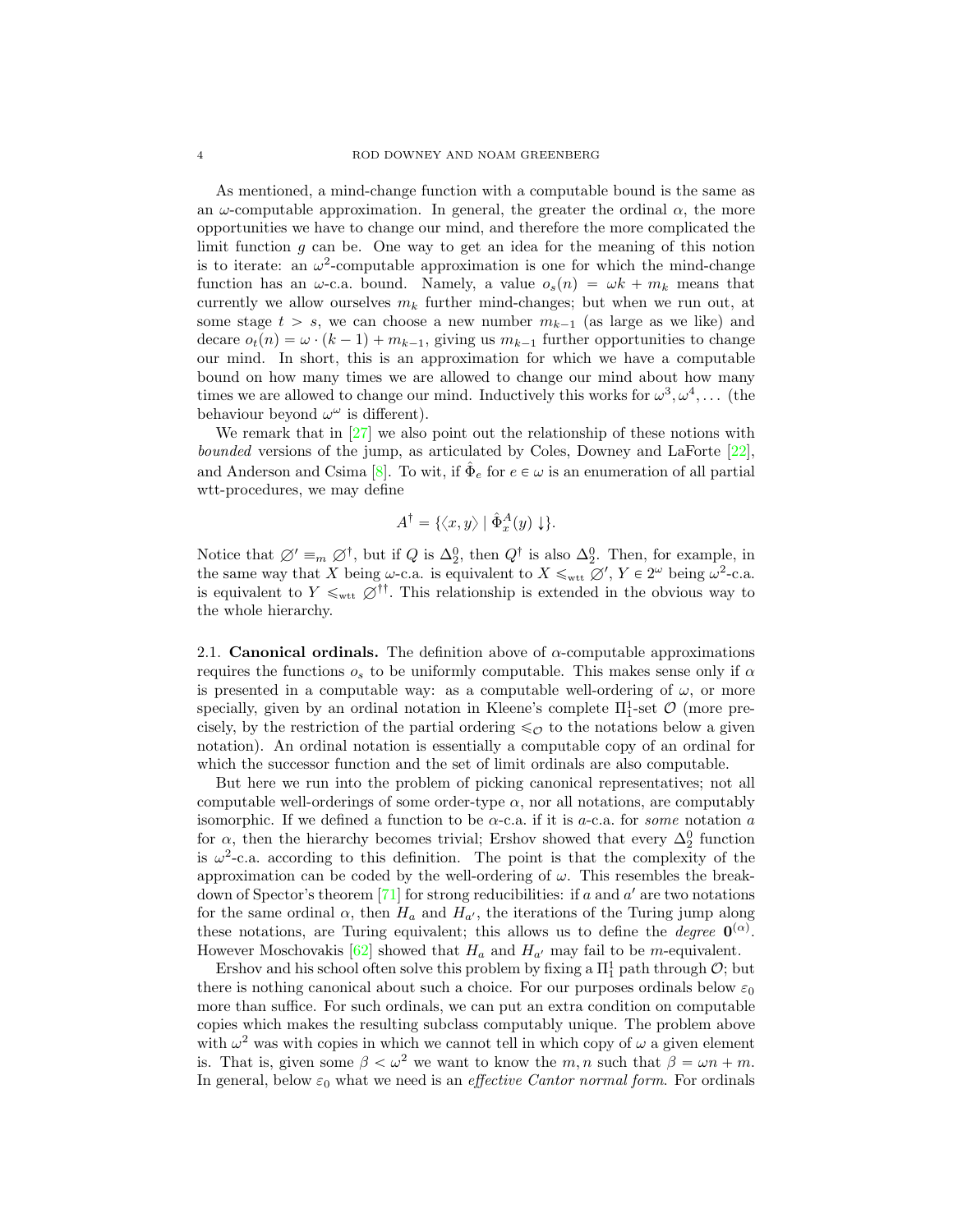As mentioned, a mind-change function with a computable bound is the same as an $\omega$-computable approximation. In general, the greater the ordinal $\alpha$, the more opportunities we have to change our mind, and therefore the more complicated the limit function $g$ can be. One way to get an idea for the meaning of this notion is to iterate: an $\omega^2$-computable approximation is one for which the mind-change function has an $\omega$-c.a. bound. Namely, a value $o_s(n) = \omega k + m_k$ means that currently we allow ourselves $m_k$ further mind-changes; but when we run out, at some stage $t > s$, we can choose a new number $m_{k-1}$ (as large as we like) and decare $o_t(n) = \omega \cdot (k-1) + m_{k-1}$, giving us $m_{k-1}$ further opportunities to change our mind. In short, this is an approximation for which we have a computable bound on how many times we are allowed to change our mind about how many times we are allowed to change our mind. Inductively this works for $\omega^3, \omega^4, \dots$ (the behaviour beyond $\omega^\omega$ is different).

We remark that in [27] we also point out the relationship of these notions with *bounded* versions of the jump, as articulated by Coles, Downey and LaForte [22], and Anderson and Csima [8]. To wit, if $\hat{\Phi}_e$ for $e \in \omega$ is an enumeration of all partial wtt-procedures, we may define

$$A^\dagger = \{\langle x, y\rangle \mid \hat{\Phi}^A_x(y)\downarrow\}.$$

Notice that $\varnothing' \equiv_m \varnothing^\dagger$, but if $Q$ is $\Delta^0_2$, then $Q^\dagger$ is also $\Delta^0_2$. Then, for example, in the same way that $X$ being $\omega$-c.a. is equivalent to $X \leqslant_{\text{wtt}} \varnothing'$, $Y \in 2^\omega$ being $\omega^2$-c.a. is equivalent to $Y \leqslant_{\text{wtt}} \varnothing^{\dagger\dagger}$. This relationship is extended in the obvious way to the whole hierarchy.

## 2.1. Canonical ordinals.

The definition above of $\alpha$-computable approximations requires the functions $o_s$ to be uniformly computable. This makes sense only if $\alpha$ is presented in a computable way: as a computable well-ordering of $\omega$, or more specially, given by an ordinal notation in Kleene's complete $\Pi^1_1$-set $\mathcal{O}$ (more precisely, by the restriction of the partial ordering $\leqslant_{\mathcal{O}}$ to the notations below a given notation). An ordinal notation is essentially a computable copy of an ordinal for which the successor function and the set of limit ordinals are also computable.

But here we run into the problem of picking canonical representatives; not all computable well-orderings of some order-type $\alpha$, nor all notations, are computably isomorphic. If we defined a function to be $\alpha$-c.a. if it is $a$-c.a. for *some* notation $a$ for $\alpha$, then the hierarchy becomes trivial; Ershov showed that every $\Delta^0_2$ function is $\omega^2$-c.a. according to this definition. The point is that the complexity of the approximation can be coded by the well-ordering of $\omega$. This resembles the breakdown of Spector's theorem [71] for strong reducibilities: if $a$ and $a'$ are two notations for the same ordinal $\alpha$, then $H_a$ and $H_{a'}$, the iterations of the Turing jump along these notations, are Turing equivalent; this allows us to define the *degree* $\mathbf{0}^{(\alpha)}$. However Moschovakis [62] showed that $H_a$ and $H_{a'}$ may fail to be $m$-equivalent.

Ershov and his school often solve this problem by fixing a $\Pi^1_1$ path through $\mathcal{O}$; but there is nothing canonical about such a choice. For our purposes ordinals below $\varepsilon_0$ more than suffice. For such ordinals, we can put an extra condition on computable copies which makes the resulting subclass computably unique. The problem above with $\omega^2$ was with copies in which we cannot tell in which copy of $\omega$ a given element is. That is, given some $\beta < \omega^2$ we want to know the $m, n$ such that $\beta = \omega n + m$. In general, below $\varepsilon_0$ what we need is an *effective Cantor normal form*. For ordinals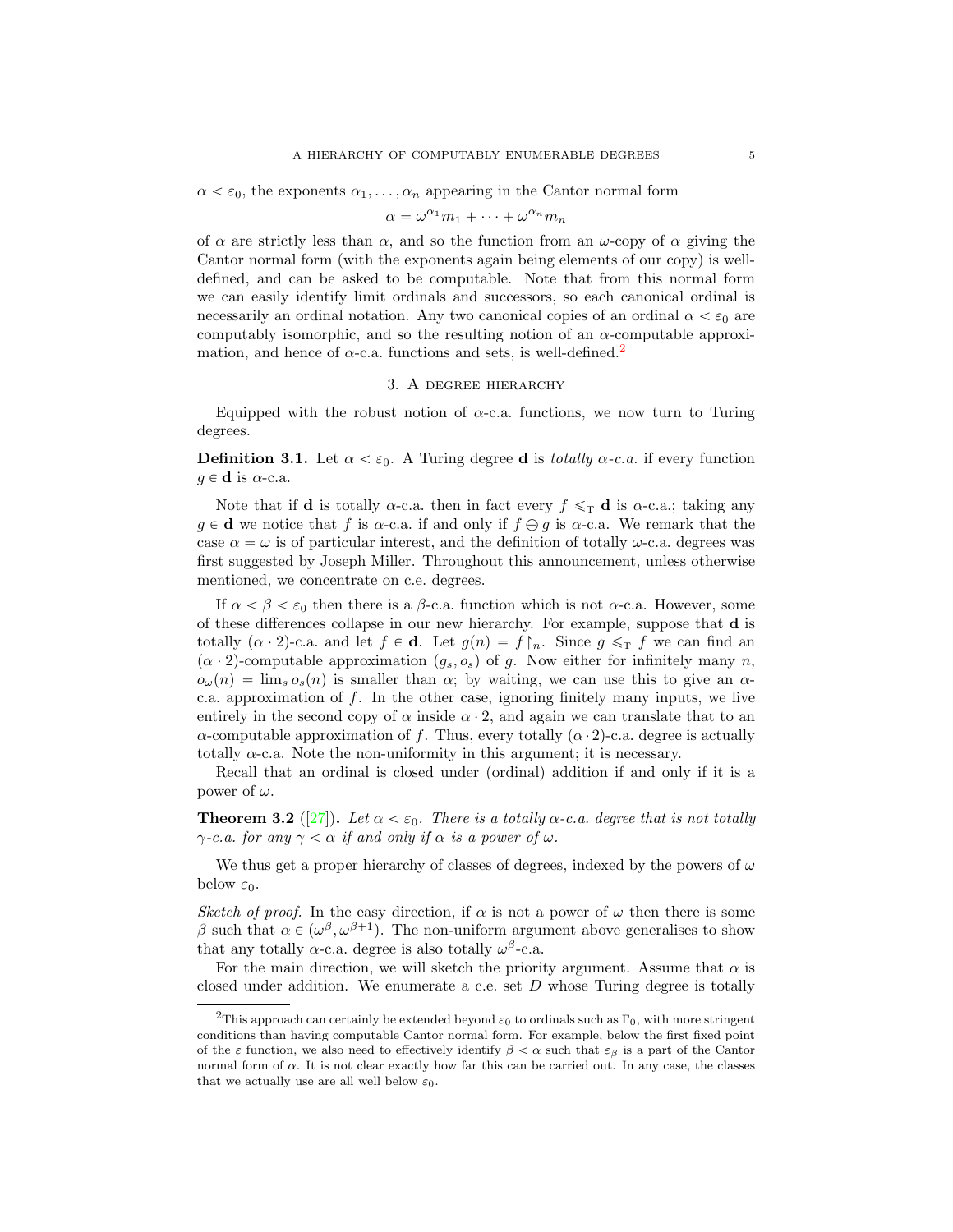$\alpha < \varepsilon_0$, the exponents $\alpha_1, \dots, \alpha_n$ appearing in the Cantor normal form

$$\alpha = \omega^{\alpha_1} m_1 + \cdots + \omega^{\alpha_n} m_n$$

of $\alpha$ are strictly less than $\alpha$, and so the function from an $\omega$-copy of $\alpha$ giving the Cantor normal form (with the exponents again being elements of our copy) is well-defined, and can be asked to be computable. Note that from this normal form we can easily identify limit ordinals and successors, so each canonical ordinal is necessarily an ordinal notation. Any two canonical copies of an ordinal $\alpha < \varepsilon_0$ are computably isomorphic, and so the resulting notion of an $\alpha$-computable approximation, and hence of $\alpha$-c.a. functions and sets, is well-defined.[2]

## 3. A degree hierarchy

Equipped with the robust notion of $\alpha$-c.a. functions, we now turn to Turing degrees.

**Definition 3.1.** Let $\alpha < \varepsilon_0$. A Turing degree $\mathbf{d}$ is *totally $\alpha$-c.a.* if every function $g \in \mathbf{d}$ is $\alpha$-c.a.

Note that if $\mathbf{d}$ is totally $\alpha$-c.a. then in fact every $f \leqslant_{\mathrm{T}} \mathbf{d}$ is $\alpha$-c.a.; taking any $g \in \mathbf{d}$ we notice that $f$ is $\alpha$-c.a. if and only if $f \oplus g$ is $\alpha$-c.a. We remark that the case $\alpha = \omega$ is of particular interest, and the definition of totally $\omega$-c.a. degrees was first suggested by Joseph Miller. Throughout this announcement, unless otherwise mentioned, we concentrate on c.e. degrees.

If $\alpha < \beta < \varepsilon_0$ then there is a $\beta$-c.a. function which is not $\alpha$-c.a. However, some of these differences collapse in our new hierarchy. For example, suppose that $\mathbf{d}$ is totally $(\alpha \cdot 2)$-c.a. and let $f \in \mathbf{d}$. Let $g(n) = f\restriction_n$. Since $g \leqslant_{\mathrm{T}} f$ we can find an $(\alpha \cdot 2)$-computable approximation $(g_s, o_s)$ of $g$. Now either for infinitely many $n$, $o_\omega(n) = \lim_s o_s(n)$ is smaller than $\alpha$; by waiting, we can use this to give an $\alpha$-c.a. approximation of $f$. In the other case, ignoring finitely many inputs, we live entirely in the second copy of $\alpha$ inside $\alpha \cdot 2$, and again we can translate that to an $\alpha$-computable approximation of $f$. Thus, every totally $(\alpha \cdot 2)$-c.a. degree is actually totally $\alpha$-c.a. Note the non-uniformity in this argument; it is necessary.

Recall that an ordinal is closed under (ordinal) addition if and only if it is a power of $\omega$.

**Theorem 3.2** ([27]). *Let $\alpha < \varepsilon_0$. There is a totally $\alpha$-c.a. degree that is not totally $\gamma$-c.a. for any $\gamma < \alpha$ if and only if $\alpha$ is a power of $\omega$.*

We thus get a proper hierarchy of classes of degrees, indexed by the powers of $\omega$ below $\varepsilon_0$.

*Sketch of proof.* In the easy direction, if $\alpha$ is not a power of $\omega$ then there is some $\beta$ such that $\alpha \in (\omega^\beta, \omega^{\beta+1})$. The non-uniform argument above generalises to show that any totally $\alpha$-c.a. degree is also totally $\omega^\beta$-c.a.

For the main direction, we will sketch the priority argument. Assume that $\alpha$ is closed under addition. We enumerate a c.e. set $D$ whose Turing degree is totally

[2] This approach can certainly be extended beyond $\varepsilon_0$ to ordinals such as $\Gamma_0$, with more stringent conditions than having computable Cantor normal form. For example, below the first fixed point of the $\varepsilon$ function, we also need to effectively identify $\beta < \alpha$ such that $\varepsilon_\beta$ is a part of the Cantor normal form of $\alpha$. It is not clear exactly how far this can be carried out. In any case, the classes that we actually use are all well below $\varepsilon_0$.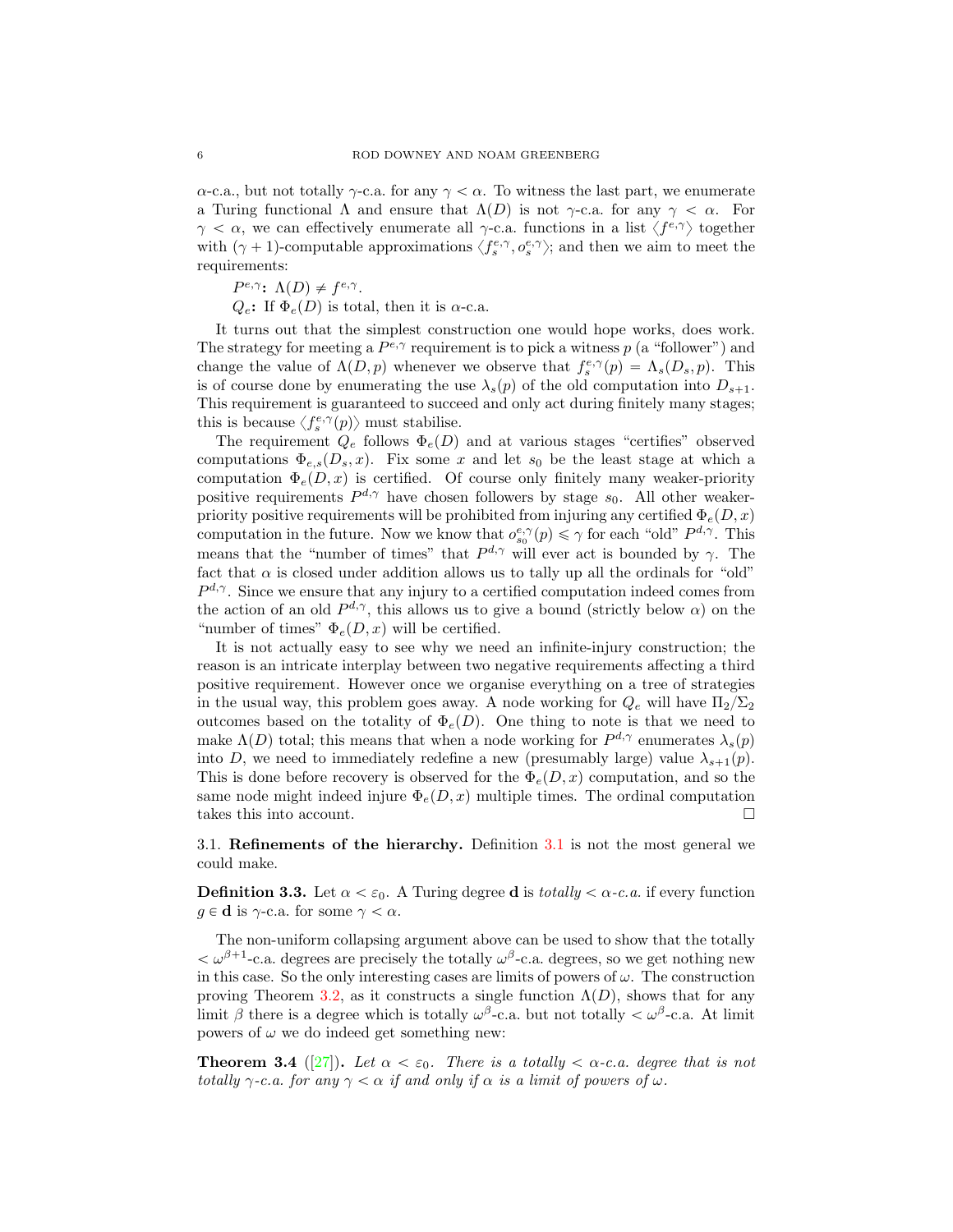$\alpha$-c.a., but not totally $\gamma$-c.a. for any $\gamma < \alpha$. To witness the last part, we enumerate a Turing functional $\Lambda$ and ensure that $\Lambda(D)$ is not $\gamma$-c.a. for any $\gamma < \alpha$. For $\gamma < \alpha$, we can effectively enumerate all $\gamma$-c.a. functions in a list $\langle f^{e,\gamma}\rangle$ together with $(\gamma+1)$-computable approximations $\langle f^{e,\gamma}_s, o^{e,\gamma}_s\rangle$; and then we aim to meet the requirements:

$P^{e,\gamma}$**:** $\Lambda(D) \neq f^{e,\gamma}$.

$Q_e$**:** If $\Phi_e(D)$ is total, then it is $\alpha$-c.a.

It turns out that the simplest construction one would hope works, does work. The strategy for meeting a $P^{e,\gamma}$ requirement is to pick a witness $p$ (a "follower") and change the value of $\Lambda(D,p)$ whenever we observe that $f^{e,\gamma}_s(p) = \Lambda_s(D_s,p)$. This is of course done by enumerating the use $\lambda_s(p)$ of the old computation into $D_{s+1}$. This requirement is guaranteed to succeed and only act during finitely many stages; this is because $\langle f^{e,\gamma}_s(p)\rangle$ must stabilise.

The requirement $Q_e$ follows $\Phi_e(D)$ and at various stages "certifies" observed computations $\Phi_{e,s}(D_s,x)$. Fix some $x$ and let $s_0$ be the least stage at which a computation $\Phi_e(D,x)$ is certified. Of course only finitely many weaker-priority positive requirements $P^{d,\gamma}$ have chosen followers by stage $s_0$. All other weaker-priority positive requirements will be prohibited from injuring any certified $\Phi_e(D,x)$ computation in the future. Now we know that $o^{e,\gamma}_{s_0}(p) \leqslant \gamma$ for each "old" $P^{d,\gamma}$. This means that the "number of times" that $P^{d,\gamma}$ will ever act is bounded by $\gamma$. The fact that $\alpha$ is closed under addition allows us to tally up all the ordinals for "old" $P^{d,\gamma}$. Since we ensure that any injury to a certified computation indeed comes from the action of an old $P^{d,\gamma}$, this allows us to give a bound (strictly below $\alpha$) on the "number of times" $\Phi_e(D,x)$ will be certified.

It is not actually easy to see why we need an infinite-injury construction; the reason is an intricate interplay between two negative requirements affecting a third positive requirement. However once we organise everything on a tree of strategies in the usual way, this problem goes away. A node working for $Q_e$ will have $\Pi_2/\Sigma_2$ outcomes based on the totality of $\Phi_e(D)$. One thing to note is that we need to make $\Lambda(D)$ total; this means that when a node working for $P^{d,\gamma}$ enumerates $\lambda_s(p)$ into $D$, we need to immediately redefine a new (presumably large) value $\lambda_{s+1}(p)$. This is done before recovery is observed for the $\Phi_e(D,x)$ computation, and so the same node might indeed injure $\Phi_e(D,x)$ multiple times. The ordinal computation takes this into account. ∎

### 3.1. Refinements of the hierarchy.

Definition 3.1 is not the most general we could make.

**Definition 3.3.** Let $\alpha < \varepsilon_0$. A Turing degree $\mathbf{d}$ is *totally* $<\alpha$*-c.a.* if every function $g \in \mathbf{d}$ is $\gamma$-c.a. for some $\gamma < \alpha$.

The non-uniform collapsing argument above can be used to show that the totally $<\omega^{\beta+1}$-c.a. degrees are precisely the totally $\omega^{\beta}$-c.a. degrees, so we get nothing new in this case. So the only interesting cases are limits of powers of $\omega$. The construction proving Theorem 3.2, as it constructs a single function $\Lambda(D)$, shows that for any limit $\beta$ there is a degree which is totally $\omega^{\beta}$-c.a. but not totally $<\omega^{\beta}$-c.a. At limit powers of $\omega$ we do indeed get something new:

**Theorem 3.4** ([27])**.** *Let $\alpha < \varepsilon_0$. There is a totally $<\alpha$-c.a. degree that is not totally $\gamma$-c.a. for any $\gamma < \alpha$ if and only if $\alpha$ is a limit of powers of $\omega$.*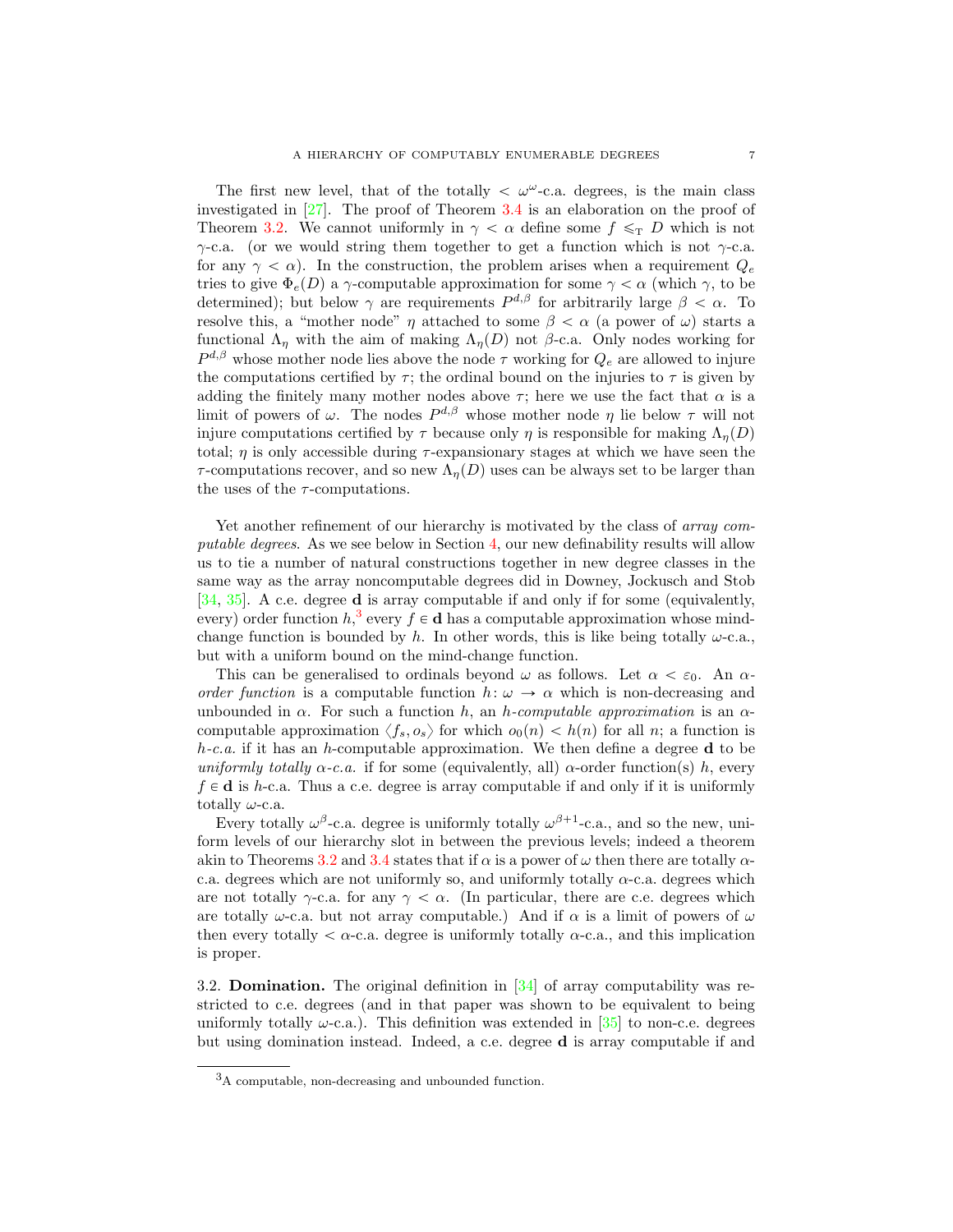The first new level, that of the totally $< \omega^\omega$-c.a. degrees, is the main class investigated in [27]. The proof of Theorem 3.4 is an elaboration on the proof of Theorem 3.2. We cannot uniformly in $\gamma < \alpha$ define some $f \leqslant_{\mathrm{T}} D$ which is not $\gamma$-c.a. (or we would string them together to get a function which is not $\gamma$-c.a. for any $\gamma < \alpha$). In the construction, the problem arises when a requirement $Q_e$ tries to give $\Phi_e(D)$ a $\gamma$-computable approximation for some $\gamma < \alpha$ (which $\gamma$, to be determined); but below $\gamma$ are requirements $P^{d,\beta}$ for arbitrarily large $\beta < \alpha$. To resolve this, a "mother node" $\eta$ attached to some $\beta < \alpha$ (a power of $\omega$) starts a functional $\Lambda_\eta$ with the aim of making $\Lambda_\eta(D)$ not $\beta$-c.a. Only nodes working for $P^{d,\beta}$ whose mother node lies above the node $\tau$ working for $Q_e$ are allowed to injure the computations certified by $\tau$; the ordinal bound on the injuries to $\tau$ is given by adding the finitely many mother nodes above $\tau$; here we use the fact that $\alpha$ is a limit of powers of $\omega$. The nodes $P^{d,\beta}$ whose mother node $\eta$ lie below $\tau$ will not injure computations certified by $\tau$ because only $\eta$ is responsible for making $\Lambda_\eta(D)$ total; $\eta$ is only accessible during $\tau$-expansionary stages at which we have seen the $\tau$-computations recover, and so new $\Lambda_\eta(D)$ uses can be always set to be larger than the uses of the $\tau$-computations.

Yet another refinement of our hierarchy is motivated by the class of *array computable degrees*. As we see below in Section 4, our new definability results will allow us to tie a number of natural constructions together in new degree classes in the same way as the array noncomputable degrees did in Downey, Jockusch and Stob [34, 35]. A c.e. degree $\mathbf{d}$ is array computable if and only if for some (equivalently, every) order function $h$,[3] every $f \in \mathbf{d}$ has a computable approximation whose mind-change function is bounded by $h$. In other words, this is like being totally $\omega$-c.a., but with a uniform bound on the mind-change function.

This can be generalised to ordinals beyond $\omega$ as follows. Let $\alpha < \varepsilon_0$. An *$\alpha$-order function* is a computable function $h\colon \omega \to \alpha$ which is non-decreasing and unbounded in $\alpha$. For such a function $h$, an *$h$-computable approximation* is an $\alpha$-computable approximation $\langle f_s, o_s \rangle$ for which $o_0(n) < h(n)$ for all $n$; a function is *$h$-c.a.* if it has an $h$-computable approximation. We then define a degree $\mathbf{d}$ to be *uniformly totally $\alpha$-c.a.* if for some (equivalently, all) $\alpha$-order function(s) $h$, every $f \in \mathbf{d}$ is $h$-c.a. Thus a c.e. degree is array computable if and only if it is uniformly totally $\omega$-c.a.

Every totally $\omega^\beta$-c.a. degree is uniformly totally $\omega^{\beta+1}$-c.a., and so the new, uniform levels of our hierarchy slot in between the previous levels; indeed a theorem akin to Theorems 3.2 and 3.4 states that if $\alpha$ is a power of $\omega$ then there are totally $\alpha$-c.a. degrees which are not uniformly so, and uniformly totally $\alpha$-c.a. degrees which are not totally $\gamma$-c.a. for any $\gamma < \alpha$. (In particular, there are c.e. degrees which are totally $\omega$-c.a. but not array computable.) And if $\alpha$ is a limit of powers of $\omega$ then every totally $< \alpha$-c.a. degree is uniformly totally $\alpha$-c.a., and this implication is proper.

3.2. **Domination.** The original definition in [34] of array computability was restricted to c.e. degrees (and in that paper was shown to be equivalent to being uniformly totally $\omega$-c.a.). This definition was extended in [35] to non-c.e. degrees but using domination instead. Indeed, a c.e. degree $\mathbf{d}$ is array computable if and

[3] A computable, non-decreasing and unbounded function.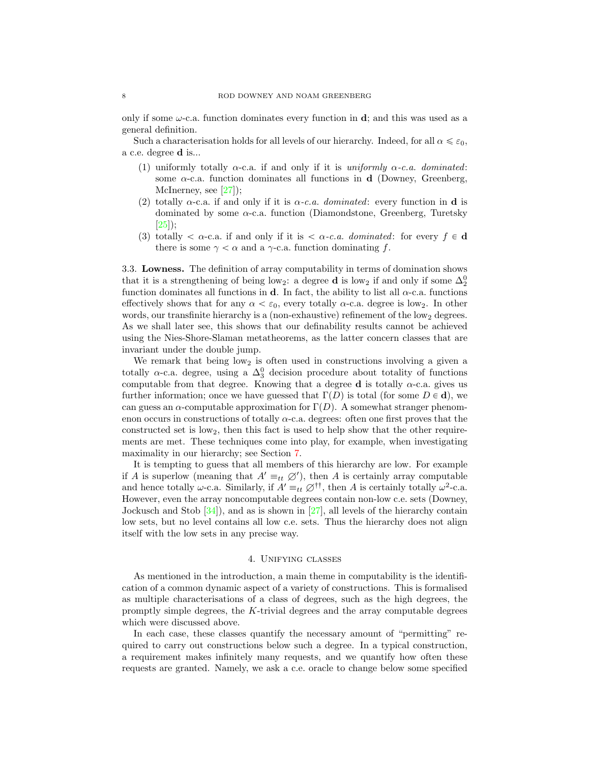only if some $\omega$-c.a. function dominates every function in $\mathbf{d}$; and this was used as a general definition.

Such a characterisation holds for all levels of our hierarchy. Indeed, for all $\alpha \leqslant \varepsilon_0$, a c.e. degree $\mathbf{d}$ is...

1. uniformly totally $\alpha$-c.a. if and only if it is *uniformly $\alpha$-c.a. dominated*: some $\alpha$-c.a. function dominates all functions in $\mathbf{d}$ (Downey, Greenberg, McInerney, see [27]);
2. totally $\alpha$-c.a. if and only if it is *$\alpha$-c.a. dominated*: every function in $\mathbf{d}$ is dominated by some $\alpha$-c.a. function (Diamondstone, Greenberg, Turetsky [25]);
3. totally $< \alpha$-c.a. if and only if it is *$< \alpha$-c.a. dominated*: for every $f \in \mathbf{d}$ there is some $\gamma < \alpha$ and a $\gamma$-c.a. function dominating $f$.

### 3.3. Lowness.

The definition of array computability in terms of domination shows that it is a strengthening of being low$_2$: a degree $\mathbf{d}$ is low$_2$ if and only if some $\Delta^0_2$ function dominates all functions in $\mathbf{d}$. In fact, the ability to list all $\alpha$-c.a. functions effectively shows that for any $\alpha < \varepsilon_0$, every totally $\alpha$-c.a. degree is low$_2$. In other words, our transfinite hierarchy is a (non-exhaustive) refinement of the low$_2$ degrees. As we shall later see, this shows that our definability results cannot be achieved using the Nies-Shore-Slaman metatheorems, as the latter concern classes that are invariant under the double jump.

We remark that being low$_2$ is often used in constructions involving a given a totally $\alpha$-c.a. degree, using a $\Delta^0_3$ decision procedure about totality of functions computable from that degree. Knowing that a degree $\mathbf{d}$ is totally $\alpha$-c.a. gives us further information; once we have guessed that $\Gamma(D)$ is total (for some $D \in \mathbf{d}$), we can guess an $\alpha$-computable approximation for $\Gamma(D)$. A somewhat stranger phenomenon occurs in constructions of totally $\alpha$-c.a. degrees: often one first proves that the constructed set is low$_2$, then this fact is used to help show that the other requirements are met. These techniques come into play, for example, when investigating maximality in our hierarchy; see Section 7.

It is tempting to guess that all members of this hierarchy are low. For example if $A$ is superlow (meaning that $A' \equiv_{tt} \varnothing'$), then $A$ is certainly array computable and hence totally $\omega$-c.a. Similarly, if $A' \equiv_{tt} \varnothing^{\dagger\dagger}$, then $A$ is certainly totally $\omega^2$-c.a. However, even the array noncomputable degrees contain non-low c.e. sets (Downey, Jockusch and Stob [34]), and as is shown in [27], all levels of the hierarchy contain low sets, but no level contains all low c.e. sets. Thus the hierarchy does not align itself with the low sets in any precise way.

## 4. Unifying classes

As mentioned in the introduction, a main theme in computability is the identification of a common dynamic aspect of a variety of constructions. This is formalised as multiple characterisations of a class of degrees, such as the high degrees, the promptly simple degrees, the $K$-trivial degrees and the array computable degrees which were discussed above.

In each case, these classes quantify the necessary amount of "permitting" required to carry out constructions below such a degree. In a typical construction, a requirement makes infinitely many requests, and we quantify how often these requests are granted. Namely, we ask a c.e. oracle to change below some specified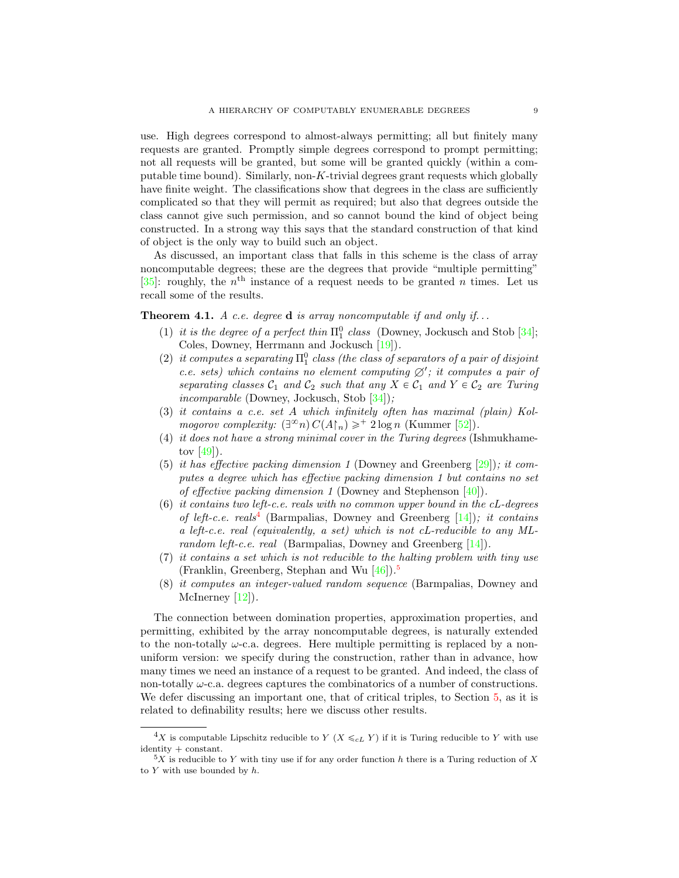use. High degrees correspond to almost-always permitting; all but finitely many requests are granted. Promptly simple degrees correspond to prompt permitting; not all requests will be granted, but some will be granted quickly (within a computable time bound). Similarly, non-$K$-trivial degrees grant requests which globally have finite weight. The classifications show that degrees in the class are sufficiently complicated so that they will permit as required; but also that degrees outside the class cannot give such permission, and so cannot bound the kind of object being constructed. In a strong way this says that the standard construction of that kind of object is the only way to build such an object.

As discussed, an important class that falls in this scheme is the class of array noncomputable degrees; these are the degrees that provide "multiple permitting" [35]: roughly, the $n^{\text{th}}$ instance of a request needs to be granted $n$ times. Let us recall some of the results.

**Theorem 4.1.** *A c.e. degree* $\mathbf{d}$ *is array noncomputable if and only if...*

1. *it is the degree of a perfect thin* $\Pi^0_1$ *class* (Downey, Jockusch and Stob [34]; Coles, Downey, Herrmann and Jockusch [19]).
2. *it computes a separating* $\Pi^0_1$ *class (the class of separators of a pair of disjoint c.e. sets) which contains no element computing* $\varnothing'$*; it computes a pair of separating classes* $\mathcal{C}_1$ *and* $\mathcal{C}_2$ *such that any* $X \in \mathcal{C}_1$ *and* $Y \in \mathcal{C}_2$ *are Turing incomparable* (Downey, Jockusch, Stob [34])*;*
3. *it contains a c.e. set* $A$ *which infinitely often has maximal (plain) Kolmogorov complexity:* $(\exists^\infty n)\, C(A\restriction_n) \geqslant^+ 2\log n$ (Kummer [52]).
4. *it does not have a strong minimal cover in the Turing degrees* (Ishmukhametov [49]).
5. *it has effective packing dimension 1* (Downey and Greenberg [29])*; it computes a degree which has effective packing dimension 1 but contains no set of effective packing dimension 1* (Downey and Stephenson [40]).
6. *it contains two left-c.e. reals with no common upper bound in the cL-degrees of left-c.e. reals*[4] (Barmpalias, Downey and Greenberg [14])*; it contains a left-c.e. real (equivalently, a set) which is not cL-reducible to any ML-random left-c.e. real* (Barmpalias, Downey and Greenberg [14]).
7. *it contains a set which is not reducible to the halting problem with tiny use* (Franklin, Greenberg, Stephan and Wu [46]).[5]
8. *it computes an integer-valued random sequence* (Barmpalias, Downey and McInerney [12]).

The connection between domination properties, approximation properties, and permitting, exhibited by the array noncomputable degrees, is naturally extended to the non-totally $\omega$-c.a. degrees. Here multiple permitting is replaced by a non-uniform version: we specify during the construction, rather than in advance, how many times we need an instance of a request to be granted. And indeed, the class of non-totally $\omega$-c.a. degrees captures the combinatorics of a number of constructions. We defer discussing an important one, that of critical triples, to Section 5, as it is related to definability results; here we discuss other results.

---

[4] $X$ is computable Lipschitz reducible to $Y$ ($X \leqslant_{cL} Y$) if it is Turing reducible to $Y$ with use identity + constant.

[5] $X$ is reducible to $Y$ with tiny use if for any order function $h$ there is a Turing reduction of $X$ to $Y$ with use bounded by $h$.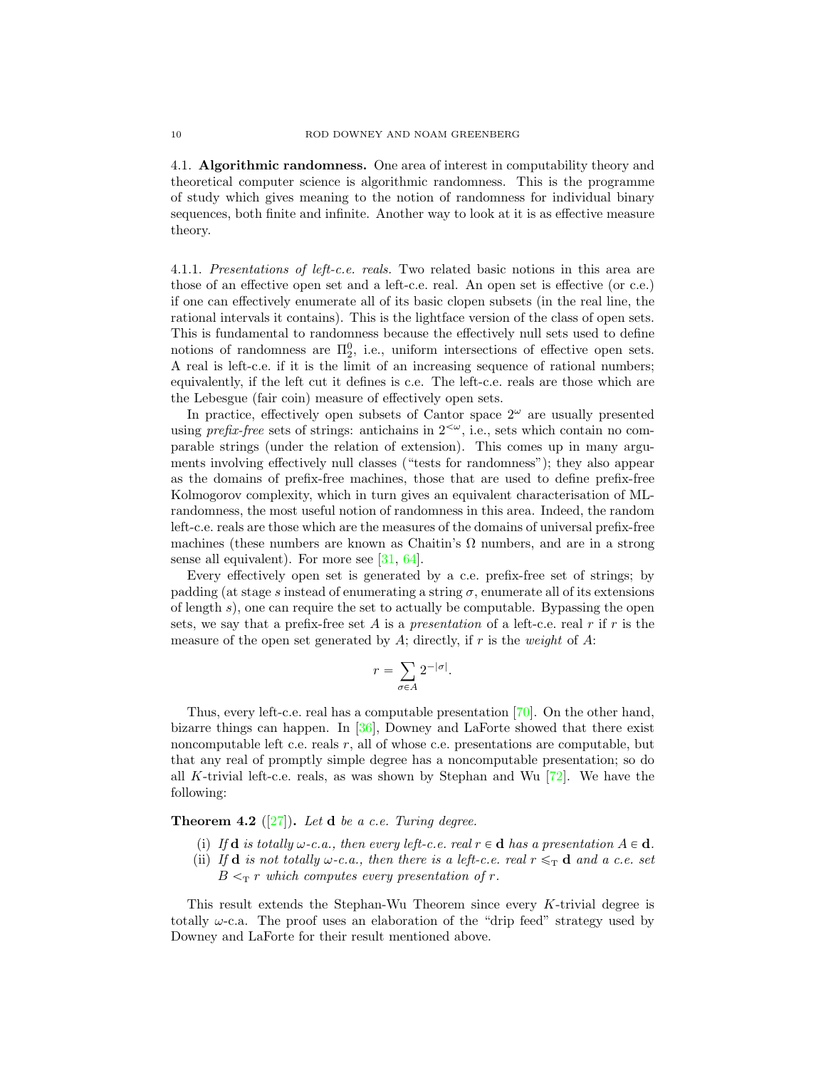4.1. **Algorithmic randomness.** One area of interest in computability theory and theoretical computer science is algorithmic randomness. This is the programme of study which gives meaning to the notion of randomness for individual binary sequences, both finite and infinite. Another way to look at it is as effective measure theory.

4.1.1. *Presentations of left-c.e. reals.* Two related basic notions in this area are those of an effective open set and a left-c.e. real. An open set is effective (or c.e.) if one can effectively enumerate all of its basic clopen subsets (in the real line, the rational intervals it contains). This is the lightface version of the class of open sets. This is fundamental to randomness because the effectively null sets used to define notions of randomness are $\Pi^0_2$, i.e., uniform intersections of effective open sets. A real is left-c.e. if it is the limit of an increasing sequence of rational numbers; equivalently, if the left cut it defines is c.e. The left-c.e. reals are those which are the Lebesgue (fair coin) measure of effectively open sets.

In practice, effectively open subsets of Cantor space $2^\omega$ are usually presented using *prefix-free* sets of strings: antichains in $2^{<\omega}$, i.e., sets which contain no comparable strings (under the relation of extension). This comes up in many arguments involving effectively null classes ("tests for randomness"); they also appear as the domains of prefix-free machines, those that are used to define prefix-free Kolmogorov complexity, which in turn gives an equivalent characterisation of ML-randomness, the most useful notion of randomness in this area. Indeed, the random left-c.e. reals are those which are the measures of the domains of universal prefix-free machines (these numbers are known as Chaitin's $\Omega$ numbers, and are in a strong sense all equivalent). For more see [31, 64].

Every effectively open set is generated by a c.e. prefix-free set of strings; by padding (at stage $s$ instead of enumerating a string $\sigma$, enumerate all of its extensions of length $s$), one can require the set to actually be computable. Bypassing the open sets, we say that a prefix-free set $A$ is a *presentation* of a left-c.e. real $r$ if $r$ is the measure of the open set generated by $A$; directly, if $r$ is the *weight* of $A$:

$$r = \sum_{\sigma \in A} 2^{-|\sigma|}.$$

Thus, every left-c.e. real has a computable presentation [70]. On the other hand, bizarre things can happen. In [36], Downey and LaForte showed that there exist noncomputable left c.e. reals $r$, all of whose c.e. presentations are computable, but that any real of promptly simple degree has a noncomputable presentation; so do all $K$-trivial left-c.e. reals, as was shown by Stephan and Wu [72]. We have the following:

**Theorem 4.2** ([27]). *Let $\mathbf{d}$ be a c.e. Turing degree.*

(i) *If $\mathbf{d}$ is totally $\omega$-c.a., then every left-c.e. real $r \in \mathbf{d}$ has a presentation $A \in \mathbf{d}$.*
(ii) *If $\mathbf{d}$ is not totally $\omega$-c.a., then there is a left-c.e. real $r \leqslant_{\mathrm{T}} \mathbf{d}$ and a c.e. set $B <_{\mathrm{T}} r$ which computes every presentation of $r$.*

This result extends the Stephan-Wu Theorem since every $K$-trivial degree is totally $\omega$-c.a. The proof uses an elaboration of the "drip feed" strategy used by Downey and LaForte for their result mentioned above.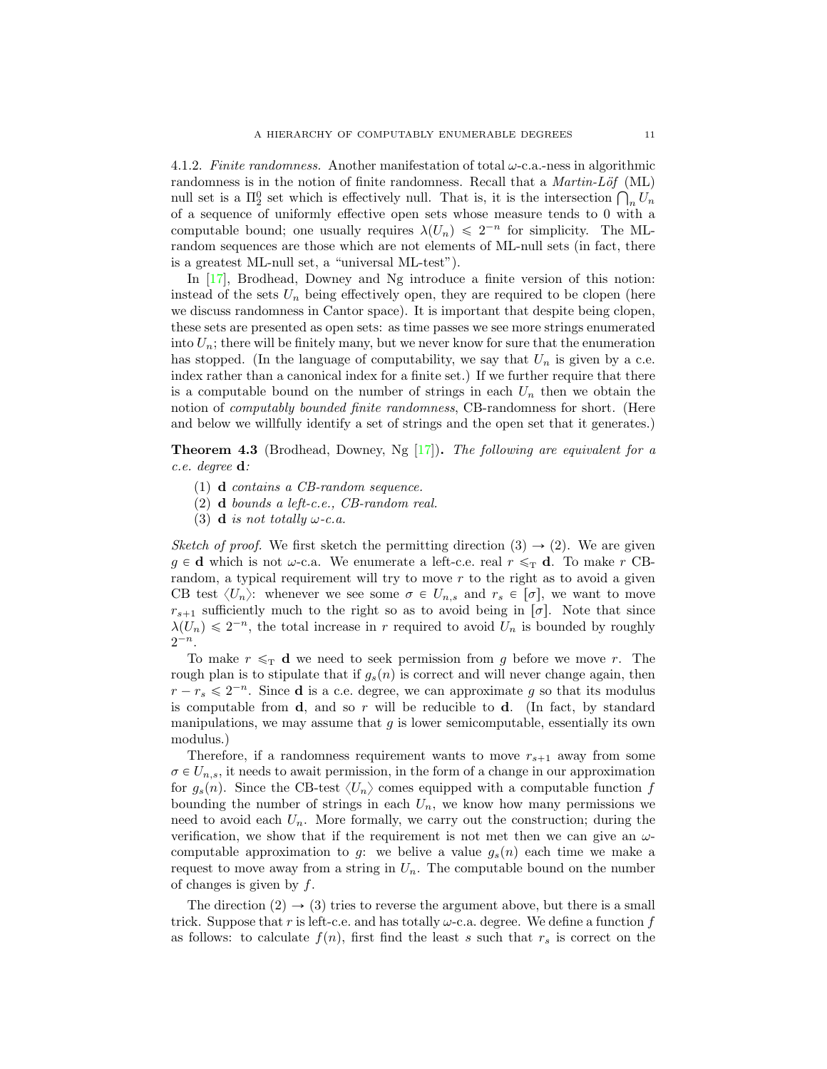4.1.2. *Finite randomness.* Another manifestation of total $\omega$-c.a.-ness in algorithmic randomness is in the notion of finite randomness. Recall that a *Martin-Löf* (ML) null set is a $\Pi^0_2$ set which is effectively null. That is, it is the intersection $\bigcap_n U_n$ of a sequence of uniformly effective open sets whose measure tends to 0 with a computable bound; one usually requires $\lambda(U_n) \leqslant 2^{-n}$ for simplicity. The ML-random sequences are those which are not elements of ML-null sets (in fact, there is a greatest ML-null set, a "universal ML-test").

In [17], Brodhead, Downey and Ng introduce a finite version of this notion: instead of the sets $U_n$ being effectively open, they are required to be clopen (here we discuss randomness in Cantor space). It is important that despite being clopen, these sets are presented as open sets: as time passes we see more strings enumerated into $U_n$; there will be finitely many, but we never know for sure that the enumeration has stopped. (In the language of computability, we say that $U_n$ is given by a c.e. index rather than a canonical index for a finite set.) If we further require that there is a computable bound on the number of strings in each $U_n$ then we obtain the notion of *computably bounded finite randomness*, CB-randomness for short. (Here and below we willfully identify a set of strings and the open set that it generates.)

**Theorem 4.3** (Brodhead, Downey, Ng [17])**.** *The following are equivalent for a c.e. degree* $\mathbf{d}$*:*

1. $\mathbf{d}$ *contains a CB-random sequence.*
2. $\mathbf{d}$ *bounds a left-c.e., CB-random real.*
3. $\mathbf{d}$ *is not totally* $\omega$*-c.a.*

*Sketch of proof.* We first sketch the permitting direction (3) $\to$ (2). We are given $g \in \mathbf{d}$ which is not $\omega$-c.a. We enumerate a left-c.e. real $r \leqslant_{\mathrm{T}} \mathbf{d}$. To make $r$ CB-random, a typical requirement will try to move $r$ to the right as to avoid a given CB test $\langle U_n \rangle$: whenever we see some $\sigma \in U_{n,s}$ and $r_s \in [\sigma]$, we want to move $r_{s+1}$ sufficiently much to the right so as to avoid being in $[\sigma]$. Note that since $\lambda(U_n) \leqslant 2^{-n}$, the total increase in $r$ required to avoid $U_n$ is bounded by roughly $2^{-n}$.

To make $r \leqslant_{\mathrm{T}} \mathbf{d}$ we need to seek permission from $g$ before we move $r$. The rough plan is to stipulate that if $g_s(n)$ is correct and will never change again, then $r - r_s \leqslant 2^{-n}$. Since $\mathbf{d}$ is a c.e. degree, we can approximate $g$ so that its modulus is computable from $\mathbf{d}$, and so $r$ will be reducible to $\mathbf{d}$. (In fact, by standard manipulations, we may assume that $g$ is lower semicomputable, essentially its own modulus.)

Therefore, if a randomness requirement wants to move $r_{s+1}$ away from some $\sigma \in U_{n,s}$, it needs to await permission, in the form of a change in our approximation for $g_s(n)$. Since the CB-test $\langle U_n \rangle$ comes equipped with a computable function $f$ bounding the number of strings in each $U_n$, we know how many permissions we need to avoid each $U_n$. More formally, we carry out the construction; during the verification, we show that if the requirement is not met then we can give an $\omega$-computable approximation to $g$: we belive a value $g_s(n)$ each time we make a request to move away from a string in $U_n$. The computable bound on the number of changes is given by $f$.

The direction (2) $\to$ (3) tries to reverse the argument above, but there is a small trick. Suppose that $r$ is left-c.e. and has totally $\omega$-c.a. degree. We define a function $f$ as follows: to calculate $f(n)$, first find the least $s$ such that $r_s$ is correct on the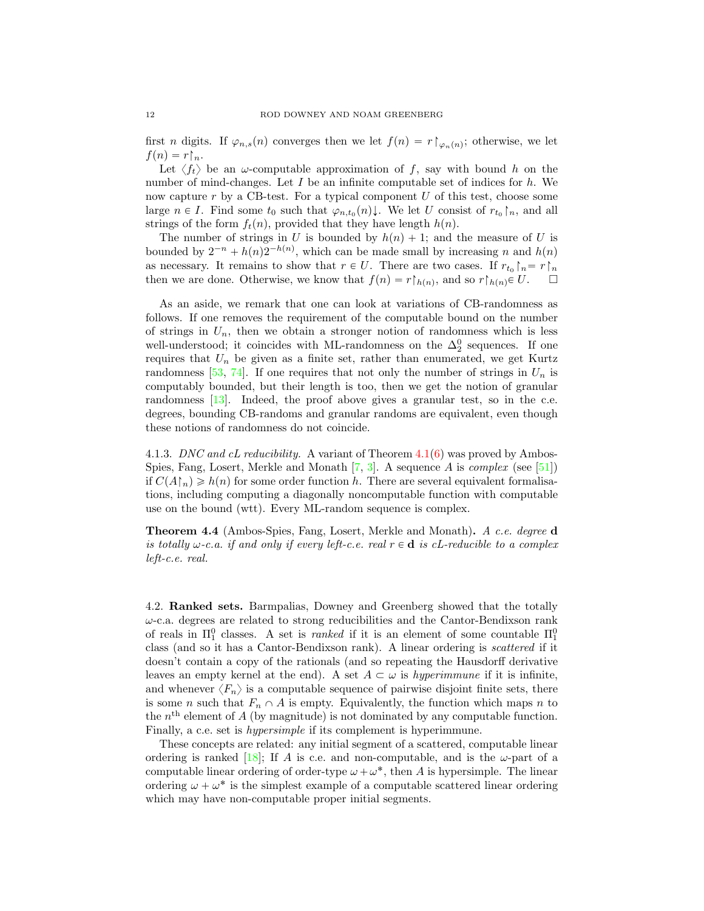first $n$ digits. If $\varphi_{n,s}(n)$ converges then we let $f(n) = r\upharpoonright_{\varphi_n(n)}$; otherwise, we let $f(n) = r\upharpoonright_n$.

Let $\langle f_t \rangle$ be an $\omega$-computable approximation of $f$, say with bound $h$ on the number of mind-changes. Let $I$ be an infinite computable set of indices for $h$. We now capture $r$ by a CB-test. For a typical component $U$ of this test, choose some large $n \in I$. Find some $t_0$ such that $\varphi_{n,t_0}(n)\downarrow$. We let $U$ consist of $r_{t_0}\upharpoonright_n$, and all strings of the form $f_t(n)$, provided that they have length $h(n)$.

The number of strings in $U$ is bounded by $h(n) + 1$; and the measure of $U$ is bounded by $2^{-n} + h(n)2^{-h(n)}$, which can be made small by increasing $n$ and $h(n)$ as necessary. It remains to show that $r \in U$. There are two cases. If $r_{t_0}\upharpoonright_n = r\upharpoonright_n$ then we are done. Otherwise, we know that $f(n) = r\upharpoonright_{h(n)}$, and so $r\upharpoonright_{h(n)} \in U$. $\square$

As an aside, we remark that one can look at variations of CB-randomness as follows. If one removes the requirement of the computable bound on the number of strings in $U_n$, then we obtain a stronger notion of randomness which is less well-understood; it coincides with ML-randomness on the $\Delta^0_2$ sequences. If one requires that $U_n$ be given as a finite set, rather than enumerated, we get Kurtz randomness [53, 74]. If one requires that not only the number of strings in $U_n$ is computably bounded, but their length is too, then we get the notion of granular randomness [13]. Indeed, the proof above gives a granular test, so in the c.e. degrees, bounding CB-randoms and granular randoms are equivalent, even though these notions of randomness do not coincide.

4.1.3. *DNC and cL reducibility.* A variant of Theorem 4.1(6) was proved by Ambos-Spies, Fang, Losert, Merkle and Monath [7, 3]. A sequence $A$ is *complex* (see [51]) if $C(A\upharpoonright_n) \geqslant h(n)$ for some order function $h$. There are several equivalent formalisations, including computing a diagonally noncomputable function with computable use on the bound (wtt). Every ML-random sequence is complex.

**Theorem 4.4** (Ambos-Spies, Fang, Losert, Merkle and Monath)**.** *A c.e. degree* $\mathbf{d}$ *is totally* $\omega$*-c.a. if and only if every left-c.e. real* $r \in \mathbf{d}$ *is cL-reducible to a complex left-c.e. real.*

4.2. **Ranked sets.** Barmpalias, Downey and Greenberg showed that the totally $\omega$-c.a. degrees are related to strong reducibilities and the Cantor-Bendixson rank of reals in $\Pi^0_1$ classes. A set is *ranked* if it is an element of some countable $\Pi^0_1$ class (and so it has a Cantor-Bendixson rank). A linear ordering is *scattered* if it doesn't contain a copy of the rationals (and so repeating the Hausdorff derivative leaves an empty kernel at the end). A set $A \subset \omega$ is *hyperimmune* if it is infinite, and whenever $\langle F_n \rangle$ is a computable sequence of pairwise disjoint finite sets, there is some $n$ such that $F_n \cap A$ is empty. Equivalently, the function which maps $n$ to the $n^{\text{th}}$ element of $A$ (by magnitude) is not dominated by any computable function. Finally, a c.e. set is *hypersimple* if its complement is hyperimmune.

These concepts are related: any initial segment of a scattered, computable linear ordering is ranked [18]; If $A$ is c.e. and non-computable, and is the $\omega$-part of a computable linear ordering of order-type $\omega + \omega^*$, then $A$ is hypersimple. The linear ordering $\omega + \omega^*$ is the simplest example of a computable scattered linear ordering which may have non-computable proper initial segments.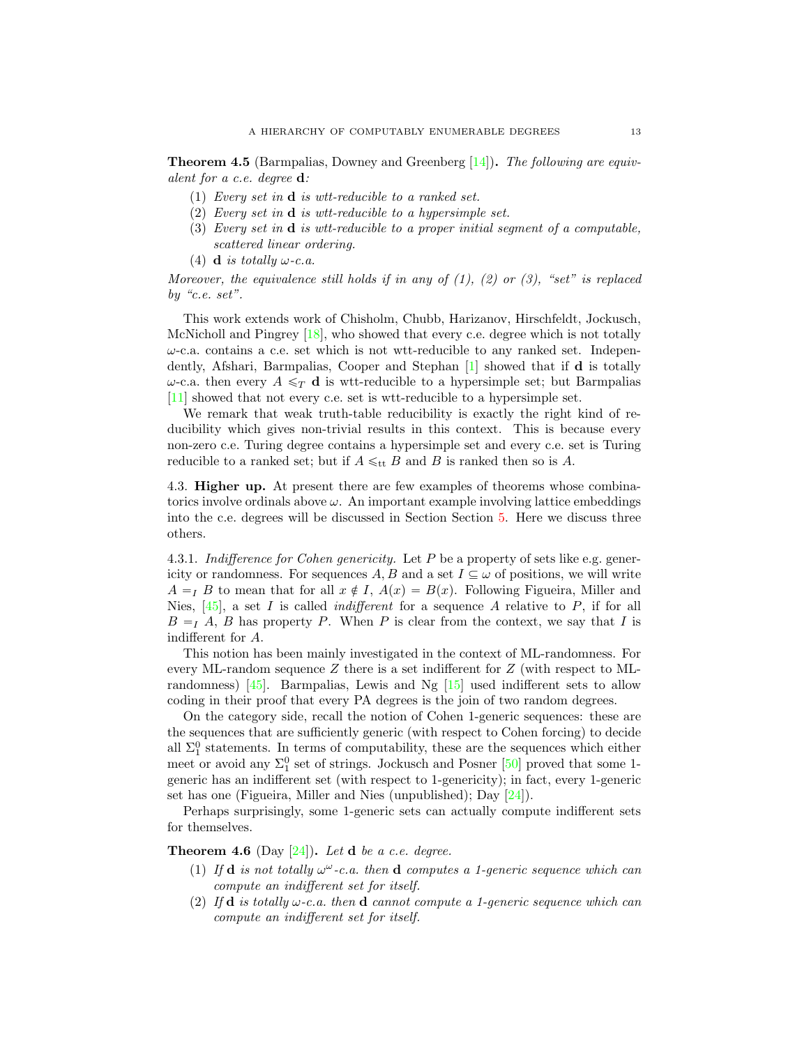**Theorem 4.5** (Barmpalias, Downey and Greenberg [14]). *The following are equivalent for a c.e. degree* $\mathbf{d}$*:*

1. *Every set in* $\mathbf{d}$ *is wtt-reducible to a ranked set.*
2. *Every set in* $\mathbf{d}$ *is wtt-reducible to a hypersimple set.*
3. *Every set in* $\mathbf{d}$ *is wtt-reducible to a proper initial segment of a computable, scattered linear ordering.*
4. $\mathbf{d}$ *is totally* $\omega$*-c.a.*

*Moreover, the equivalence still holds if in any of (1), (2) or (3), "set" is replaced by "c.e. set".*

This work extends work of Chisholm, Chubb, Harizanov, Hirschfeldt, Jockusch, McNicholl and Pingrey [18], who showed that every c.e. degree which is not totally $\omega$-c.a. contains a c.e. set which is not wtt-reducible to any ranked set. Independently, Afshari, Barmpalias, Cooper and Stephan [1] showed that if $\mathbf{d}$ is totally $\omega$-c.a. then every $A \leqslant_T \mathbf{d}$ is wtt-reducible to a hypersimple set; but Barmpalias [11] showed that not every c.e. set is wtt-reducible to a hypersimple set.

We remark that weak truth-table reducibility is exactly the right kind of reducibility which gives non-trivial results in this context. This is because every non-zero c.e. Turing degree contains a hypersimple set and every c.e. set is Turing reducible to a ranked set; but if $A \leqslant_{\mathrm{tt}} B$ and $B$ is ranked then so is $A$.

4.3. **Higher up.** At present there are few examples of theorems whose combinatorics involve ordinals above $\omega$. An important example involving lattice embeddings into the c.e. degrees will be discussed in Section Section 5. Here we discuss three others.

4.3.1. *Indifference for Cohen genericity.* Let $P$ be a property of sets like e.g. genericity or randomness. For sequences $A, B$ and a set $I \subseteq \omega$ of positions, we will write $A =_I B$ to mean that for all $x \notin I$, $A(x) = B(x)$. Following Figueira, Miller and Nies, [45], a set $I$ is called *indifferent* for a sequence $A$ relative to $P$, if for all $B =_I A$, $B$ has property $P$. When $P$ is clear from the context, we say that $I$ is indifferent for $A$.

This notion has been mainly investigated in the context of ML-randomness. For every ML-random sequence $Z$ there is a set indifferent for $Z$ (with respect to ML-randomness) [45]. Barmpalias, Lewis and Ng [15] used indifferent sets to allow coding in their proof that every PA degrees is the join of two random degrees.

On the category side, recall the notion of Cohen 1-generic sequences: these are the sequences that are sufficiently generic (with respect to Cohen forcing) to decide all $\Sigma^0_1$ statements. In terms of computability, these are the sequences which either meet or avoid any $\Sigma^0_1$ set of strings. Jockusch and Posner [50] proved that some 1-generic has an indifferent set (with respect to 1-genericity); in fact, every 1-generic set has one (Figueira, Miller and Nies (unpublished); Day [24]).

Perhaps surprisingly, some 1-generic sets can actually compute indifferent sets for themselves.

**Theorem 4.6** (Day [24]). *Let* $\mathbf{d}$ *be a c.e. degree.*

1. *If* $\mathbf{d}$ *is not totally* $\omega^\omega$*-c.a. then* $\mathbf{d}$ *computes a 1-generic sequence which can compute an indifferent set for itself.*
2. *If* $\mathbf{d}$ *is totally* $\omega$*-c.a. then* $\mathbf{d}$ *cannot compute a 1-generic sequence which can compute an indifferent set for itself.*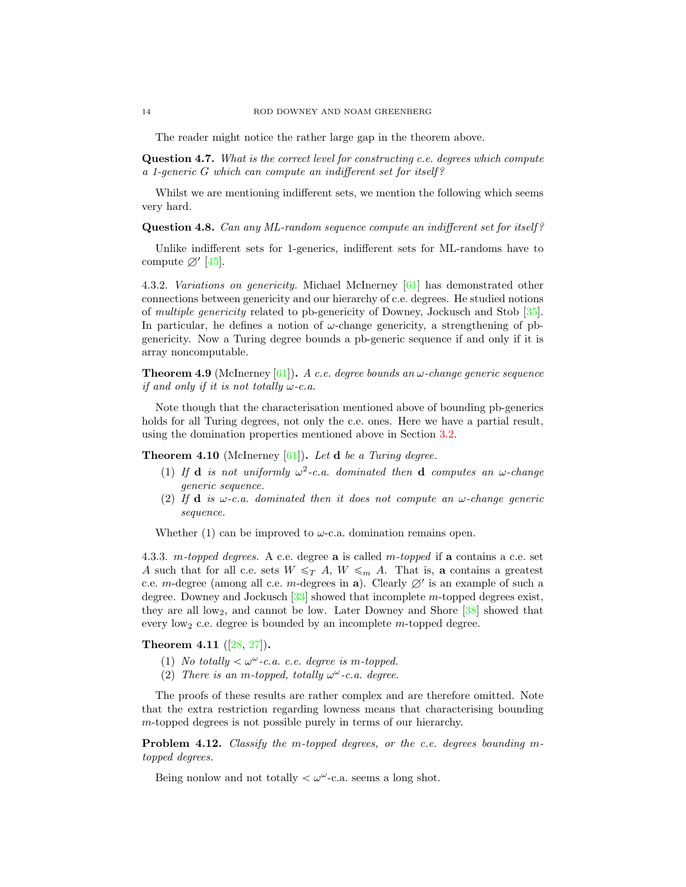The reader might notice the rather large gap in the theorem above.

**Question 4.7.** *What is the correct level for constructing c.e. degrees which compute a 1-generic $G$ which can compute an indifferent set for itself?*

Whilst we are mentioning indifferent sets, we mention the following which seems very hard.

**Question 4.8.** *Can any ML-random sequence compute an indifferent set for itself?*

Unlike indifferent sets for 1-generics, indifferent sets for ML-randoms have to compute $\varnothing'$ [45].

4.3.2. *Variations on genericity.* Michael McInerney [61] has demonstrated other connections between genericity and our hierarchy of c.e. degrees. He studied notions of *multiple genericity* related to pb-genericity of Downey, Jockusch and Stob [35]. In particular, he defines a notion of $\omega$-change genericity, a strengthening of pb-genericity. Now a Turing degree bounds a pb-generic sequence if and only if it is array noncomputable.

**Theorem 4.9** (McInerney [61])**.** *A c.e. degree bounds an $\omega$-change generic sequence if and only if it is not totally $\omega$-c.a.*

Note though that the characterisation mentioned above of bounding pb-generics holds for all Turing degrees, not only the c.e. ones. Here we have a partial result, using the domination properties mentioned above in Section 3.2.

**Theorem 4.10** (McInerney [61])**.** *Let $\mathbf{d}$ be a Turing degree.*

1. *If $\mathbf{d}$ is not uniformly $\omega^2$-c.a. dominated then $\mathbf{d}$ computes an $\omega$-change generic sequence.*
2. *If $\mathbf{d}$ is $\omega$-c.a. dominated then it does not compute an $\omega$-change generic sequence.*

Whether (1) can be improved to $\omega$-c.a. domination remains open.

4.3.3. *$m$-topped degrees.* A c.e. degree $\mathbf{a}$ is called *$m$-topped* if $\mathbf{a}$ contains a c.e. set $A$ such that for all c.e. sets $W \leqslant_T A$, $W \leqslant_m A$. That is, $\mathbf{a}$ contains a greatest c.e. $m$-degree (among all c.e. $m$-degrees in $\mathbf{a}$). Clearly $\varnothing'$ is an example of such a degree. Downey and Jockusch [33] showed that incomplete $m$-topped degrees exist, they are all low$_2$, and cannot be low. Later Downey and Shore [38] showed that every low$_2$ c.e. degree is bounded by an incomplete $m$-topped degree.

**Theorem 4.11** ([28, 27])**.**

1. *No totally $< \omega^\omega$-c.a. c.e. degree is $m$-topped.*
2. *There is an $m$-topped, totally $\omega^\omega$-c.a. degree.*

The proofs of these results are rather complex and are therefore omitted. Note that the extra restriction regarding lowness means that characterising bounding $m$-topped degrees is not possible purely in terms of our hierarchy.

**Problem 4.12.** *Classify the $m$-topped degrees, or the c.e. degrees bounding $m$-topped degrees.*

Being nonlow and not totally $< \omega^\omega$-c.a. seems a long shot.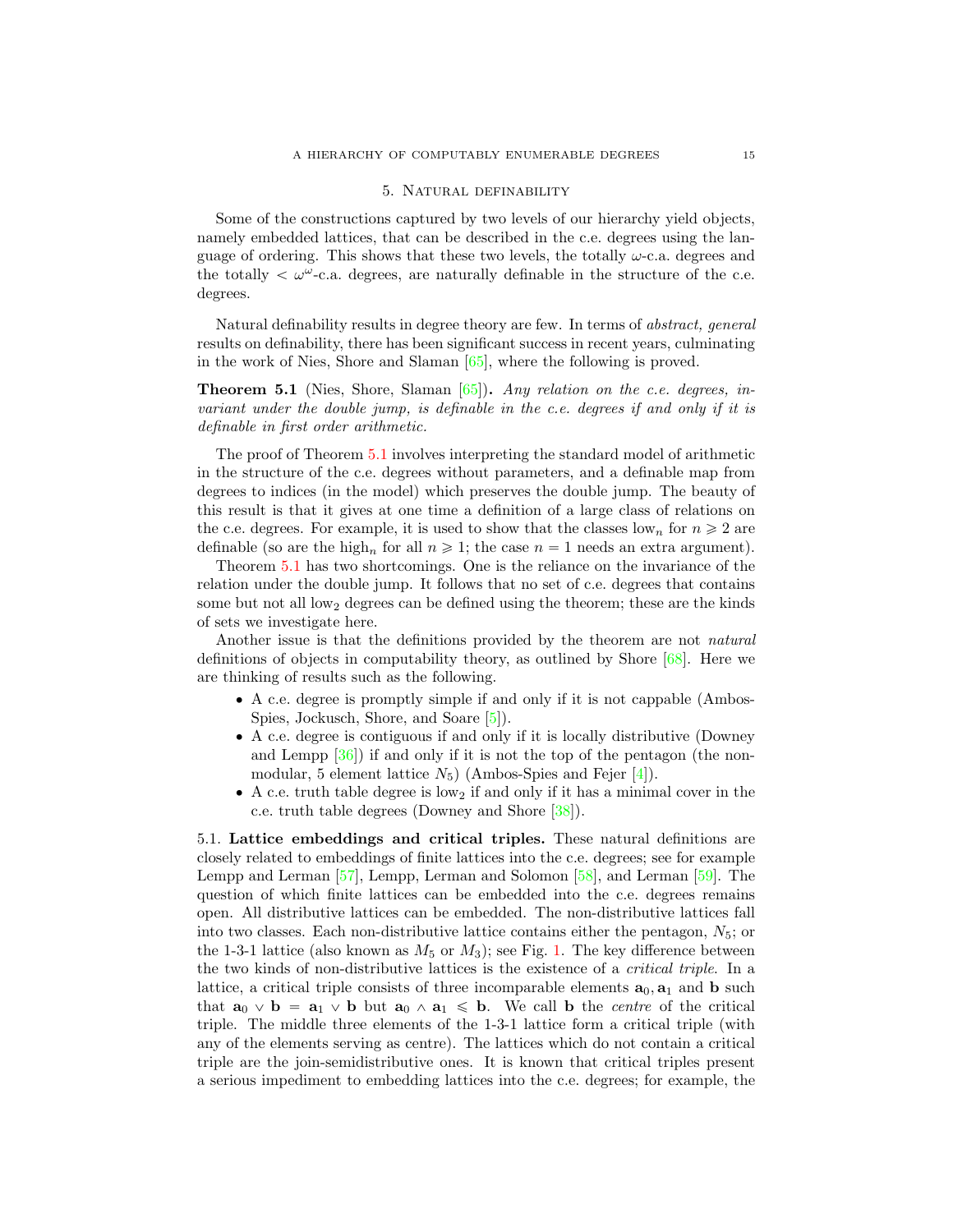## 5. Natural definability

Some of the constructions captured by two levels of our hierarchy yield objects, namely embedded lattices, that can be described in the c.e. degrees using the language of ordering. This shows that these two levels, the totally $\omega$-c.a. degrees and the totally $< \omega^\omega$-c.a. degrees, are naturally definable in the structure of the c.e. degrees.

Natural definability results in degree theory are few. In terms of *abstract, general* results on definability, there has been significant success in recent years, culminating in the work of Nies, Shore and Slaman [65], where the following is proved.

**Theorem 5.1** (Nies, Shore, Slaman [65]). *Any relation on the c.e. degrees, invariant under the double jump, is definable in the c.e. degrees if and only if it is definable in first order arithmetic.*

The proof of Theorem 5.1 involves interpreting the standard model of arithmetic in the structure of the c.e. degrees without parameters, and a definable map from degrees to indices (in the model) which preserves the double jump. The beauty of this result is that it gives at one time a definition of a large class of relations on the c.e. degrees. For example, it is used to show that the classes $\text{low}_n$ for $n \geqslant 2$ are definable (so are the $\text{high}_n$ for all $n \geqslant 1$; the case $n = 1$ needs an extra argument).

Theorem 5.1 has two shortcomings. One is the reliance on the invariance of the relation under the double jump. It follows that no set of c.e. degrees that contains some but not all $\text{low}_2$ degrees can be defined using the theorem; these are the kinds of sets we investigate here.

Another issue is that the definitions provided by the theorem are not *natural* definitions of objects in computability theory, as outlined by Shore [68]. Here we are thinking of results such as the following.

- A c.e. degree is promptly simple if and only if it is not cappable (Ambos-Spies, Jockusch, Shore, and Soare [5]).
- A c.e. degree is contiguous if and only if it is locally distributive (Downey and Lempp [36]) if and only if it is not the top of the pentagon (the non-modular, 5 element lattice $N_5$) (Ambos-Spies and Fejer [4]).
- A c.e. truth table degree is $\text{low}_2$ if and only if it has a minimal cover in the c.e. truth table degrees (Downey and Shore [38]).

5.1. **Lattice embeddings and critical triples.** These natural definitions are closely related to embeddings of finite lattices into the c.e. degrees; see for example Lempp and Lerman [57], Lempp, Lerman and Solomon [58], and Lerman [59]. The question of which finite lattices can be embedded into the c.e. degrees remains open. All distributive lattices can be embedded. The non-distributive lattices fall into two classes. Each non-distributive lattice contains either the pentagon, $N_5$; or the 1-3-1 lattice (also known as $M_5$ or $M_3$); see Fig. 1. The key difference between the two kinds of non-distributive lattices is the existence of a *critical triple*. In a lattice, a critical triple consists of three incomparable elements $\mathbf{a}_0, \mathbf{a}_1$ and $\mathbf{b}$ such that $\mathbf{a}_0 \vee \mathbf{b} = \mathbf{a}_1 \vee \mathbf{b}$ but $\mathbf{a}_0 \wedge \mathbf{a}_1 \leqslant \mathbf{b}$. We call $\mathbf{b}$ the *centre* of the critical triple. The middle three elements of the 1-3-1 lattice form a critical triple (with any of the elements serving as centre). The lattices which do not contain a critical triple are the join-semidistributive ones. It is known that critical triples present a serious impediment to embedding lattices into the c.e. degrees; for example, the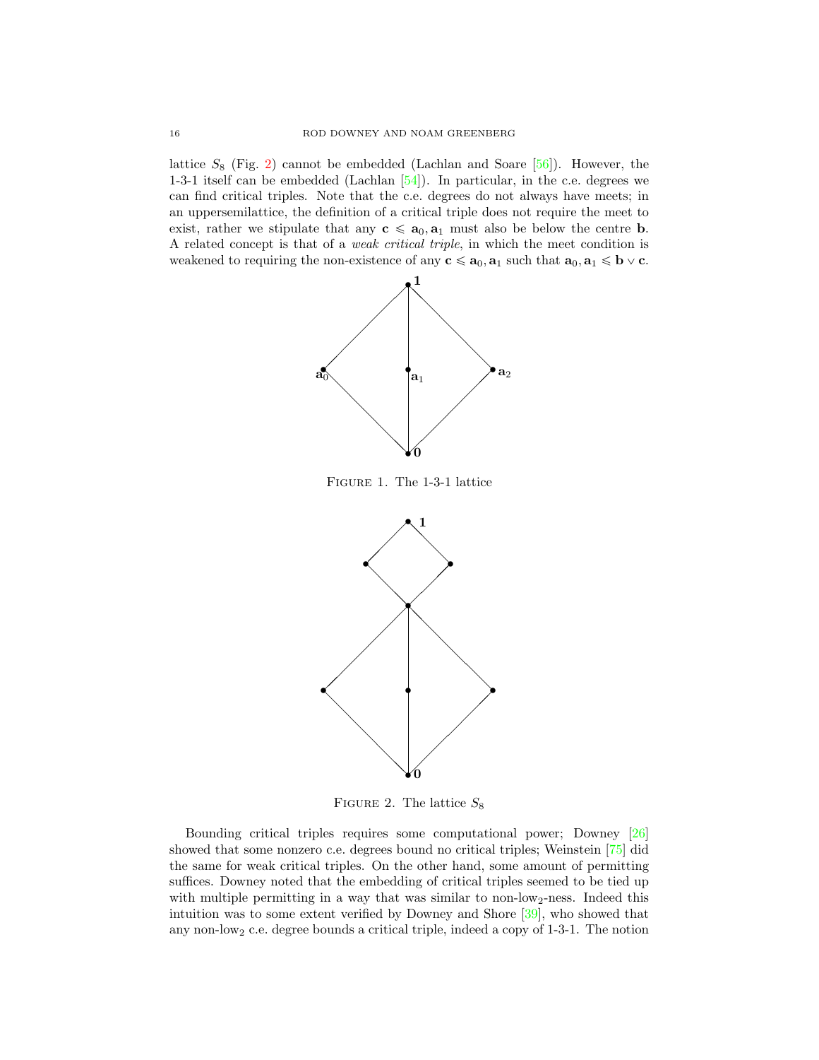lattice $S_8$ (Fig. 2) cannot be embedded (Lachlan and Soare [56]). However, the 1-3-1 itself can be embedded (Lachlan [54]). In particular, in the c.e. degrees we can find critical triples. Note that the c.e. degrees do not always have meets; in an uppersemilattice, the definition of a critical triple does not require the meet to exist, rather we stipulate that any $\mathbf{c} \leqslant \mathbf{a}_0, \mathbf{a}_1$ must also be below the centre $\mathbf{b}$. A related concept is that of a *weak critical triple*, in which the meet condition is weakened to requiring the non-existence of any $\mathbf{c} \leqslant \mathbf{a}_0, \mathbf{a}_1$ such that $\mathbf{a}_0, \mathbf{a}_1 \leqslant \mathbf{b} \vee \mathbf{c}$.

FIGURE 1. The 1-3-1 lattice

FIGURE 2. The lattice $S_8$

Bounding critical triples requires some computational power; Downey [26] showed that some nonzero c.e. degrees bound no critical triples; Weinstein [75] did the same for weak critical triples. On the other hand, some amount of permitting suffices. Downey noted that the embedding of critical triples seemed to be tied up with multiple permitting in a way that was similar to non-low$_2$-ness. Indeed this intuition was to some extent verified by Downey and Shore [39], who showed that any non-low$_2$ c.e. degree bounds a critical triple, indeed a copy of 1-3-1. The notion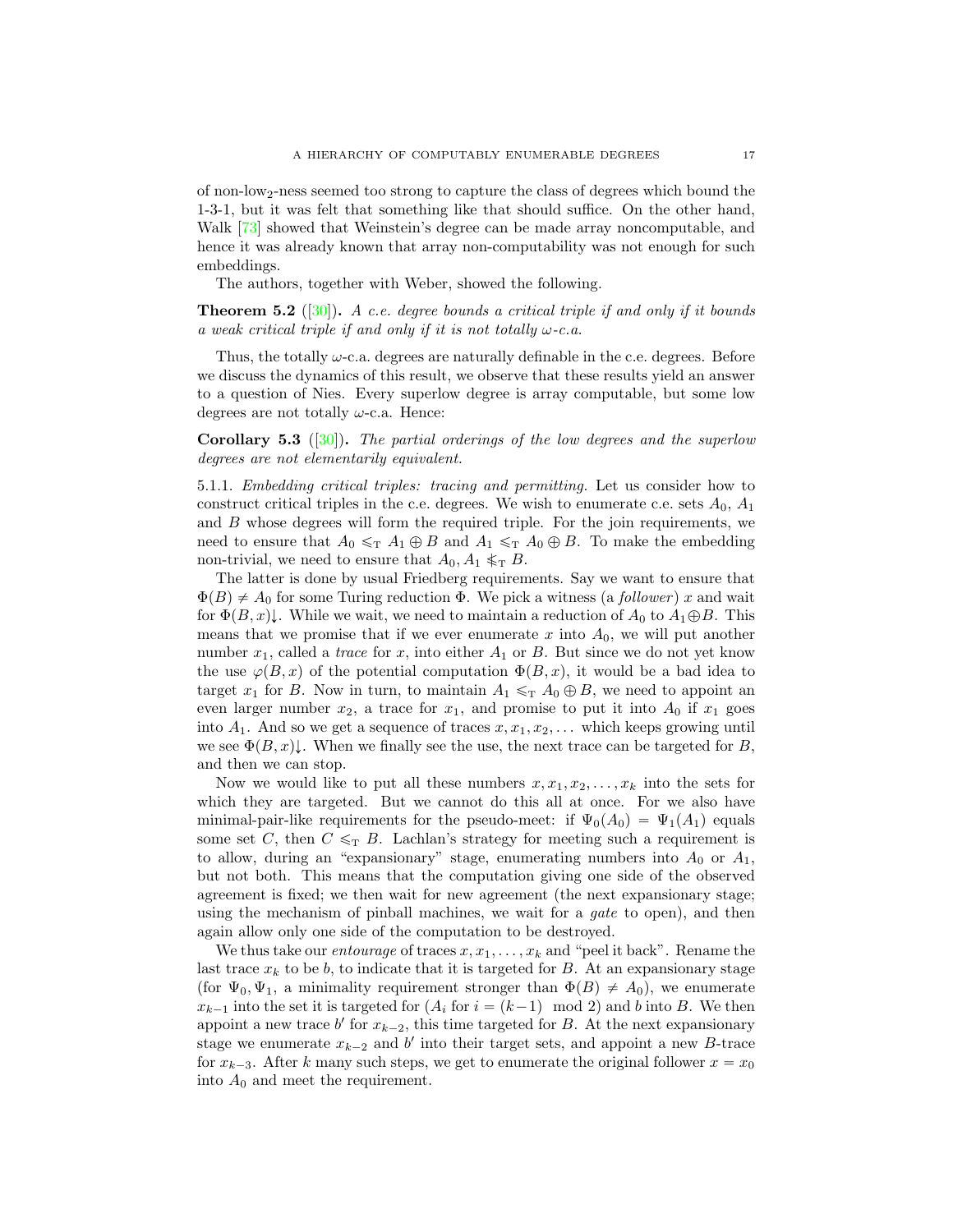of non-low$_2$-ness seemed too strong to capture the class of degrees which bound the 1-3-1, but it was felt that something like that should suffice. On the other hand, Walk [73] showed that Weinstein's degree can be made array noncomputable, and hence it was already known that array non-computability was not enough for such embeddings.

The authors, together with Weber, showed the following.

**Theorem 5.2** ([30])**.** *A c.e. degree bounds a critical triple if and only if it bounds a weak critical triple if and only if it is not totally $\omega$-c.a.*

Thus, the totally $\omega$-c.a. degrees are naturally definable in the c.e. degrees. Before we discuss the dynamics of this result, we observe that these results yield an answer to a question of Nies. Every superlow degree is array computable, but some low degrees are not totally $\omega$-c.a. Hence:

**Corollary 5.3** ([30])**.** *The partial orderings of the low degrees and the superlow degrees are not elementarily equivalent.*

5.1.1. *Embedding critical triples: tracing and permitting.* Let us consider how to construct critical triples in the c.e. degrees. We wish to enumerate c.e. sets $A_0$, $A_1$ and $B$ whose degrees will form the required triple. For the join requirements, we need to ensure that $A_0 \leqslant_{\mathrm{T}} A_1 \oplus B$ and $A_1 \leqslant_{\mathrm{T}} A_0 \oplus B$. To make the embedding non-trivial, we need to ensure that $A_0, A_1 \nleqslant_{\mathrm{T}} B$.

The latter is done by usual Friedberg requirements. Say we want to ensure that $\Phi(B) \neq A_0$ for some Turing reduction $\Phi$. We pick a witness (a *follower*) $x$ and wait for $\Phi(B, x)\downarrow$. While we wait, we need to maintain a reduction of $A_0$ to $A_1 \oplus B$. This means that we promise that if we ever enumerate $x$ into $A_0$, we will put another number $x_1$, called a *trace* for $x$, into either $A_1$ or $B$. But since we do not yet know the use $\varphi(B, x)$ of the potential computation $\Phi(B, x)$, it would be a bad idea to target $x_1$ for $B$. Now in turn, to maintain $A_1 \leqslant_{\mathrm{T}} A_0 \oplus B$, we need to appoint an even larger number $x_2$, a trace for $x_1$, and promise to put it into $A_0$ if $x_1$ goes into $A_1$. And so we get a sequence of traces $x, x_1, x_2, \dots$ which keeps growing until we see $\Phi(B, x)\downarrow$. When we finally see the use, the next trace can be targeted for $B$, and then we can stop.

Now we would like to put all these numbers $x, x_1, x_2, \dots, x_k$ into the sets for which they are targeted. But we cannot do this all at once. For we also have minimal-pair-like requirements for the pseudo-meet: if $\Psi_0(A_0) = \Psi_1(A_1)$ equals some set $C$, then $C \leqslant_{\mathrm{T}} B$. Lachlan's strategy for meeting such a requirement is to allow, during an "expansionary" stage, enumerating numbers into $A_0$ or $A_1$, but not both. This means that the computation giving one side of the observed agreement is fixed; we then wait for new agreement (the next expansionary stage; using the mechanism of pinball machines, we wait for a *gate* to open), and then again allow only one side of the computation to be destroyed.

We thus take our *entourage* of traces $x, x_1, \dots, x_k$ and "peel it back". Rename the last trace $x_k$ to be $b$, to indicate that it is targeted for $B$. At an expansionary stage (for $\Psi_0, \Psi_1$, a minimality requirement stronger than $\Phi(B) \neq A_0$), we enumerate $x_{k-1}$ into the set it is targeted for ($A_i$ for $i = (k-1) \mod 2$) and $b$ into $B$. We then appoint a new trace $b'$ for $x_{k-2}$, this time targeted for $B$. At the next expansionary stage we enumerate $x_{k-2}$ and $b'$ into their target sets, and appoint a new $B$-trace for $x_{k-3}$. After $k$ many such steps, we get to enumerate the original follower $x = x_0$ into $A_0$ and meet the requirement.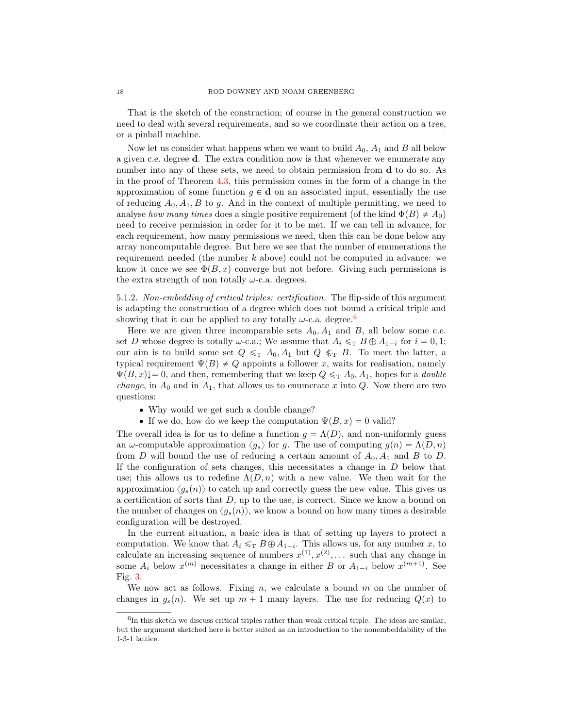That is the sketch of the construction; of course in the general construction we need to deal with several requirements, and so we coordinate their action on a tree, or a pinball machine.

Now let us consider what happens when we want to build $A_0$, $A_1$ and $B$ all below a given c.e. degree $\mathbf{d}$. The extra condition now is that whenever we enumerate any number into any of these sets, we need to obtain permission from $\mathbf{d}$ to do so. As in the proof of Theorem 4.3, this permission comes in the form of a change in the approximation of some function $g \in \mathbf{d}$ on an associated input, essentially the use of reducing $A_0, A_1, B$ to $g$. And in the context of multiple permitting, we need to analyse *how many times* does a single positive requirement (of the kind $\Phi(B) \neq A_0$) need to receive permission in order for it to be met. If we can tell in advance, for each requirement, how many permissions we need, then this can be done below any array noncomputable degree. But here we see that the number of enumerations the requirement needed (the number $k$ above) could not be computed in advance: we know it once we see $\Phi(B, x)$ converge but not before. Giving such permissions is the extra strength of non totally $\omega$-c.a. degrees.

5.1.2. *Non-embedding of critical triples: certification.* The flip-side of this argument is adapting the construction of a degree which does not bound a critical triple and showing that it can be applied to any totally $\omega$-c.a. degree.[6]

Here we are given three incomparable sets $A_0, A_1$ and $B$, all below some c.e. set $D$ whose degree is totally $\omega$-c.a.; We assume that $A_i \leqslant_{\mathrm{T}} B \oplus A_{1-i}$ for $i = 0, 1$; our aim is to build some set $Q \leqslant_{\mathrm{T}} A_0, A_1$ but $Q \nleqslant_{\mathrm{T}} B$. To meet the latter, a typical requirement $\Psi(B) \neq Q$ appoints a follower $x$, waits for realisation, namely $\Psi(B, x)\!\downarrow = 0$, and then, remembering that we keep $Q \leqslant_{\mathrm{T}} A_0, A_1$, hopes for a *double change*, in $A_0$ and in $A_1$, that allows us to enumerate $x$ into $Q$. Now there are two questions:

- Why would we get such a double change?
- If we do, how do we keep the computation $\Psi(B, x) = 0$ valid?

The overall idea is for us to define a function $g = \Lambda(D)$, and non-uniformly guess an $\omega$-computable approximation $\langle g_s \rangle$ for $g$. The use of computing $g(n) = \Lambda(D, n)$ from $D$ will bound the use of reducing a certain amount of $A_0, A_1$ and $B$ to $D$. If the configuration of sets changes, this necessitates a change in $D$ below that use; this allows us to redefine $\Lambda(D, n)$ with a new value. We then wait for the approximation $\langle g_s(n) \rangle$ to catch up and correctly guess the new value. This gives us a certification of sorts that $D$, up to the use, is correct. Since we know a bound on the number of changes on $\langle g_s(n) \rangle$, we know a bound on how many times a desirable configuration will be destroyed.

In the current situation, a basic idea is that of setting up layers to protect a computation. We know that $A_i \leqslant_{\mathrm{T}} B \oplus A_{1-i}$. This allows us, for any number $x$, to calculate an increasing sequence of numbers $x^{(1)}, x^{(2)}, \ldots$ such that any change in some $A_i$ below $x^{(m)}$ necessitates a change in either $B$ or $A_{1-i}$ below $x^{(m+1)}$. See Fig. 3.

We now act as follows. Fixing $n$, we calculate a bound $m$ on the number of changes in $g_s(n)$. We set up $m + 1$ many layers. The use for reducing $Q(x)$ to

[6] In this sketch we discuss critical triples rather than weak critical triple. The ideas are similar, but the argument sketched here is better suited as an introduction to the nonembeddability of the 1-3-1 lattice.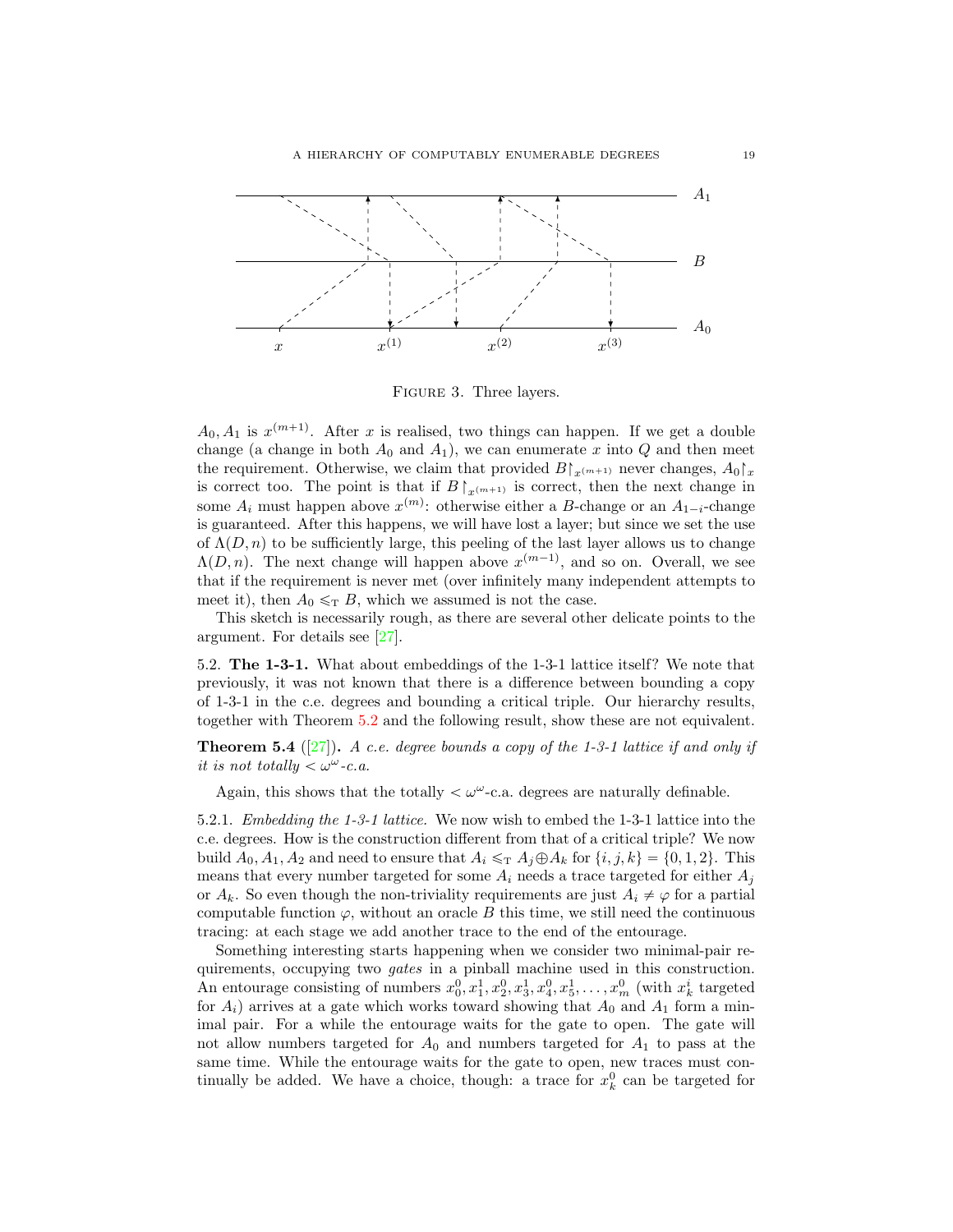FIGURE 3. Three layers.

$A_0, A_1$ is $x^{(m+1)}$. After $x$ is realised, two things can happen. If we get a double change (a change in both $A_0$ and $A_1$), we can enumerate $x$ into $Q$ and then meet the requirement. Otherwise, we claim that provided $B\restriction_{x^{(m+1)}}$ never changes, $A_0\restriction_x$ is correct too. The point is that if $B\restriction_{x^{(m+1)}}$ is correct, then the next change in some $A_i$ must happen above $x^{(m)}$: otherwise either a $B$-change or an $A_{1-i}$-change is guaranteed. After this happens, we will have lost a layer; but since we set the use of $\Lambda(D, n)$ to be sufficiently large, this peeling of the last layer allows us to change $\Lambda(D, n)$. The next change will happen above $x^{(m-1)}$, and so on. Overall, we see that if the requirement is never met (over infinitely many independent attempts to meet it), then $A_0 \leqslant_T B$, which we assumed is not the case.

This sketch is necessarily rough, as there are several other delicate points to the argument. For details see [27].

5.2. **The 1-3-1.** What about embeddings of the 1-3-1 lattice itself? We note that previously, it was not known that there is a difference between bounding a copy of 1-3-1 in the c.e. degrees and bounding a critical triple. Our hierarchy results, together with Theorem 5.2 and the following result, show these are not equivalent.

**Theorem 5.4** ([27]). *A c.e. degree bounds a copy of the 1-3-1 lattice if and only if it is not totally $< \omega^\omega$-c.a.*

Again, this shows that the totally $< \omega^\omega$-c.a. degrees are naturally definable.

5.2.1. *Embedding the 1-3-1 lattice.* We now wish to embed the 1-3-1 lattice into the c.e. degrees. How is the construction different from that of a critical triple? We now build $A_0, A_1, A_2$ and need to ensure that $A_i \leqslant_T A_j \oplus A_k$ for $\{i, j, k\} = \{0, 1, 2\}$. This means that every number targeted for some $A_i$ needs a trace targeted for either $A_j$ or $A_k$. So even though the non-triviality requirements are just $A_i \neq \varphi$ for a partial computable function $\varphi$, without an oracle $B$ this time, we still need the continuous tracing: at each stage we add another trace to the end of the entourage.

Something interesting starts happening when we consider two minimal-pair requirements, occupying two *gates* in a pinball machine used in this construction. An entourage consisting of numbers $x_0^0, x_1^1, x_2^0, x_3^1, x_4^0, x_5^1, \ldots, x_m^0$ (with $x_k^i$ targeted for $A_i$) arrives at a gate which works toward showing that $A_0$ and $A_1$ form a minimal pair. For a while the entourage waits for the gate to open. The gate will not allow numbers targeted for $A_0$ and numbers targeted for $A_1$ to pass at the same time. While the entourage waits for the gate to open, new traces must continually be added. We have a choice, though: a trace for $x_k^0$ can be targeted for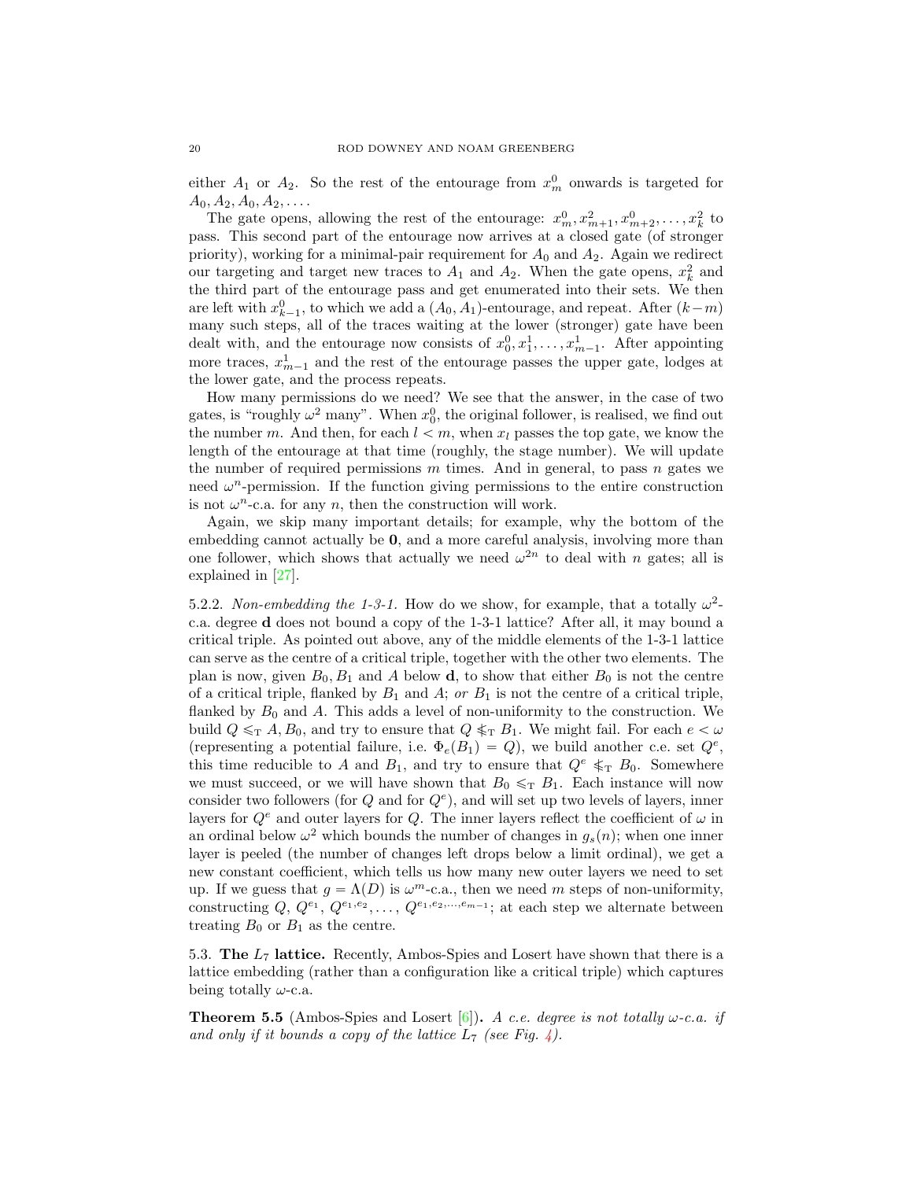either $A_1$ or $A_2$. So the rest of the entourage from $x^0_m$ onwards is targeted for $A_0, A_2, A_0, A_2, \ldots$.

The gate opens, allowing the rest of the entourage: $x^0_m, x^2_{m+1}, x^0_{m+2}, \ldots, x^2_k$ to pass. This second part of the entourage now arrives at a closed gate (of stronger priority), working for a minimal-pair requirement for $A_0$ and $A_2$. Again we redirect our targeting and target new traces to $A_1$ and $A_2$. When the gate opens, $x^2_k$ and the third part of the entourage pass and get enumerated into their sets. We then are left with $x^0_{k-1}$, to which we add a $(A_0, A_1)$-entourage, and repeat. After $(k-m)$ many such steps, all of the traces waiting at the lower (stronger) gate have been dealt with, and the entourage now consists of $x^0_0, x^1_1, \ldots, x^1_{m-1}$. After appointing more traces, $x^1_{m-1}$ and the rest of the entourage passes the upper gate, lodges at the lower gate, and the process repeats.

How many permissions do we need? We see that the answer, in the case of two gates, is "roughly $\omega^2$ many". When $x^0_0$, the original follower, is realised, we find out the number $m$. And then, for each $l < m$, when $x_l$ passes the top gate, we know the length of the entourage at that time (roughly, the stage number). We will update the number of required permissions $m$ times. And in general, to pass $n$ gates we need $\omega^n$-permission. If the function giving permissions to the entire construction is not $\omega^n$-c.a. for any $n$, then the construction will work.

Again, we skip many important details; for example, why the bottom of the embedding cannot actually be $\mathbf{0}$, and a more careful analysis, involving more than one follower, which shows that actually we need $\omega^{2n}$ to deal with $n$ gates; all is explained in [27].

5.2.2. *Non-embedding the 1-3-1.* How do we show, for example, that a totally $\omega^2$-c.a. degree $\mathbf{d}$ does not bound a copy of the 1-3-1 lattice? After all, it may bound a critical triple. As pointed out above, any of the middle elements of the 1-3-1 lattice can serve as the centre of a critical triple, together with the other two elements. The plan is now, given $B_0, B_1$ and $A$ below $\mathbf{d}$, to show that either $B_0$ is not the centre of a critical triple, flanked by $B_1$ and $A$; *or* $B_1$ is not the centre of a critical triple, flanked by $B_0$ and $A$. This adds a level of non-uniformity to the construction. We build $Q \leqslant_{\mathrm{T}} A, B_0$, and try to ensure that $Q \nleqslant_{\mathrm{T}} B_1$. We might fail. For each $e < \omega$ (representing a potential failure, i.e. $\Phi_e(B_1) = Q$), we build another c.e. set $Q^e$, this time reducible to $A$ and $B_1$, and try to ensure that $Q^e \nleqslant_{\mathrm{T}} B_0$. Somewhere we must succeed, or we will have shown that $B_0 \leqslant_{\mathrm{T}} B_1$. Each instance will now consider two followers (for $Q$ and for $Q^e$), and will set up two levels of layers, inner layers for $Q^e$ and outer layers for $Q$. The inner layers reflect the coefficient of $\omega$ in an ordinal below $\omega^2$ which bounds the number of changes in $g_s(n)$; when one inner layer is peeled (the number of changes left drops below a limit ordinal), we get a new constant coefficient, which tells us how many new outer layers we need to set up. If we guess that $g = \Lambda(D)$ is $\omega^m$-c.a., then we need $m$ steps of non-uniformity, constructing $Q$, $Q^{e_1}$, $Q^{e_1,e_2}, \ldots, Q^{e_1,e_2,\ldots,e_{m-1}}$; at each step we alternate between treating $B_0$ or $B_1$ as the centre.

5.3. **The $L_7$ lattice.** Recently, Ambos-Spies and Losert have shown that there is a lattice embedding (rather than a configuration like a critical triple) which captures being totally $\omega$-c.a.

**Theorem 5.5** (Ambos-Spies and Losert [6])**.** *A c.e. degree is not totally $\omega$-c.a. if and only if it bounds a copy of the lattice $L_7$ (see Fig. 4).*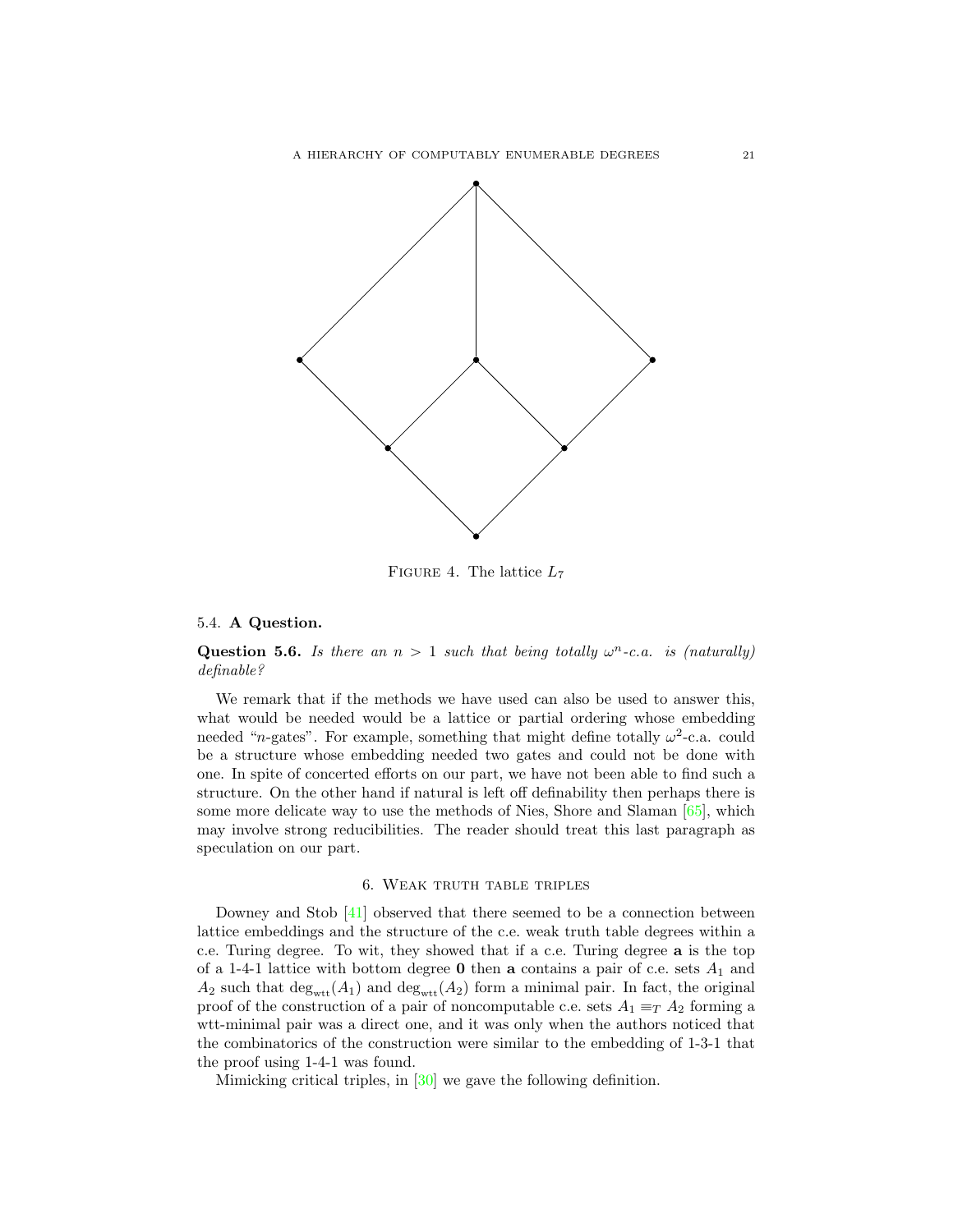FIGURE 4. The lattice $L_7$

### 5.4. A Question.

**Question 5.6.** *Is there an $n > 1$ such that being totally $\omega^n$-c.a. is (naturally) definable?*

We remark that if the methods we have used can also be used to answer this, what would be needed would be a lattice or partial ordering whose embedding needed "$n$-gates". For example, something that might define totally $\omega^2$-c.a. could be a structure whose embedding needed two gates and could not be done with one. In spite of concerted efforts on our part, we have not been able to find such a structure. On the other hand if natural is left off definability then perhaps there is some more delicate way to use the methods of Nies, Shore and Slaman [65], which may involve strong reducibilities. The reader should treat this last paragraph as speculation on our part.

## 6. Weak truth table triples

Downey and Stob [41] observed that there seemed to be a connection between lattice embeddings and the structure of the c.e. weak truth table degrees within a c.e. Turing degree. To wit, they showed that if a c.e. Turing degree **a** is the top of a 1-4-1 lattice with bottom degree **0** then **a** contains a pair of c.e. sets $A_1$ and $A_2$ such that $\deg_{\text{wtt}}(A_1)$ and $\deg_{\text{wtt}}(A_2)$ form a minimal pair. In fact, the original proof of the construction of a pair of noncomputable c.e. sets $A_1 \equiv_T A_2$ forming a wtt-minimal pair was a direct one, and it was only when the authors noticed that the combinatorics of the construction were similar to the embedding of 1-3-1 that the proof using 1-4-1 was found.

Mimicking critical triples, in [30] we gave the following definition.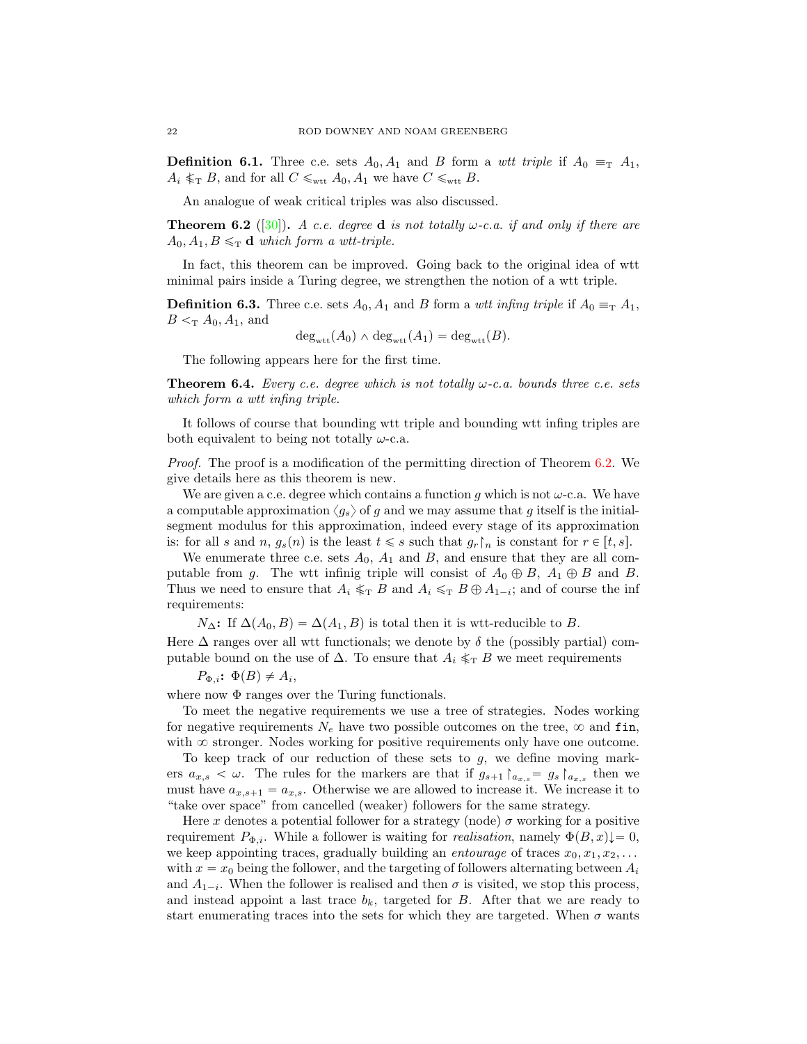**Definition 6.1.** Three c.e. sets $A_0, A_1$ and $B$ form a *wtt triple* if $A_0 \equiv_{\mathrm{T}} A_1$, $A_i \not\leqslant_{\mathrm{T}} B$, and for all $C \leqslant_{\mathrm{wtt}} A_0, A_1$ we have $C \leqslant_{\mathrm{wtt}} B$.

An analogue of weak critical triples was also discussed.

**Theorem 6.2** ([30])**.** *A c.e. degree* $\mathbf{d}$ *is not totally* $\omega$*-c.a. if and only if there are* $A_0, A_1, B \leqslant_{\mathrm{T}} \mathbf{d}$ *which form a wtt-triple.*

In fact, this theorem can be improved. Going back to the original idea of wtt minimal pairs inside a Turing degree, we strengthen the notion of a wtt triple.

**Definition 6.3.** Three c.e. sets $A_0, A_1$ and $B$ form a *wtt infing triple* if $A_0 \equiv_{\mathrm{T}} A_1$, $B <_{\mathrm{T}} A_0, A_1$, and

$$\deg_{\mathrm{wtt}}(A_0) \wedge \deg_{\mathrm{wtt}}(A_1) = \deg_{\mathrm{wtt}}(B).$$

The following appears here for the first time.

**Theorem 6.4.** *Every c.e. degree which is not totally* $\omega$*-c.a. bounds three c.e. sets which form a wtt infing triple.*

It follows of course that bounding wtt triple and bounding wtt infing triples are both equivalent to being not totally $\omega$-c.a.

*Proof.* The proof is a modification of the permitting direction of Theorem 6.2. We give details here as this theorem is new.

We are given a c.e. degree which contains a function $g$ which is not $\omega$-c.a. We have a computable approximation $\langle g_s \rangle$ of $g$ and we may assume that $g$ itself is the initial-segment modulus for this approximation, indeed every stage of its approximation is: for all $s$ and $n$, $g_s(n)$ is the least $t \leqslant s$ such that $g_r\!\upharpoonright_n$ is constant for $r \in [t, s]$.

We enumerate three c.e. sets $A_0$, $A_1$ and $B$, and ensure that they are all computable from $g$. The wtt infinig triple will consist of $A_0 \oplus B$, $A_1 \oplus B$ and $B$. Thus we need to ensure that $A_i \not\leqslant_{\mathrm{T}} B$ and $A_i \leqslant_{\mathrm{T}} B \oplus A_{1-i}$; and of course the inf requirements:

> $N_\Delta$**:** If $\Delta(A_0, B) = \Delta(A_1, B)$ is total then it is wtt-reducible to $B$.

Here $\Delta$ ranges over all wtt functionals; we denote by $\delta$ the (possibly partial) computable bound on the use of $\Delta$. To ensure that $A_i \not\leqslant_{\mathrm{T}} B$ we meet requirements

> $P_{\Phi,i}$**:** $\Phi(B) \neq A_i$,

where now $\Phi$ ranges over the Turing functionals.

To meet the negative requirements we use a tree of strategies. Nodes working for negative requirements $N_e$ have two possible outcomes on the tree, $\infty$ and `fin`, with $\infty$ stronger. Nodes working for positive requirements only have one outcome.

To keep track of our reduction of these sets to $g$, we define moving markers $a_{x,s} < \omega$. The rules for the markers are that if $g_{s+1}\!\upharpoonright_{a_{x,s}} = g_s\!\upharpoonright_{a_{x,s}}$ then we must have $a_{x,s+1} = a_{x,s}$. Otherwise we are allowed to increase it. We increase it to "take over space" from cancelled (weaker) followers for the same strategy.

Here $x$ denotes a potential follower for a strategy (node) $\sigma$ working for a positive requirement $P_{\Phi,i}$. While a follower is waiting for *realisation*, namely $\Phi(B, x)\!\downarrow = 0$, we keep appointing traces, gradually building an *entourage* of traces $x_0, x_1, x_2, \ldots$ with $x = x_0$ being the follower, and the targeting of followers alternating between $A_i$ and $A_{1-i}$. When the follower is realised and then $\sigma$ is visited, we stop this process, and instead appoint a last trace $b_k$, targeted for $B$. After that we are ready to start enumerating traces into the sets for which they are targeted. When $\sigma$ wants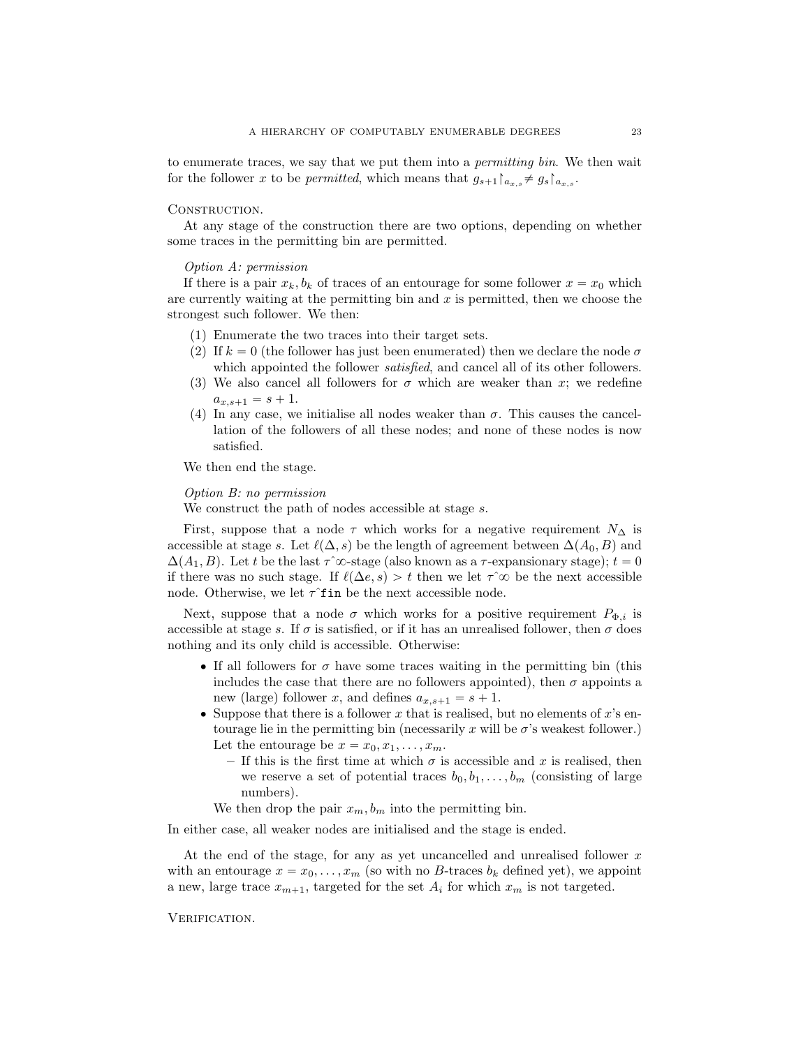to enumerate traces, we say that we put them into a *permitting bin*. We then wait for the follower $x$ to be *permitted*, which means that $g_{s+1}\restriction_{a_{x,s}} \neq g_s\restriction_{a_{x,s}}$.

Construction.

At any stage of the construction there are two options, depending on whether some traces in the permitting bin are permitted.

*Option A: permission*

If there is a pair $x_k, b_k$ of traces of an entourage for some follower $x = x_0$ which are currently waiting at the permitting bin and $x$ is permitted, then we choose the strongest such follower. We then:

1. Enumerate the two traces into their target sets.
2. If $k = 0$ (the follower has just been enumerated) then we declare the node $\sigma$ which appointed the follower *satisfied*, and cancel all of its other followers.
3. We also cancel all followers for $\sigma$ which are weaker than $x$; we redefine $a_{x,s+1} = s + 1$.
4. In any case, we initialise all nodes weaker than $\sigma$. This causes the cancellation of the followers of all these nodes; and none of these nodes is now satisfied.

We then end the stage.

*Option B: no permission*

We construct the path of nodes accessible at stage $s$.

First, suppose that a node $\tau$ which works for a negative requirement $N_\Delta$ is accessible at stage $s$. Let $\ell(\Delta, s)$ be the length of agreement between $\Delta(A_0, B)$ and $\Delta(A_1, B)$. Let $t$ be the last $\tau\hat{}\infty$-stage (also known as a $\tau$-expansionary stage); $t = 0$ if there was no such stage. If $\ell(\Delta e, s) > t$ then we let $\tau\hat{}\infty$ be the next accessible node. Otherwise, we let $\tau\hat{}\texttt{fin}$ be the next accessible node.

Next, suppose that a node $\sigma$ which works for a positive requirement $P_{\Phi,i}$ is accessible at stage $s$. If $\sigma$ is satisfied, or if it has an unrealised follower, then $\sigma$ does nothing and its only child is accessible. Otherwise:

- If all followers for $\sigma$ have some traces waiting in the permitting bin (this includes the case that there are no followers appointed), then $\sigma$ appoints a new (large) follower $x$, and defines $a_{x,s+1} = s + 1$.
- Suppose that there is a follower $x$ that is realised, but no elements of $x$'s entourage lie in the permitting bin (necessarily $x$ will be $\sigma$'s weakest follower.) Let the entourage be $x = x_0, x_1, \ldots, x_m$.
  - If this is the first time at which $\sigma$ is accessible and $x$ is realised, then we reserve a set of potential traces $b_0, b_1, \ldots, b_m$ (consisting of large numbers).

  We then drop the pair $x_m, b_m$ into the permitting bin.

In either case, all weaker nodes are initialised and the stage is ended.

At the end of the stage, for any as yet uncancelled and unrealised follower $x$ with an entourage $x = x_0, \ldots, x_m$ (so with no $B$-traces $b_k$ defined yet), we appoint a new, large trace $x_{m+1}$, targeted for the set $A_i$ for which $x_m$ is not targeted.

Verification.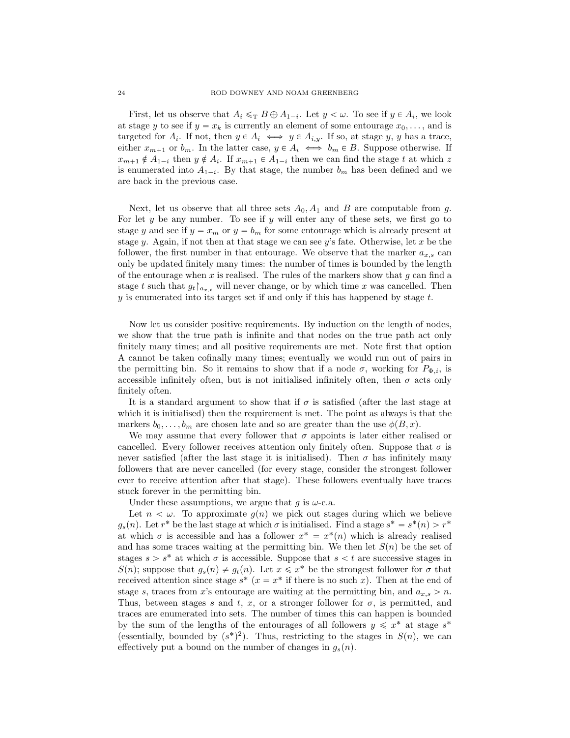First, let us observe that $A_i \leqslant_{\mathrm{T}} B \oplus A_{1-i}$. Let $y < \omega$. To see if $y \in A_i$, we look at stage $y$ to see if $y = x_k$ is currently an element of some entourage $x_0, \ldots,$ and is targeted for $A_i$. If not, then $y \in A_i \iff y \in A_{i,y}$. If so, at stage $y$, $y$ has a trace, either $x_{m+1}$ or $b_m$. In the latter case, $y \in A_i \iff b_m \in B$. Suppose otherwise. If $x_{m+1} \notin A_{1-i}$ then $y \notin A_i$. If $x_{m+1} \in A_{1-i}$ then we can find the stage $t$ at which $z$ is enumerated into $A_{1-i}$. By that stage, the number $b_m$ has been defined and we are back in the previous case.

Next, let us observe that all three sets $A_0, A_1$ and $B$ are computable from $g$. For let $y$ be any number. To see if $y$ will enter any of these sets, we first go to stage $y$ and see if $y = x_m$ or $y = b_m$ for some entourage which is already present at stage $y$. Again, if not then at that stage we can see $y$'s fate. Otherwise, let $x$ be the follower, the first number in that entourage. We observe that the marker $a_{x,s}$ can only be updated finitely many times: the number of times is bounded by the length of the entourage when $x$ is realised. The rules of the markers show that $g$ can find a stage $t$ such that $g_t\restriction_{a_{x,t}}$ will never change, or by which time $x$ was cancelled. Then $y$ is enumerated into its target set if and only if this has happened by stage $t$.

Now let us consider positive requirements. By induction on the length of nodes, we show that the true path is infinite and that nodes on the true path act only finitely many times; and all positive requirements are met. Note first that option A cannot be taken cofinally many times; eventually we would run out of pairs in the permitting bin. So it remains to show that if a node $\sigma$, working for $P_{\Phi,i}$, is accessible infinitely often, but is not initialised infinitely often, then $\sigma$ acts only finitely often.

It is a standard argument to show that if $\sigma$ is satisfied (after the last stage at which it is initialised) then the requirement is met. The point as always is that the markers $b_0, \ldots, b_m$ are chosen late and so are greater than the use $\phi(B, x)$.

We may assume that every follower that $\sigma$ appoints is later either realised or cancelled. Every follower receives attention only finitely often. Suppose that $\sigma$ is never satisfied (after the last stage it is initialised). Then $\sigma$ has infinitely many followers that are never cancelled (for every stage, consider the strongest follower ever to receive attention after that stage). These followers eventually have traces stuck forever in the permitting bin.

Under these assumptions, we argue that $g$ is $\omega$-c.a.

Let $n < \omega$. To approximate $g(n)$ we pick out stages during which we believe $g_s(n)$. Let $r^*$ be the last stage at which $\sigma$ is initialised. Find a stage $s^* = s^*(n) > r^*$ at which $\sigma$ is accessible and has a follower $x^* = x^*(n)$ which is already realised and has some traces waiting at the permitting bin. We then let $S(n)$ be the set of stages $s > s^*$ at which $\sigma$ is accessible. Suppose that $s < t$ are successive stages in $S(n)$; suppose that $g_s(n) \neq g_t(n)$. Let $x \leqslant x^*$ be the strongest follower for $\sigma$ that received attention since stage $s^*$ ($x = x^*$ if there is no such $x$). Then at the end of stage $s$, traces from $x$'s entourage are waiting at the permitting bin, and $a_{x,s} > n$. Thus, between stages $s$ and $t$, $x$, or a stronger follower for $\sigma$, is permitted, and traces are enumerated into sets. The number of times this can happen is bounded by the sum of the lengths of the entourages of all followers $y \leqslant x^*$ at stage $s^*$ (essentially, bounded by $(s^*)^2$). Thus, restricting to the stages in $S(n)$, we can effectively put a bound on the number of changes in $g_s(n)$.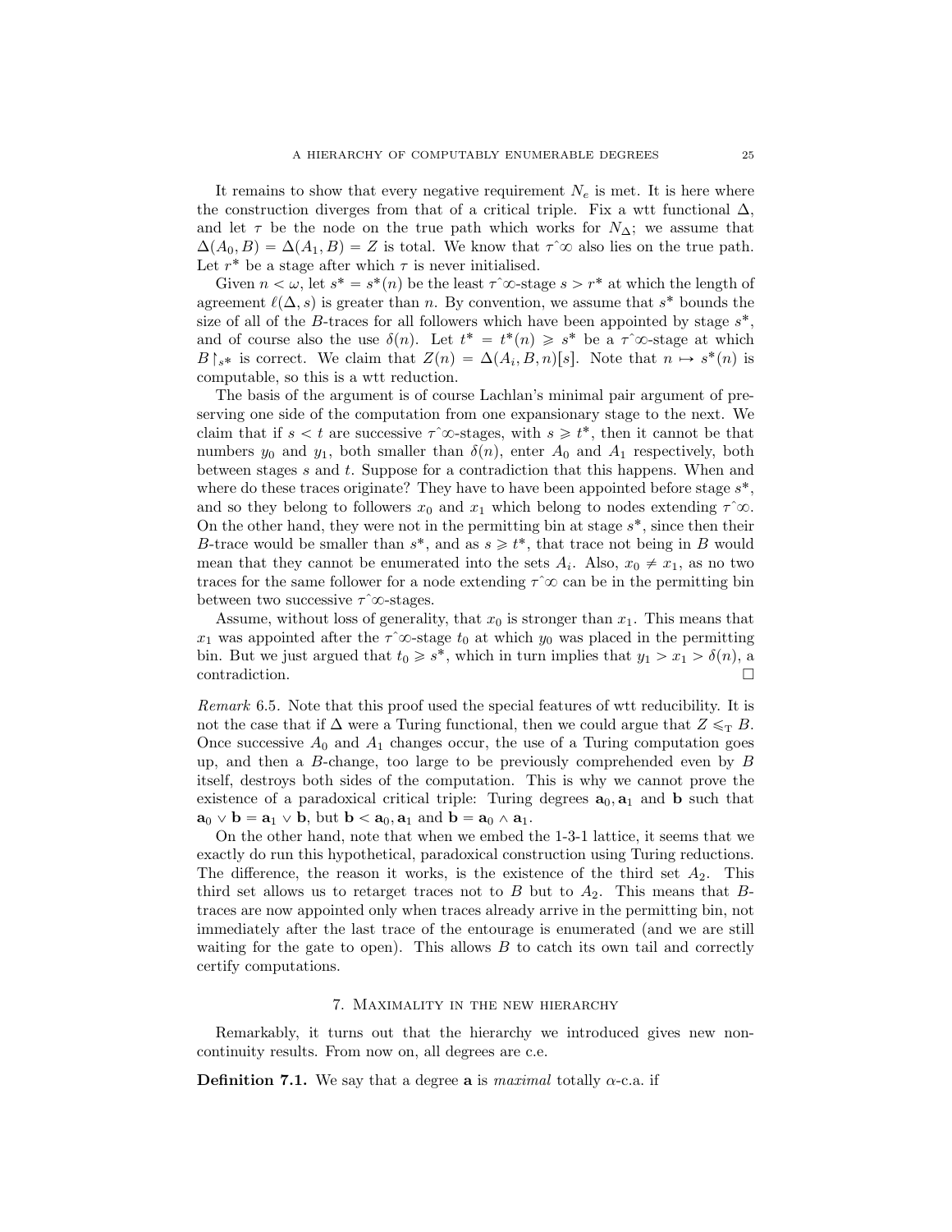It remains to show that every negative requirement $N_e$ is met. It is here where the construction diverges from that of a critical triple. Fix a wtt functional $\Delta$, and let $\tau$ be the node on the true path which works for $N_\Delta$; we assume that $\Delta(A_0, B) = \Delta(A_1, B) = Z$ is total. We know that $\tau\hat{}\infty$ also lies on the true path. Let $r^*$ be a stage after which $\tau$ is never initialised.

Given $n < \omega$, let $s^* = s^*(n)$ be the least $\tau\hat{}\infty$-stage $s > r^*$ at which the length of agreement $\ell(\Delta, s)$ is greater than $n$. By convention, we assume that $s^*$ bounds the size of all of the $B$-traces for all followers which have been appointed by stage $s^*$, and of course also the use $\delta(n)$. Let $t^* = t^*(n) \geqslant s^*$ be a $\tau\hat{}\infty$-stage at which $B\restriction_{s^*}$ is correct. We claim that $Z(n) = \Delta(A_i, B, n)[s]$. Note that $n \mapsto s^*(n)$ is computable, so this is a wtt reduction.

The basis of the argument is of course Lachlan's minimal pair argument of preserving one side of the computation from one expansionary stage to the next. We claim that if $s < t$ are successive $\tau\hat{}\infty$-stages, with $s \geqslant t^*$, then it cannot be that numbers $y_0$ and $y_1$, both smaller than $\delta(n)$, enter $A_0$ and $A_1$ respectively, both between stages $s$ and $t$. Suppose for a contradiction that this happens. When and where do these traces originate? They have to have been appointed before stage $s^*$, and so they belong to followers $x_0$ and $x_1$ which belong to nodes extending $\tau\hat{}\infty$. On the other hand, they were not in the permitting bin at stage $s^*$, since then their $B$-trace would be smaller than $s^*$, and as $s \geqslant t^*$, that trace not being in $B$ would mean that they cannot be enumerated into the sets $A_i$. Also, $x_0 \neq x_1$, as no two traces for the same follower for a node extending $\tau\hat{}\infty$ can be in the permitting bin between two successive $\tau\hat{}\infty$-stages.

Assume, without loss of generality, that $x_0$ is stronger than $x_1$. This means that $x_1$ was appointed after the $\tau\hat{}\infty$-stage $t_0$ at which $y_0$ was placed in the permitting bin. But we just argued that $t_0 \geqslant s^*$, which in turn implies that $y_1 > x_1 > \delta(n)$, a contradiction. $\square$

*Remark* 6.5. Note that this proof used the special features of wtt reducibility. It is not the case that if $\Delta$ were a Turing functional, then we could argue that $Z \leqslant_{\mathrm{T}} B$. Once successive $A_0$ and $A_1$ changes occur, the use of a Turing computation goes up, and then a $B$-change, too large to be previously comprehended even by $B$ itself, destroys both sides of the computation. This is why we cannot prove the existence of a paradoxical critical triple: Turing degrees $\mathbf{a}_0, \mathbf{a}_1$ and $\mathbf{b}$ such that $\mathbf{a}_0 \vee \mathbf{b} = \mathbf{a}_1 \vee \mathbf{b}$, but $\mathbf{b} < \mathbf{a}_0, \mathbf{a}_1$ and $\mathbf{b} = \mathbf{a}_0 \wedge \mathbf{a}_1$.

On the other hand, note that when we embed the 1-3-1 lattice, it seems that we exactly do run this hypothetical, paradoxical construction using Turing reductions. The difference, the reason it works, is the existence of the third set $A_2$. This third set allows us to retarget traces not to $B$ but to $A_2$. This means that $B$-traces are now appointed only when traces already arrive in the permitting bin, not immediately after the last trace of the entourage is enumerated (and we are still waiting for the gate to open). This allows $B$ to catch its own tail and correctly certify computations.

## 7. Maximality in the new hierarchy

Remarkably, it turns out that the hierarchy we introduced gives new noncontinuity results. From now on, all degrees are c.e.

**Definition 7.1.** We say that a degree $\mathbf{a}$ is *maximal* totally $\alpha$-c.a. if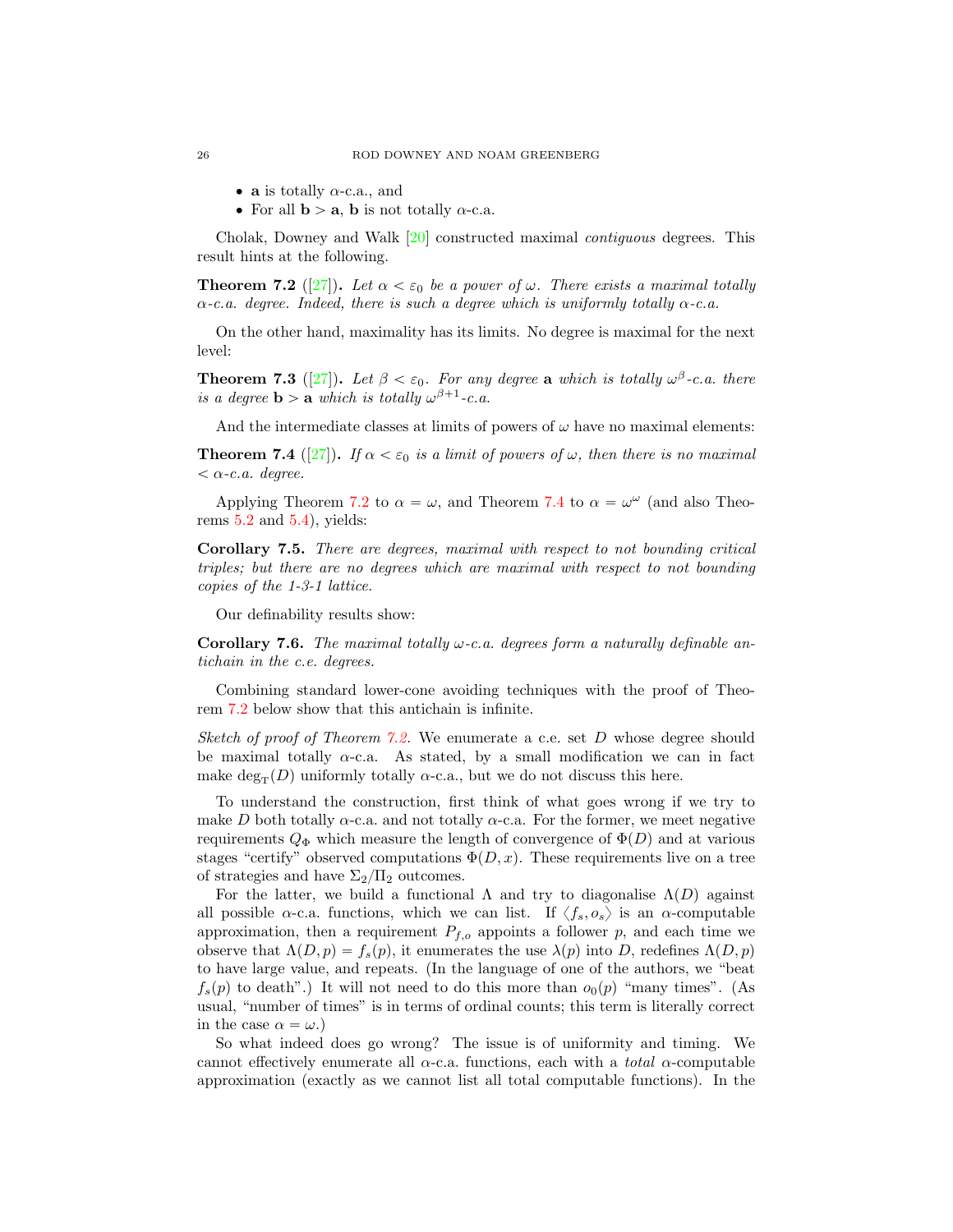- **a** is totally $\alpha$-c.a., and
- For all $\mathbf{b} > \mathbf{a}$, $\mathbf{b}$ is not totally $\alpha$-c.a.

Cholak, Downey and Walk [20] constructed maximal *contiguous* degrees. This result hints at the following.

**Theorem 7.2** ([27]). *Let $\alpha < \varepsilon_0$ be a power of $\omega$. There exists a maximal totally $\alpha$-c.a. degree. Indeed, there is such a degree which is uniformly totally $\alpha$-c.a.*

On the other hand, maximality has its limits. No degree is maximal for the next level:

**Theorem 7.3** ([27]). *Let $\beta < \varepsilon_0$. For any degree $\mathbf{a}$ which is totally $\omega^\beta$-c.a. there is a degree $\mathbf{b} > \mathbf{a}$ which is totally $\omega^{\beta+1}$-c.a.*

And the intermediate classes at limits of powers of $\omega$ have no maximal elements:

**Theorem 7.4** ([27]). *If $\alpha < \varepsilon_0$ is a limit of powers of $\omega$, then there is no maximal $< \alpha$-c.a. degree.*

Applying Theorem 7.2 to $\alpha = \omega$, and Theorem 7.4 to $\alpha = \omega^\omega$ (and also Theorems 5.2 and 5.4), yields:

**Corollary 7.5.** *There are degrees, maximal with respect to not bounding critical triples; but there are no degrees which are maximal with respect to not bounding copies of the 1-3-1 lattice.*

Our definability results show:

**Corollary 7.6.** *The maximal totally $\omega$-c.a. degrees form a naturally definable antichain in the c.e. degrees.*

Combining standard lower-cone avoiding techniques with the proof of Theorem 7.2 below show that this antichain is infinite.

*Sketch of proof of Theorem 7.2.* We enumerate a c.e. set $D$ whose degree should be maximal totally $\alpha$-c.a. As stated, by a small modification we can in fact make $\deg_{\mathrm{T}}(D)$ uniformly totally $\alpha$-c.a., but we do not discuss this here.

To understand the construction, first think of what goes wrong if we try to make $D$ both totally $\alpha$-c.a. and not totally $\alpha$-c.a. For the former, we meet negative requirements $Q_\Phi$ which measure the length of convergence of $\Phi(D)$ and at various stages "certify" observed computations $\Phi(D, x)$. These requirements live on a tree of strategies and have $\Sigma_2/\Pi_2$ outcomes.

For the latter, we build a functional $\Lambda$ and try to diagonalise $\Lambda(D)$ against all possible $\alpha$-c.a. functions, which we can list. If $\langle f_s, o_s \rangle$ is an $\alpha$-computable approximation, then a requirement $P_{f,o}$ appoints a follower $p$, and each time we observe that $\Lambda(D, p) = f_s(p)$, it enumerates the use $\lambda(p)$ into $D$, redefines $\Lambda(D, p)$ to have large value, and repeats. (In the language of one of the authors, we "beat $f_s(p)$ to death".) It will not need to do this more than $o_0(p)$ "many times". (As usual, "number of times" is in terms of ordinal counts; this term is literally correct in the case $\alpha = \omega$.)

So what indeed does go wrong? The issue is of uniformity and timing. We cannot effectively enumerate all $\alpha$-c.a. functions, each with a *total* $\alpha$-computable approximation (exactly as we cannot list all total computable functions). In the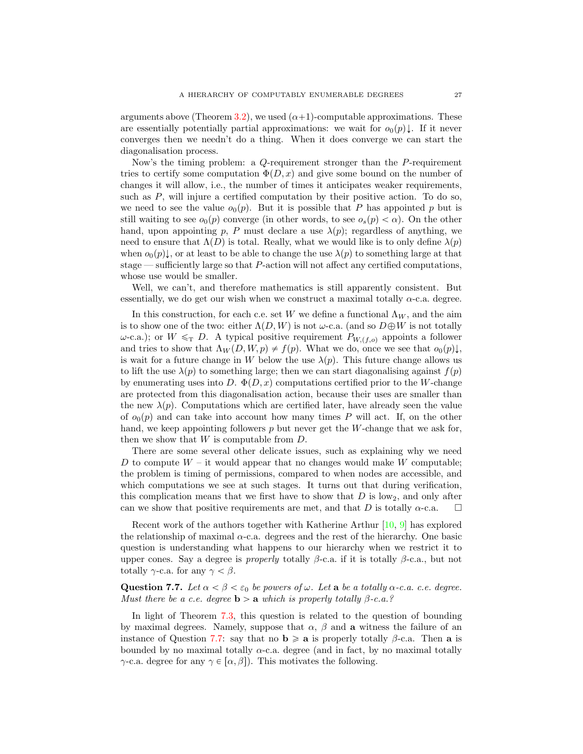arguments above (Theorem 3.2), we used $(\alpha+1)$-computable approximations. These are essentially potentially partial approximations: we wait for $o_0(p)\downarrow$. If it never converges then we needn't do a thing. When it does converge we can start the diagonalisation process.

Now's the timing problem: a $Q$-requirement stronger than the $P$-requirement tries to certify some computation $\Phi(D, x)$ and give some bound on the number of changes it will allow, i.e., the number of times it anticipates weaker requirements, such as $P$, will injure a certified computation by their positive action. To do so, we need to see the value $o_0(p)$. But it is possible that $P$ has appointed $p$ but is still waiting to see $o_0(p)$ converge (in other words, to see $o_s(p) < \alpha$). On the other hand, upon appointing $p$, $P$ must declare a use $\lambda(p)$; regardless of anything, we need to ensure that $\Lambda(D)$ is total. Really, what we would like is to only define $\lambda(p)$ when $o_0(p)\downarrow$, or at least to be able to change the use $\lambda(p)$ to something large at that stage — sufficiently large so that $P$-action will not affect any certified computations, whose use would be smaller.

Well, we can't, and therefore mathematics is still apparently consistent. But essentially, we do get our wish when we construct a maximal totally $\alpha$-c.a. degree.

In this construction, for each c.e. set $W$ we define a functional $\Lambda_W$, and the aim is to show one of the two: either $\Lambda(D, W)$ is not $\omega$-c.a. (and so $D \oplus W$ is not totally $\omega$-c.a.); or $W \leqslant_{\mathrm{T}} D$. A typical positive requirement $P_{W,(f,o)}$ appoints a follower and tries to show that $\Lambda_W(D, W, p) \neq f(p)$. What we do, once we see that $o_0(p)\downarrow$, is wait for a future change in $W$ below the use $\lambda(p)$. This future change allows us to lift the use $\lambda(p)$ to something large; then we can start diagonalising against $f(p)$ by enumerating uses into $D$. $\Phi(D, x)$ computations certified prior to the $W$-change are protected from this diagonalisation action, because their uses are smaller than the new $\lambda(p)$. Computations which are certified later, have already seen the value of $o_0(p)$ and can take into account how many times $P$ will act. If, on the other hand, we keep appointing followers $p$ but never get the $W$-change that we ask for, then we show that $W$ is computable from $D$.

There are some several other delicate issues, such as explaining why we need $D$ to compute $W$ – it would appear that no changes would make $W$ computable; the problem is timing of permissions, compared to when nodes are accessible, and which computations we see at such stages. It turns out that during verification, this complication means that we first have to show that $D$ is low$_2$, and only after can we show that positive requirements are met, and that $D$ is totally $\alpha$-c.a. $\square$

Recent work of the authors together with Katherine Arthur [10, 9] has explored the relationship of maximal $\alpha$-c.a. degrees and the rest of the hierarchy. One basic question is understanding what happens to our hierarchy when we restrict it to upper cones. Say a degree is *properly* totally $\beta$-c.a. if it is totally $\beta$-c.a., but not totally $\gamma$-c.a. for any $\gamma < \beta$.

**Question 7.7.** *Let $\alpha < \beta < \varepsilon_0$ be powers of $\omega$. Let $\mathbf{a}$ be a totally $\alpha$-c.a. c.e. degree. Must there be a c.e. degree $\mathbf{b} > \mathbf{a}$ which is properly totally $\beta$-c.a.?*

In light of Theorem 7.3, this question is related to the question of bounding by maximal degrees. Namely, suppose that $\alpha$, $\beta$ and $\mathbf{a}$ witness the failure of an instance of Question 7.7: say that no $\mathbf{b} \geqslant \mathbf{a}$ is properly totally $\beta$-c.a. Then $\mathbf{a}$ is bounded by no maximal totally $\alpha$-c.a. degree (and in fact, by no maximal totally $\gamma$-c.a. degree for any $\gamma \in [\alpha, \beta]$). This motivates the following.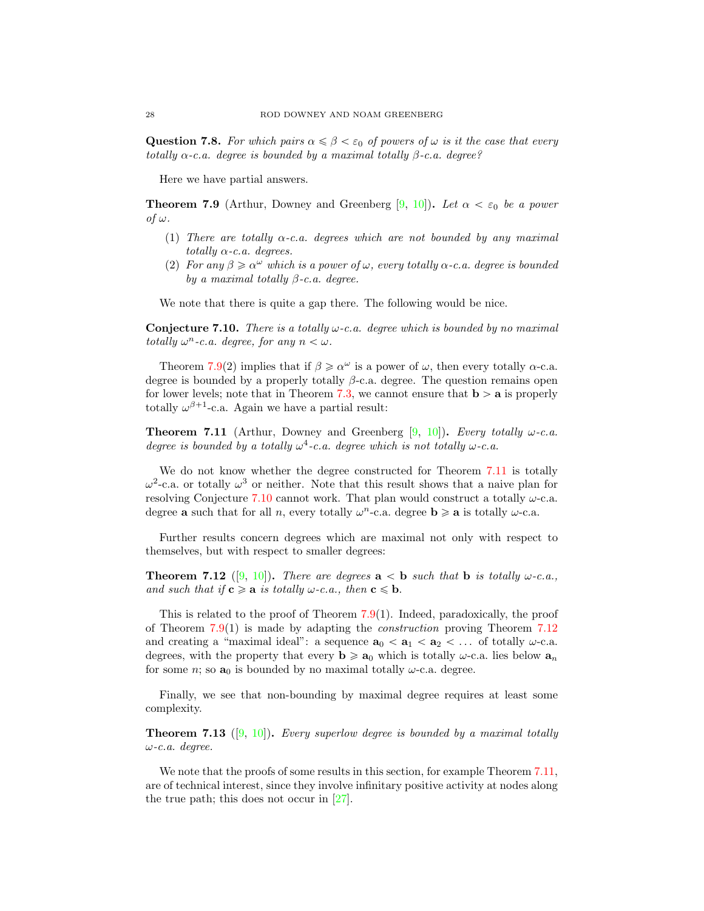**Question 7.8.** *For which pairs $\alpha \leqslant \beta < \varepsilon_0$ of powers of $\omega$ is it the case that every totally $\alpha$-c.a. degree is bounded by a maximal totally $\beta$-c.a. degree?*

Here we have partial answers.

**Theorem 7.9** (Arthur, Downey and Greenberg [9, 10])**.** *Let $\alpha < \varepsilon_0$ be a power of $\omega$.*

1. *There are totally $\alpha$-c.a. degrees which are not bounded by any maximal totally $\alpha$-c.a. degrees.*
2. *For any $\beta \geqslant \alpha^\omega$ which is a power of $\omega$, every totally $\alpha$-c.a. degree is bounded by a maximal totally $\beta$-c.a. degree.*

We note that there is quite a gap there. The following would be nice.

**Conjecture 7.10.** *There is a totally $\omega$-c.a. degree which is bounded by no maximal totally $\omega^n$-c.a. degree, for any $n < \omega$.*

Theorem 7.9(2) implies that if $\beta \geqslant \alpha^\omega$ is a power of $\omega$, then every totally $\alpha$-c.a. degree is bounded by a properly totally $\beta$-c.a. degree. The question remains open for lower levels; note that in Theorem 7.3, we cannot ensure that $\mathbf{b} > \mathbf{a}$ is properly totally $\omega^{\beta+1}$-c.a. Again we have a partial result:

**Theorem 7.11** (Arthur, Downey and Greenberg [9, 10])**.** *Every totally $\omega$-c.a. degree is bounded by a totally $\omega^4$-c.a. degree which is not totally $\omega$-c.a.*

We do not know whether the degree constructed for Theorem 7.11 is totally $\omega^2$-c.a. or totally $\omega^3$ or neither. Note that this result shows that a naive plan for resolving Conjecture 7.10 cannot work. That plan would construct a totally $\omega$-c.a. degree $\mathbf{a}$ such that for all $n$, every totally $\omega^n$-c.a. degree $\mathbf{b} \geqslant \mathbf{a}$ is totally $\omega$-c.a.

Further results concern degrees which are maximal not only with respect to themselves, but with respect to smaller degrees:

**Theorem 7.12** ([9, 10])**.** *There are degrees $\mathbf{a} < \mathbf{b}$ such that $\mathbf{b}$ is totally $\omega$-c.a., and such that if $\mathbf{c} \geqslant \mathbf{a}$ is totally $\omega$-c.a., then $\mathbf{c} \leqslant \mathbf{b}$.*

This is related to the proof of Theorem 7.9(1). Indeed, paradoxically, the proof of Theorem 7.9(1) is made by adapting the *construction* proving Theorem 7.12 and creating a "maximal ideal": a sequence $\mathbf{a}_0 < \mathbf{a}_1 < \mathbf{a}_2 < \dots$ of totally $\omega$-c.a. degrees, with the property that every $\mathbf{b} \geqslant \mathbf{a}_0$ which is totally $\omega$-c.a. lies below $\mathbf{a}_n$ for some $n$; so $\mathbf{a}_0$ is bounded by no maximal totally $\omega$-c.a. degree.

Finally, we see that non-bounding by maximal degree requires at least some complexity.

**Theorem 7.13** ([9, 10])**.** *Every superlow degree is bounded by a maximal totally $\omega$-c.a. degree.*

We note that the proofs of some results in this section, for example Theorem 7.11, are of technical interest, since they involve infinitary positive activity at nodes along the true path; this does not occur in [27].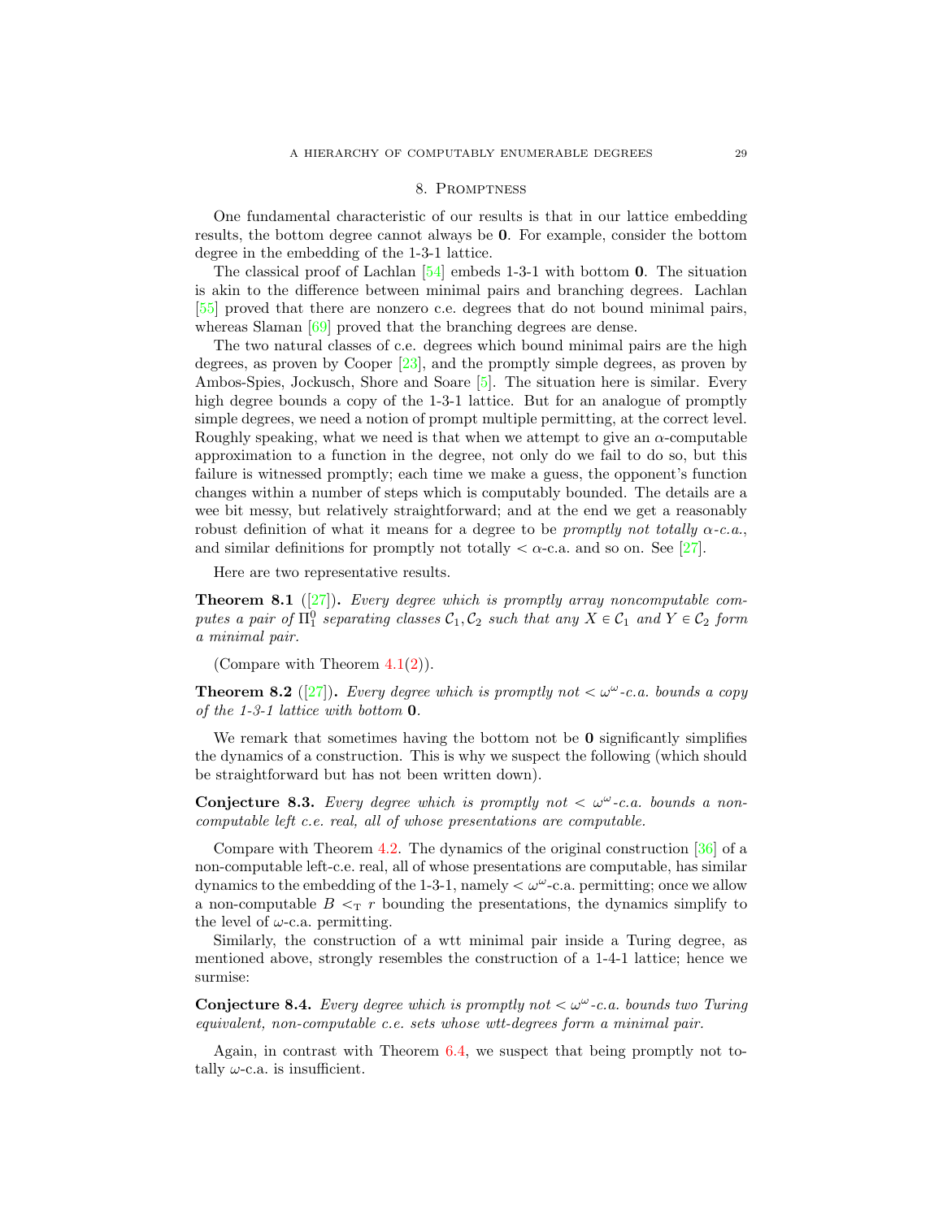## 8. Promptness

One fundamental characteristic of our results is that in our lattice embedding results, the bottom degree cannot always be **0**. For example, consider the bottom degree in the embedding of the 1-3-1 lattice.

The classical proof of Lachlan [54] embeds 1-3-1 with bottom **0**. The situation is akin to the difference between minimal pairs and branching degrees. Lachlan [55] proved that there are nonzero c.e. degrees that do not bound minimal pairs, whereas Slaman [69] proved that the branching degrees are dense.

The two natural classes of c.e. degrees which bound minimal pairs are the high degrees, as proven by Cooper [23], and the promptly simple degrees, as proven by Ambos-Spies, Jockusch, Shore and Soare [5]. The situation here is similar. Every high degree bounds a copy of the 1-3-1 lattice. But for an analogue of promptly simple degrees, we need a notion of prompt multiple permitting, at the correct level. Roughly speaking, what we need is that when we attempt to give an $\alpha$-computable approximation to a function in the degree, not only do we fail to do so, but this failure is witnessed promptly; each time we make a guess, the opponent's function changes within a number of steps which is computably bounded. The details are a wee bit messy, but relatively straightforward; and at the end we get a reasonably robust definition of what it means for a degree to be *promptly not totally $\alpha$-c.a.*, and similar definitions for promptly not totally $< \alpha$-c.a. and so on. See [27].

Here are two representative results.

**Theorem 8.1** ([27]). *Every degree which is promptly array noncomputable computes a pair of $\Pi^0_1$ separating classes $\mathcal{C}_1, \mathcal{C}_2$ such that any $X \in \mathcal{C}_1$ and $Y \in \mathcal{C}_2$ form a minimal pair.*

(Compare with Theorem 4.1(2)).

**Theorem 8.2** ([27]). *Every degree which is promptly not $< \omega^\omega$-c.a. bounds a copy of the 1-3-1 lattice with bottom* **0**.

We remark that sometimes having the bottom not be **0** significantly simplifies the dynamics of a construction. This is why we suspect the following (which should be straightforward but has not been written down).

**Conjecture 8.3.** *Every degree which is promptly not $< \omega^\omega$-c.a. bounds a noncomputable left c.e. real, all of whose presentations are computable.*

Compare with Theorem 4.2. The dynamics of the original construction [36] of a non-computable left-c.e. real, all of whose presentations are computable, has similar dynamics to the embedding of the 1-3-1, namely $< \omega^\omega$-c.a. permitting; once we allow a non-computable $B <_{\mathrm{T}} r$ bounding the presentations, the dynamics simplify to the level of $\omega$-c.a. permitting.

Similarly, the construction of a wtt minimal pair inside a Turing degree, as mentioned above, strongly resembles the construction of a 1-4-1 lattice; hence we surmise:

**Conjecture 8.4.** *Every degree which is promptly not $< \omega^\omega$-c.a. bounds two Turing equivalent, non-computable c.e. sets whose wtt-degrees form a minimal pair.*

Again, in contrast with Theorem 6.4, we suspect that being promptly not totally $\omega$-c.a. is insufficient.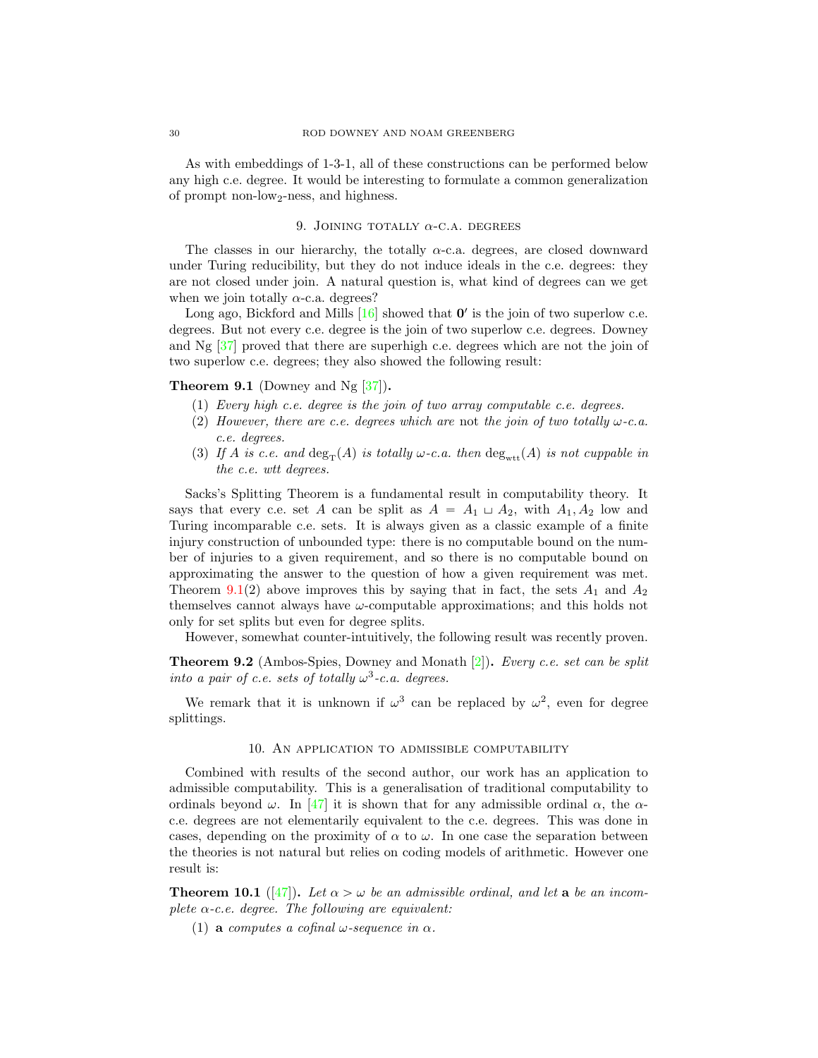As with embeddings of 1-3-1, all of these constructions can be performed below any high c.e. degree. It would be interesting to formulate a common generalization of prompt non-low$_2$-ness, and highness.

## 9. Joining totally $\alpha$-c.a. degrees

The classes in our hierarchy, the totally $\alpha$-c.a. degrees, are closed downward under Turing reducibility, but they do not induce ideals in the c.e. degrees: they are not closed under join. A natural question is, what kind of degrees can we get when we join totally $\alpha$-c.a. degrees?

Long ago, Bickford and Mills [16] showed that $\mathbf{0}'$ is the join of two superlow c.e. degrees. But not every c.e. degree is the join of two superlow c.e. degrees. Downey and Ng [37] proved that there are superhigh c.e. degrees which are not the join of two superlow c.e. degrees; they also showed the following result:

**Theorem 9.1** (Downey and Ng [37])**.**

1. *Every high c.e. degree is the join of two array computable c.e. degrees.*
2. *However, there are c.e. degrees which are* not *the join of two totally $\omega$-c.a. c.e. degrees.*
3. *If $A$ is c.e. and $\deg_{\mathrm{T}}(A)$ is totally $\omega$-c.a. then $\deg_{\mathrm{wtt}}(A)$ is not cuppable in the c.e. wtt degrees.*

Sacks's Splitting Theorem is a fundamental result in computability theory. It says that every c.e. set $A$ can be split as $A = A_1 \sqcup A_2$, with $A_1, A_2$ low and Turing incomparable c.e. sets. It is always given as a classic example of a finite injury construction of unbounded type: there is no computable bound on the number of injuries to a given requirement, and so there is no computable bound on approximating the answer to the question of how a given requirement was met. Theorem 9.1(2) above improves this by saying that in fact, the sets $A_1$ and $A_2$ themselves cannot always have $\omega$-computable approximations; and this holds not only for set splits but even for degree splits.

However, somewhat counter-intuitively, the following result was recently proven.

**Theorem 9.2** (Ambos-Spies, Downey and Monath [2])**.** *Every c.e. set can be split into a pair of c.e. sets of totally $\omega^3$-c.a. degrees.*

We remark that it is unknown if $\omega^3$ can be replaced by $\omega^2$, even for degree splittings.

## 10. An application to admissible computability

Combined with results of the second author, our work has an application to admissible computability. This is a generalisation of traditional computability to ordinals beyond $\omega$. In [47] it is shown that for any admissible ordinal $\alpha$, the $\alpha$-c.e. degrees are not elementarily equivalent to the c.e. degrees. This was done in cases, depending on the proximity of $\alpha$ to $\omega$. In one case the separation between the theories is not natural but relies on coding models of arithmetic. However one result is:

**Theorem 10.1** ([47])**.** *Let $\alpha > \omega$ be an admissible ordinal, and let $\mathbf{a}$ be an incomplete $\alpha$-c.e. degree. The following are equivalent:*

1. $\mathbf{a}$ *computes a cofinal $\omega$-sequence in $\alpha$.*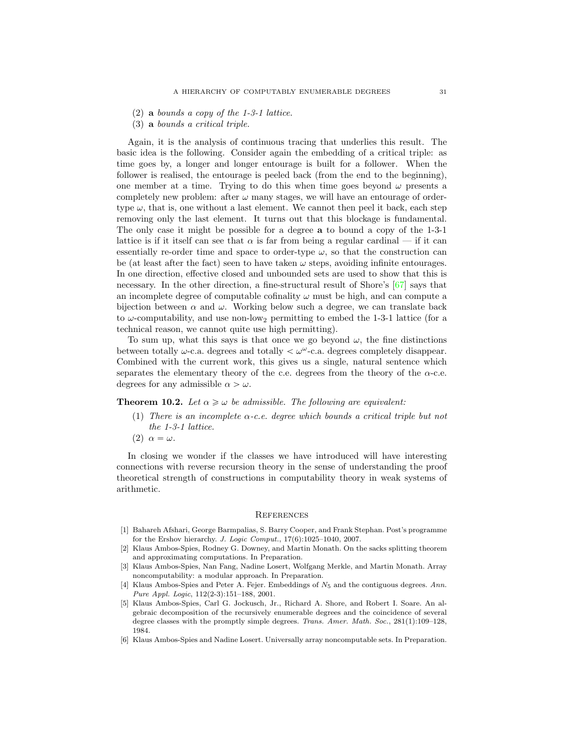(2) **a** *bounds a copy of the 1-3-1 lattice.*

(3) **a** *bounds a critical triple.*

Again, it is the analysis of continuous tracing that underlies this result. The basic idea is the following. Consider again the embedding of a critical triple: as time goes by, a longer and longer entourage is built for a follower. When the follower is realised, the entourage is peeled back (from the end to the beginning), one member at a time. Trying to do this when time goes beyond $\omega$ presents a completely new problem: after $\omega$ many stages, we will have an entourage of order-type $\omega$, that is, one without a last element. We cannot then peel it back, each step removing only the last element. It turns out that this blockage is fundamental. The only case it might be possible for a degree **a** to bound a copy of the 1-3-1 lattice is if it itself can see that $\alpha$ is far from being a regular cardinal — if it can essentially re-order time and space to order-type $\omega$, so that the construction can be (at least after the fact) seen to have taken $\omega$ steps, avoiding infinite entourages. In one direction, effective closed and unbounded sets are used to show that this is necessary. In the other direction, a fine-structural result of Shore's [67] says that an incomplete degree of computable cofinality $\omega$ must be high, and can compute a bijection between $\alpha$ and $\omega$. Working below such a degree, we can translate back to $\omega$-computability, and use non-low$_2$ permitting to embed the 1-3-1 lattice (for a technical reason, we cannot quite use high permitting).

To sum up, what this says is that once we go beyond $\omega$, the fine distinctions between totally $\omega$-c.a. degrees and totally $< \omega^\omega$-c.a. degrees completely disappear. Combined with the current work, this gives us a single, natural sentence which separates the elementary theory of the c.e. degrees from the theory of the $\alpha$-c.e. degrees for any admissible $\alpha > \omega$.

**Theorem 10.2.** *Let $\alpha \geqslant \omega$ be admissible. The following are equivalent:*

(1) *There is an incomplete $\alpha$-c.e. degree which bounds a critical triple but not the 1-3-1 lattice.*

(2) $\alpha = \omega$.

In closing we wonder if the classes we have introduced will have interesting connections with reverse recursion theory in the sense of understanding the proof theoretical strength of constructions in computability theory in weak systems of arithmetic.

## References

[1] Bahareh Afshari, George Barmpalias, S. Barry Cooper, and Frank Stephan. Post's programme for the Ershov hierarchy. *J. Logic Comput.*, 17(6):1025–1040, 2007.

[2] Klaus Ambos-Spies, Rodney G. Downey, and Martin Monath. On the sacks splitting theorem and approximating computations. In Preparation.

[3] Klaus Ambos-Spies, Nan Fang, Nadine Losert, Wolfgang Merkle, and Martin Monath. Array noncomputability: a modular approach. In Preparation.

[4] Klaus Ambos-Spies and Peter A. Fejer. Embeddings of $N_5$ and the contiguous degrees. *Ann. Pure Appl. Logic*, 112(2-3):151–188, 2001.

[5] Klaus Ambos-Spies, Carl G. Jockusch, Jr., Richard A. Shore, and Robert I. Soare. An algebraic decomposition of the recursively enumerable degrees and the coincidence of several degree classes with the promptly simple degrees. *Trans. Amer. Math. Soc.*, 281(1):109–128, 1984.

[6] Klaus Ambos-Spies and Nadine Losert. Universally array noncomputable sets. In Preparation.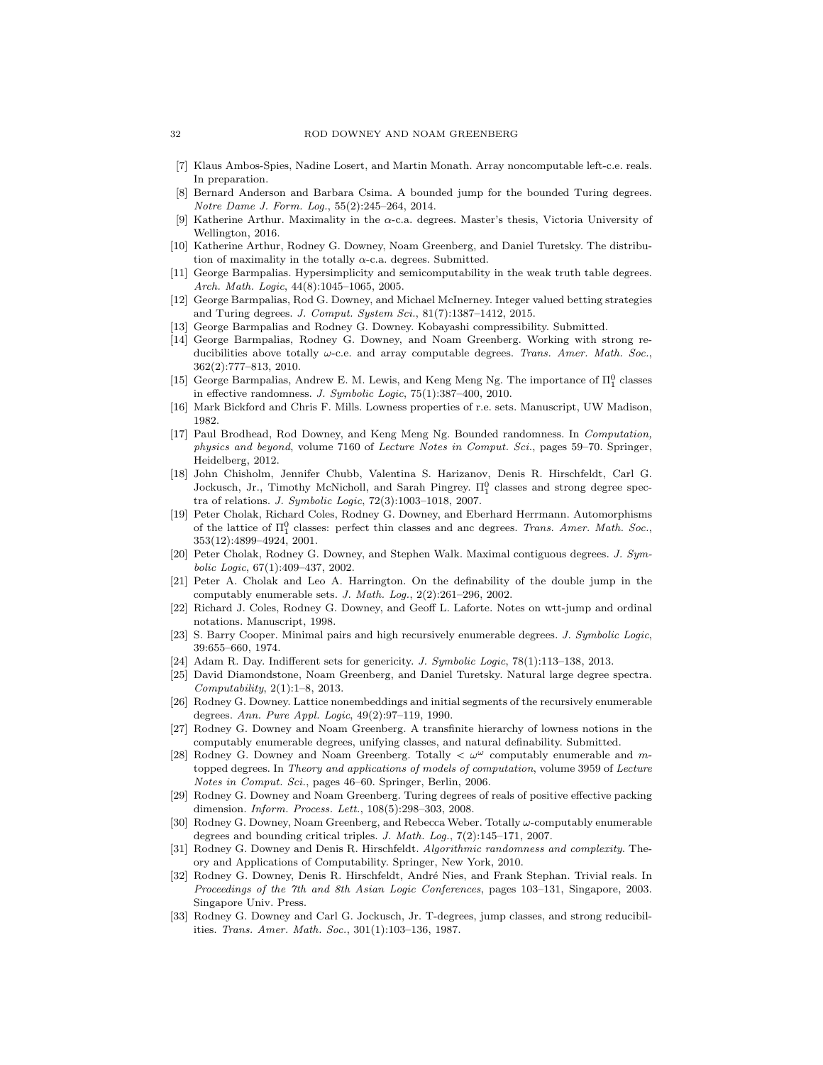[7] Klaus Ambos-Spies, Nadine Losert, and Martin Monath. Array noncomputable left-c.e. reals. In preparation.

[8] Bernard Anderson and Barbara Csima. A bounded jump for the bounded Turing degrees. *Notre Dame J. Form. Log.*, 55(2):245–264, 2014.

[9] Katherine Arthur. Maximality in the $\alpha$-c.a. degrees. Master's thesis, Victoria University of Wellington, 2016.

[10] Katherine Arthur, Rodney G. Downey, Noam Greenberg, and Daniel Turetsky. The distribution of maximality in the totally $\alpha$-c.a. degrees. Submitted.

[11] George Barmpalias. Hypersimplicity and semicomputability in the weak truth table degrees. *Arch. Math. Logic*, 44(8):1045–1065, 2005.

[12] George Barmpalias, Rod G. Downey, and Michael McInerney. Integer valued betting strategies and Turing degrees. *J. Comput. System Sci.*, 81(7):1387–1412, 2015.

[13] George Barmpalias and Rodney G. Downey. Kobayashi compressibility. Submitted.

[14] George Barmpalias, Rodney G. Downey, and Noam Greenberg. Working with strong reducibilities above totally $\omega$-c.e. and array computable degrees. *Trans. Amer. Math. Soc.*, 362(2):777–813, 2010.

[15] George Barmpalias, Andrew E. M. Lewis, and Keng Meng Ng. The importance of $\Pi^0_1$ classes in effective randomness. *J. Symbolic Logic*, 75(1):387–400, 2010.

[16] Mark Bickford and Chris F. Mills. Lowness properties of r.e. sets. Manuscript, UW Madison, 1982.

[17] Paul Brodhead, Rod Downey, and Keng Meng Ng. Bounded randomness. In *Computation, physics and beyond*, volume 7160 of *Lecture Notes in Comput. Sci.*, pages 59–70. Springer, Heidelberg, 2012.

[18] John Chisholm, Jennifer Chubb, Valentina S. Harizanov, Denis R. Hirschfeldt, Carl G. Jockusch, Jr., Timothy McNicholl, and Sarah Pingrey. $\Pi^0_1$ classes and strong degree spectra of relations. *J. Symbolic Logic*, 72(3):1003–1018, 2007.

[19] Peter Cholak, Richard Coles, Rodney G. Downey, and Eberhard Herrmann. Automorphisms of the lattice of $\Pi^0_1$ classes: perfect thin classes and anc degrees. *Trans. Amer. Math. Soc.*, 353(12):4899–4924, 2001.

[20] Peter Cholak, Rodney G. Downey, and Stephen Walk. Maximal contiguous degrees. *J. Symbolic Logic*, 67(1):409–437, 2002.

[21] Peter A. Cholak and Leo A. Harrington. On the definability of the double jump in the computably enumerable sets. *J. Math. Log.*, 2(2):261–296, 2002.

[22] Richard J. Coles, Rodney G. Downey, and Geoff L. Laforte. Notes on wtt-jump and ordinal notations. Manuscript, 1998.

[23] S. Barry Cooper. Minimal pairs and high recursively enumerable degrees. *J. Symbolic Logic*, 39:655–660, 1974.

[24] Adam R. Day. Indifferent sets for genericity. *J. Symbolic Logic*, 78(1):113–138, 2013.

[25] David Diamondstone, Noam Greenberg, and Daniel Turetsky. Natural large degree spectra. *Computability*, 2(1):1–8, 2013.

[26] Rodney G. Downey. Lattice nonembeddings and initial segments of the recursively enumerable degrees. *Ann. Pure Appl. Logic*, 49(2):97–119, 1990.

[27] Rodney G. Downey and Noam Greenberg. A transfinite hierarchy of lowness notions in the computably enumerable degrees, unifying classes, and natural definability. Submitted.

[28] Rodney G. Downey and Noam Greenberg. Totally $< \omega^\omega$ computably enumerable and $m$-topped degrees. In *Theory and applications of models of computation*, volume 3959 of *Lecture Notes in Comput. Sci.*, pages 46–60. Springer, Berlin, 2006.

[29] Rodney G. Downey and Noam Greenberg. Turing degrees of reals of positive effective packing dimension. *Inform. Process. Lett.*, 108(5):298–303, 2008.

[30] Rodney G. Downey, Noam Greenberg, and Rebecca Weber. Totally $\omega$-computably enumerable degrees and bounding critical triples. *J. Math. Log.*, 7(2):145–171, 2007.

[31] Rodney G. Downey and Denis R. Hirschfeldt. *Algorithmic randomness and complexity*. Theory and Applications of Computability. Springer, New York, 2010.

[32] Rodney G. Downey, Denis R. Hirschfeldt, André Nies, and Frank Stephan. Trivial reals. In *Proceedings of the 7th and 8th Asian Logic Conferences*, pages 103–131, Singapore, 2003. Singapore Univ. Press.

[33] Rodney G. Downey and Carl G. Jockusch, Jr. T-degrees, jump classes, and strong reducibilities. *Trans. Amer. Math. Soc.*, 301(1):103–136, 1987.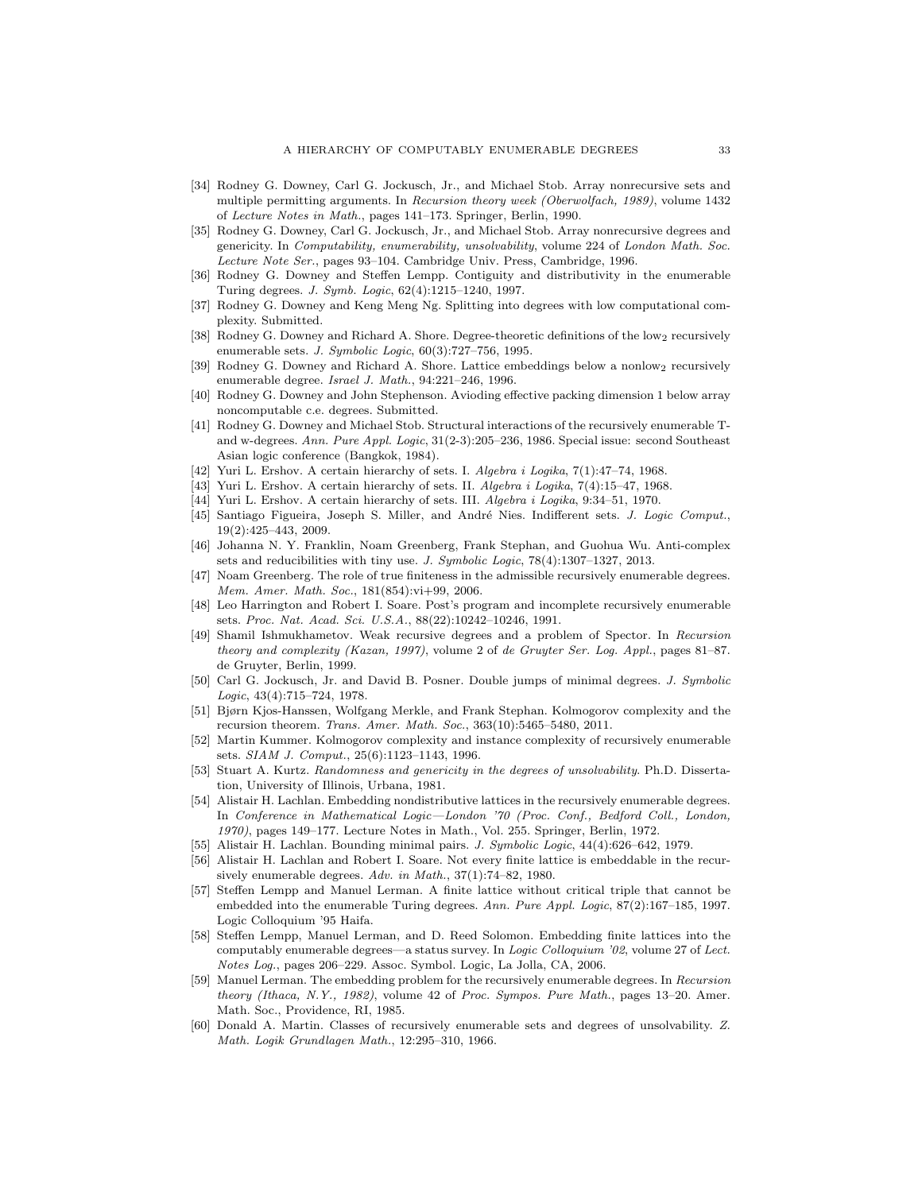[34] Rodney G. Downey, Carl G. Jockusch, Jr., and Michael Stob. Array nonrecursive sets and multiple permitting arguments. In *Recursion theory week (Oberwolfach, 1989)*, volume 1432 of *Lecture Notes in Math.*, pages 141–173. Springer, Berlin, 1990.

[35] Rodney G. Downey, Carl G. Jockusch, Jr., and Michael Stob. Array nonrecursive degrees and genericity. In *Computability, enumerability, unsolvability*, volume 224 of *London Math. Soc. Lecture Note Ser.*, pages 93–104. Cambridge Univ. Press, Cambridge, 1996.

[36] Rodney G. Downey and Steffen Lempp. Contiguity and distributivity in the enumerable Turing degrees. *J. Symb. Logic*, 62(4):1215–1240, 1997.

[37] Rodney G. Downey and Keng Meng Ng. Splitting into degrees with low computational complexity. Submitted.

[38] Rodney G. Downey and Richard A. Shore. Degree-theoretic definitions of the low$_2$ recursively enumerable sets. *J. Symbolic Logic*, 60(3):727–756, 1995.

[39] Rodney G. Downey and Richard A. Shore. Lattice embeddings below a nonlow$_2$ recursively enumerable degree. *Israel J. Math.*, 94:221–246, 1996.

[40] Rodney G. Downey and John Stephenson. Avioding effective packing dimension 1 below array noncomputable c.e. degrees. Submitted.

[41] Rodney G. Downey and Michael Stob. Structural interactions of the recursively enumerable T- and w-degrees. *Ann. Pure Appl. Logic*, 31(2-3):205–236, 1986. Special issue: second Southeast Asian logic conference (Bangkok, 1984).

[42] Yuri L. Ershov. A certain hierarchy of sets. I. *Algebra i Logika*, 7(1):47–74, 1968.

[43] Yuri L. Ershov. A certain hierarchy of sets. II. *Algebra i Logika*, 7(4):15–47, 1968.

[44] Yuri L. Ershov. A certain hierarchy of sets. III. *Algebra i Logika*, 9:34–51, 1970.

[45] Santiago Figueira, Joseph S. Miller, and André Nies. Indifferent sets. *J. Logic Comput.*, 19(2):425–443, 2009.

[46] Johanna N. Y. Franklin, Noam Greenberg, Frank Stephan, and Guohua Wu. Anti-complex sets and reducibilities with tiny use. *J. Symbolic Logic*, 78(4):1307–1327, 2013.

[47] Noam Greenberg. The role of true finiteness in the admissible recursively enumerable degrees. *Mem. Amer. Math. Soc.*, 181(854):vi+99, 2006.

[48] Leo Harrington and Robert I. Soare. Post's program and incomplete recursively enumerable sets. *Proc. Nat. Acad. Sci. U.S.A.*, 88(22):10242–10246, 1991.

[49] Shamil Ishmukhametov. Weak recursive degrees and a problem of Spector. In *Recursion theory and complexity (Kazan, 1997)*, volume 2 of *de Gruyter Ser. Log. Appl.*, pages 81–87. de Gruyter, Berlin, 1999.

[50] Carl G. Jockusch, Jr. and David B. Posner. Double jumps of minimal degrees. *J. Symbolic Logic*, 43(4):715–724, 1978.

[51] Bjørn Kjos-Hanssen, Wolfgang Merkle, and Frank Stephan. Kolmogorov complexity and the recursion theorem. *Trans. Amer. Math. Soc.*, 363(10):5465–5480, 2011.

[52] Martin Kummer. Kolmogorov complexity and instance complexity of recursively enumerable sets. *SIAM J. Comput.*, 25(6):1123–1143, 1996.

[53] Stuart A. Kurtz. *Randomness and genericity in the degrees of unsolvability*. Ph.D. Dissertation, University of Illinois, Urbana, 1981.

[54] Alistair H. Lachlan. Embedding nondistributive lattices in the recursively enumerable degrees. In *Conference in Mathematical Logic—London '70 (Proc. Conf., Bedford Coll., London, 1970)*, pages 149–177. Lecture Notes in Math., Vol. 255. Springer, Berlin, 1972.

[55] Alistair H. Lachlan. Bounding minimal pairs. *J. Symbolic Logic*, 44(4):626–642, 1979.

[56] Alistair H. Lachlan and Robert I. Soare. Not every finite lattice is embeddable in the recursively enumerable degrees. *Adv. in Math.*, 37(1):74–82, 1980.

[57] Steffen Lempp and Manuel Lerman. A finite lattice without critical triple that cannot be embedded into the enumerable Turing degrees. *Ann. Pure Appl. Logic*, 87(2):167–185, 1997. Logic Colloquium '95 Haifa.

[58] Steffen Lempp, Manuel Lerman, and D. Reed Solomon. Embedding finite lattices into the computably enumerable degrees—a status survey. In *Logic Colloquium '02*, volume 27 of *Lect. Notes Log.*, pages 206–229. Assoc. Symbol. Logic, La Jolla, CA, 2006.

[59] Manuel Lerman. The embedding problem for the recursively enumerable degrees. In *Recursion theory (Ithaca, N.Y., 1982)*, volume 42 of *Proc. Sympos. Pure Math.*, pages 13–20. Amer. Math. Soc., Providence, RI, 1985.

[60] Donald A. Martin. Classes of recursively enumerable sets and degrees of unsolvability. *Z. Math. Logik Grundlagen Math.*, 12:295–310, 1966.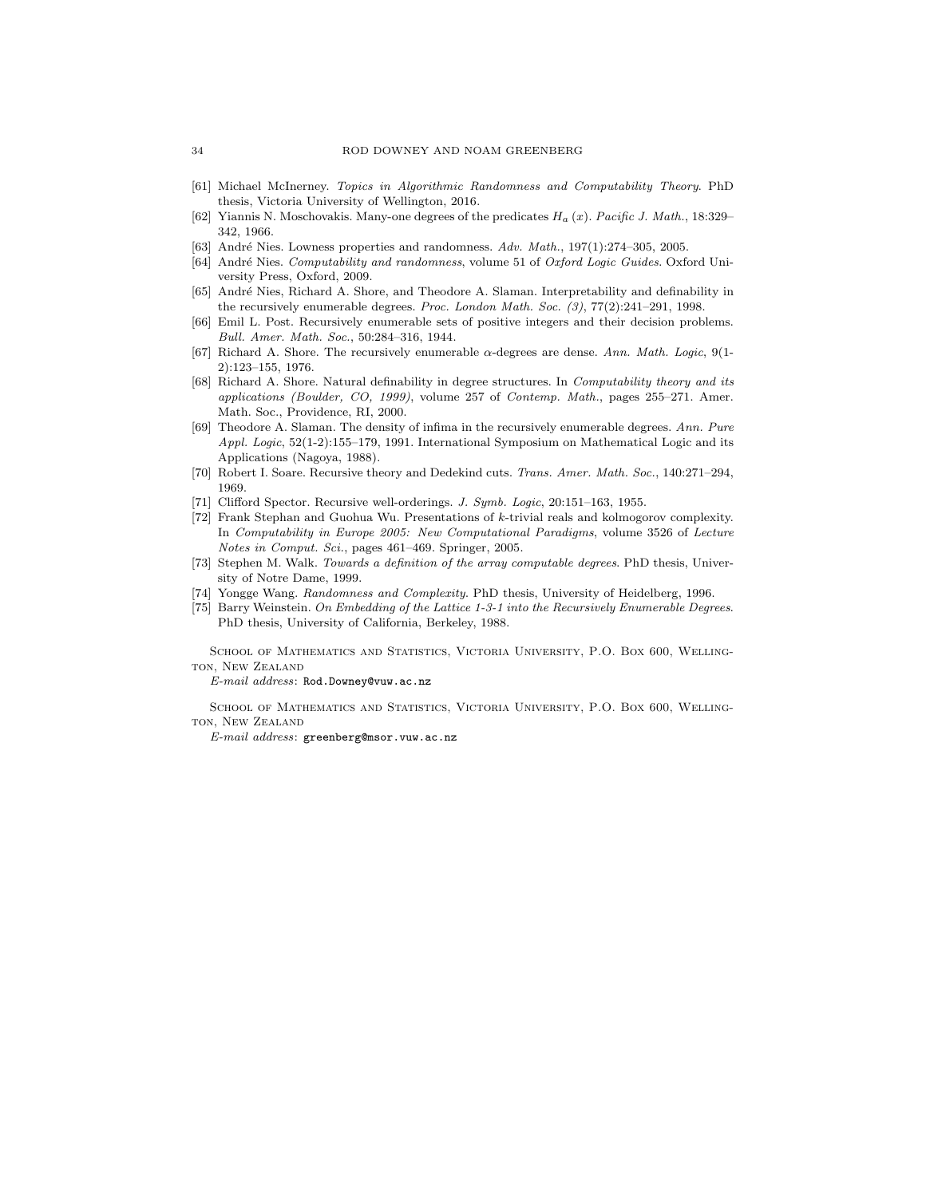[61] Michael McInerney. *Topics in Algorithmic Randomness and Computability Theory*. PhD thesis, Victoria University of Wellington, 2016.

[62] Yiannis N. Moschovakis. Many-one degrees of the predicates $H_a(x)$. *Pacific J. Math.*, 18:329–342, 1966.

[63] André Nies. Lowness properties and randomness. *Adv. Math.*, 197(1):274–305, 2005.

[64] André Nies. *Computability and randomness*, volume 51 of *Oxford Logic Guides*. Oxford University Press, Oxford, 2009.

[65] André Nies, Richard A. Shore, and Theodore A. Slaman. Interpretability and definability in the recursively enumerable degrees. *Proc. London Math. Soc. (3)*, 77(2):241–291, 1998.

[66] Emil L. Post. Recursively enumerable sets of positive integers and their decision problems. *Bull. Amer. Math. Soc.*, 50:284–316, 1944.

[67] Richard A. Shore. The recursively enumerable $\alpha$-degrees are dense. *Ann. Math. Logic*, 9(1-2):123–155, 1976.

[68] Richard A. Shore. Natural definability in degree structures. In *Computability theory and its applications (Boulder, CO, 1999)*, volume 257 of *Contemp. Math.*, pages 255–271. Amer. Math. Soc., Providence, RI, 2000.

[69] Theodore A. Slaman. The density of infima in the recursively enumerable degrees. *Ann. Pure Appl. Logic*, 52(1-2):155–179, 1991. International Symposium on Mathematical Logic and its Applications (Nagoya, 1988).

[70] Robert I. Soare. Recursive theory and Dedekind cuts. *Trans. Amer. Math. Soc.*, 140:271–294, 1969.

[71] Clifford Spector. Recursive well-orderings. *J. Symb. Logic*, 20:151–163, 1955.

[72] Frank Stephan and Guohua Wu. Presentations of $k$-trivial reals and kolmogorov complexity. In *Computability in Europe 2005: New Computational Paradigms*, volume 3526 of *Lecture Notes in Comput. Sci.*, pages 461–469. Springer, 2005.

[73] Stephen M. Walk. *Towards a definition of the array computable degrees*. PhD thesis, University of Notre Dame, 1999.

[74] Yongge Wang. *Randomness and Complexity*. PhD thesis, University of Heidelberg, 1996.

[75] Barry Weinstein. *On Embedding of the Lattice 1-3-1 into the Recursively Enumerable Degrees*. PhD thesis, University of California, Berkeley, 1988.

School of Mathematics and Statistics, Victoria University, P.O. Box 600, Wellington, New Zealand

*E-mail address*: `Rod.Downey@vuw.ac.nz`

School of Mathematics and Statistics, Victoria University, P.O. Box 600, Wellington, New Zealand

*E-mail address*: `greenberg@msor.vuw.ac.nz`